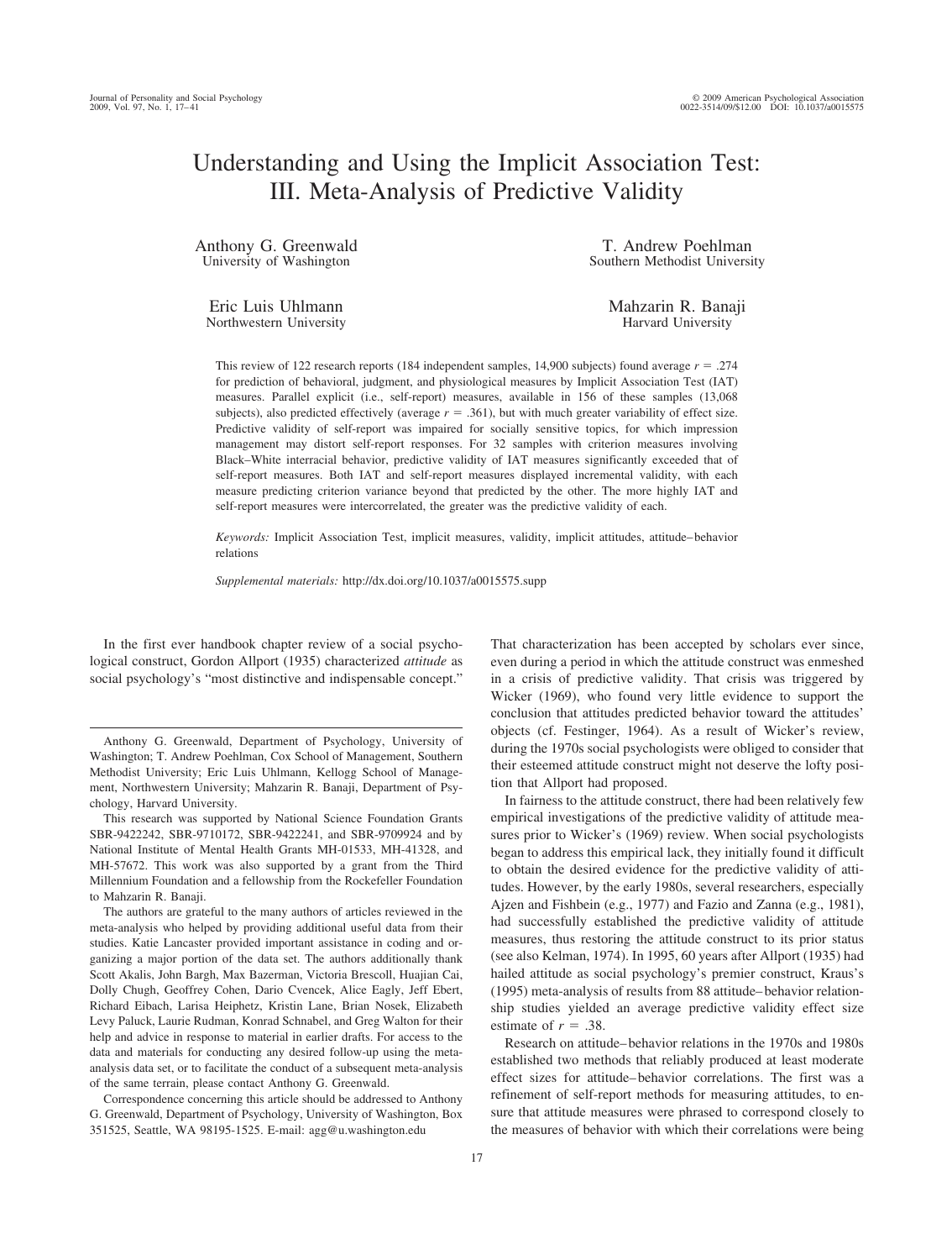# Understanding and Using the Implicit Association Test: III. Meta-Analysis of Predictive Validity

Anthony G. Greenwald
University of Washington

T. Andrew Poehlman
Southern Methodist University

Eric Luis Uhlmann
Northwestern University

Mahzarin R. Banaji
Harvard University

This review of 122 research reports (184 independent samples, 14,900 subjects) found average $r = .274$ for prediction of behavioral, judgment, and physiological measures by Implicit Association Test (IAT) measures. Parallel explicit (i.e., self-report) measures, available in 156 of these samples (13,068 subjects), also predicted effectively (average $r = .361$), but with much greater variability of effect size. Predictive validity of self-report was impaired for socially sensitive topics, for which impression management may distort self-report responses. For 32 samples with criterion measures involving Black–White interracial behavior, predictive validity of IAT measures significantly exceeded that of self-report measures. Both IAT and self-report measures displayed incremental validity, with each measure predicting criterion variance beyond that predicted by the other. The more highly IAT and self-report measures were intercorrelated, the greater was the predictive validity of each.

*Keywords:* Implicit Association Test, implicit measures, validity, implicit attitudes, attitude–behavior relations

*Supplemental materials:* http://dx.doi.org/10.1037/a0015575.supp

In the first ever handbook chapter review of a social psychological construct, Gordon Allport (1935) characterized *attitude* as social psychology's "most distinctive and indispensable concept." That characterization has been accepted by scholars ever since, even during a period in which the attitude construct was enmeshed in a crisis of predictive validity. That crisis was triggered by Wicker (1969), who found very little evidence to support the conclusion that attitudes predicted behavior toward the attitudes' objects (cf. Festinger, 1964). As a result of Wicker's review, during the 1970s social psychologists were obliged to consider that their esteemed attitude construct might not deserve the lofty position that Allport had proposed.

In fairness to the attitude construct, there had been relatively few empirical investigations of the predictive validity of attitude measures prior to Wicker's (1969) review. When social psychologists began to address this empirical lack, they initially found it difficult to obtain the desired evidence for the predictive validity of attitudes. However, by the early 1980s, several researchers, especially Ajzen and Fishbein (e.g., 1977) and Fazio and Zanna (e.g., 1981), had successfully established the predictive validity of attitude measures, thus restoring the attitude construct to its prior status (see also Kelman, 1974). In 1995, 60 years after Allport (1935) had hailed attitude as social psychology's premier construct, Kraus's (1995) meta-analysis of results from 88 attitude–behavior relationship studies yielded an average predictive validity effect size estimate of $r = .38$.

Research on attitude–behavior relations in the 1970s and 1980s established two methods that reliably produced at least moderate effect sizes for attitude–behavior correlations. The first was a refinement of self-report methods for measuring attitudes, to ensure that attitude measures were phrased to correspond closely to the measures of behavior with which their correlations were being

---

Anthony G. Greenwald, Department of Psychology, University of Washington; T. Andrew Poehlman, Cox School of Management, Southern Methodist University; Eric Luis Uhlmann, Kellogg School of Management, Northwestern University; Mahzarin R. Banaji, Department of Psychology, Harvard University.

This research was supported by National Science Foundation Grants SBR-9422242, SBR-9710172, SBR-9422241, and SBR-9709924 and by National Institute of Mental Health Grants MH-01533, MH-41328, and MH-57672. This work was also supported by a grant from the Third Millennium Foundation and a fellowship from the Rockefeller Foundation to Mahzarin R. Banaji.

The authors are grateful to the many authors of articles reviewed in the meta-analysis who helped by providing additional useful data from their studies. Katie Lancaster provided important assistance in coding and organizing a major portion of the data set. The authors additionally thank Scott Akalis, John Bargh, Max Bazerman, Victoria Brescoll, Huajian Cai, Dolly Chugh, Geoffrey Cohen, Dario Cvencek, Alice Eagly, Jeff Ebert, Richard Eibach, Larisa Heiphetz, Kristin Lane, Brian Nosek, Elizabeth Levy Paluck, Laurie Rudman, Konrad Schnabel, and Greg Walton for their help and advice in response to material in earlier drafts. For access to the data and materials for conducting any desired follow-up using the meta-analysis data set, or to facilitate the conduct of a subsequent meta-analysis of the same terrain, please contact Anthony G. Greenwald.

Correspondence concerning this article should be addressed to Anthony G. Greenwald, Department of Psychology, University of Washington, Box 351525, Seattle, WA 98195-1525. E-mail: agg@u.washington.edu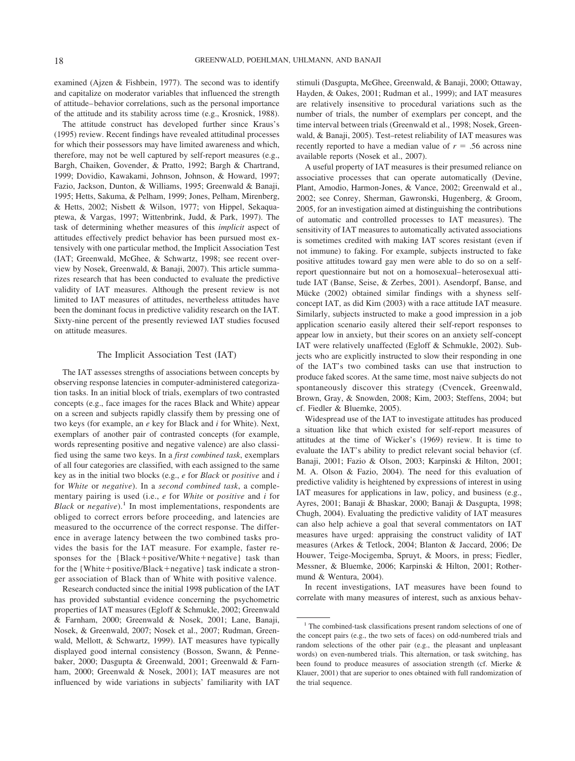examined (Ajzen & Fishbein, 1977). The second was to identify and capitalize on moderator variables that influenced the strength of attitude–behavior correlations, such as the personal importance of the attitude and its stability across time (e.g., Krosnick, 1988).

The attitude construct has developed further since Kraus's (1995) review. Recent findings have revealed attitudinal processes for which their possessors may have limited awareness and which, therefore, may not be well captured by self-report measures (e.g., Bargh, Chaiken, Govender, & Pratto, 1992; Bargh & Chartrand, 1999; Dovidio, Kawakami, Johnson, Johnson, & Howard, 1997; Fazio, Jackson, Dunton, & Williams, 1995; Greenwald & Banaji, 1995; Hetts, Sakuma, & Pelham, 1999; Jones, Pelham, Mirenberg, & Hetts, 2002; Nisbett & Wilson, 1977; von Hippel, Sekaquaptewa, & Vargas, 1997; Wittenbrink, Judd, & Park, 1997). The task of determining whether measures of this *implicit* aspect of attitudes effectively predict behavior has been pursued most extensively with one particular method, the Implicit Association Test (IAT; Greenwald, McGhee, & Schwartz, 1998; see recent overview by Nosek, Greenwald, & Banaji, 2007). This article summarizes research that has been conducted to evaluate the predictive validity of IAT measures. Although the present review is not limited to IAT measures of attitudes, nevertheless attitudes have been the dominant focus in predictive validity research on the IAT. Sixty-nine percent of the presently reviewed IAT studies focused on attitude measures.

## The Implicit Association Test (IAT)

The IAT assesses strengths of associations between concepts by observing response latencies in computer-administered categorization tasks. In an initial block of trials, exemplars of two contrasted concepts (e.g., face images for the races Black and White) appear on a screen and subjects rapidly classify them by pressing one of two keys (for example, an *e* key for Black and *i* for White). Next, exemplars of another pair of contrasted concepts (for example, words representing positive and negative valence) are also classified using the same two keys. In a *first combined task*, exemplars of all four categories are classified, with each assigned to the same key as in the initial two blocks (e.g., *e* for *Black* or *positive* and *i* for *White* or *negative*). In a *second combined task*, a complementary pairing is used (i.e., *e* for *White* or *positive* and *i* for *Black* or *negative*).[1] In most implementations, respondents are obliged to correct errors before proceeding, and latencies are measured to the occurrence of the correct response. The difference in average latency between the two combined tasks provides the basis for the IAT measure. For example, faster responses for the {Black+positive/White+negative} task than for the {White+positive/Black+negative} task indicate a stronger association of Black than of White with positive valence.

Research conducted since the initial 1998 publication of the IAT has provided substantial evidence concerning the psychometric properties of IAT measures (Egloff & Schmukle, 2002; Greenwald & Farnham, 2000; Greenwald & Nosek, 2001; Lane, Banaji, Nosek, & Greenwald, 2007; Nosek et al., 2007; Rudman, Greenwald, Mellott, & Schwartz, 1999). IAT measures have typically displayed good internal consistency (Bosson, Swann, & Pennebaker, 2000; Dasgupta & Greenwald, 2001; Greenwald & Farnham, 2000; Greenwald & Nosek, 2001); IAT measures are not influenced by wide variations in subjects' familiarity with IAT stimuli (Dasgupta, McGhee, Greenwald, & Banaji, 2000; Ottaway, Hayden, & Oakes, 2001; Rudman et al., 1999); and IAT measures are relatively insensitive to procedural variations such as the number of trials, the number of exemplars per concept, and the time interval between trials (Greenwald et al., 1998; Nosek, Greenwald, & Banaji, 2005). Test–retest reliability of IAT measures was recently reported to have a median value of $r = .56$ across nine available reports (Nosek et al., 2007).

A useful property of IAT measures is their presumed reliance on associative processes that can operate automatically (Devine, Plant, Amodio, Harmon-Jones, & Vance, 2002; Greenwald et al., 2002; see Conrey, Sherman, Gawronski, Hugenberg, & Groom, 2005, for an investigation aimed at distinguishing the contributions of automatic and controlled processes to IAT measures). The sensitivity of IAT measures to automatically activated associations is sometimes credited with making IAT scores resistant (even if not immune) to faking. For example, subjects instructed to fake positive attitudes toward gay men were able to do so on a self-report questionnaire but not on a homosexual–heterosexual attitude IAT (Banse, Seise, & Zerbes, 2001). Asendorpf, Banse, and Mücke (2002) obtained similar findings with a shyness self-concept IAT, as did Kim (2003) with a race attitude IAT measure. Similarly, subjects instructed to make a good impression in a job application scenario easily altered their self-report responses to appear low in anxiety, but their scores on an anxiety self-concept IAT were relatively unaffected (Egloff & Schmukle, 2002). Subjects who are explicitly instructed to slow their responding in one of the IAT's two combined tasks can use that instruction to produce faked scores. At the same time, most naive subjects do not spontaneously discover this strategy (Cvencek, Greenwald, Brown, Gray, & Snowden, 2008; Kim, 2003; Steffens, 2004; but cf. Fiedler & Bluemke, 2005).

Widespread use of the IAT to investigate attitudes has produced a situation like that which existed for self-report measures of attitudes at the time of Wicker's (1969) review. It is time to evaluate the IAT's ability to predict relevant social behavior (cf. Banaji, 2001; Fazio & Olson, 2003; Karpinski & Hilton, 2001; M. A. Olson & Fazio, 2004). The need for this evaluation of predictive validity is heightened by expressions of interest in using IAT measures for applications in law, policy, and business (e.g., Ayres, 2001; Banaji & Bhaskar, 2000; Banaji & Dasgupta, 1998; Chugh, 2004). Evaluating the predictive validity of IAT measures can also help achieve a goal that several commentators on IAT measures have urged: appraising the construct validity of IAT measures (Arkes & Tetlock, 2004; Blanton & Jaccard, 2006; De Houwer, Teige-Mocigemba, Spruyt, & Moors, in press; Fiedler, Messner, & Bluemke, 2006; Karpinski & Hilton, 2001; Rothermund & Wentura, 2004).

In recent investigations, IAT measures have been found to correlate with many measures of interest, such as anxious behav-

[1] The combined-task classifications present random selections of one of the concept pairs (e.g., the two sets of faces) on odd-numbered trials and random selections of the other pair (e.g., the pleasant and unpleasant words) on even-numbered trials. This alternation, or task switching, has been found to produce measures of association strength (cf. Mierke & Klauer, 2001) that are superior to ones obtained with full randomization of the trial sequence.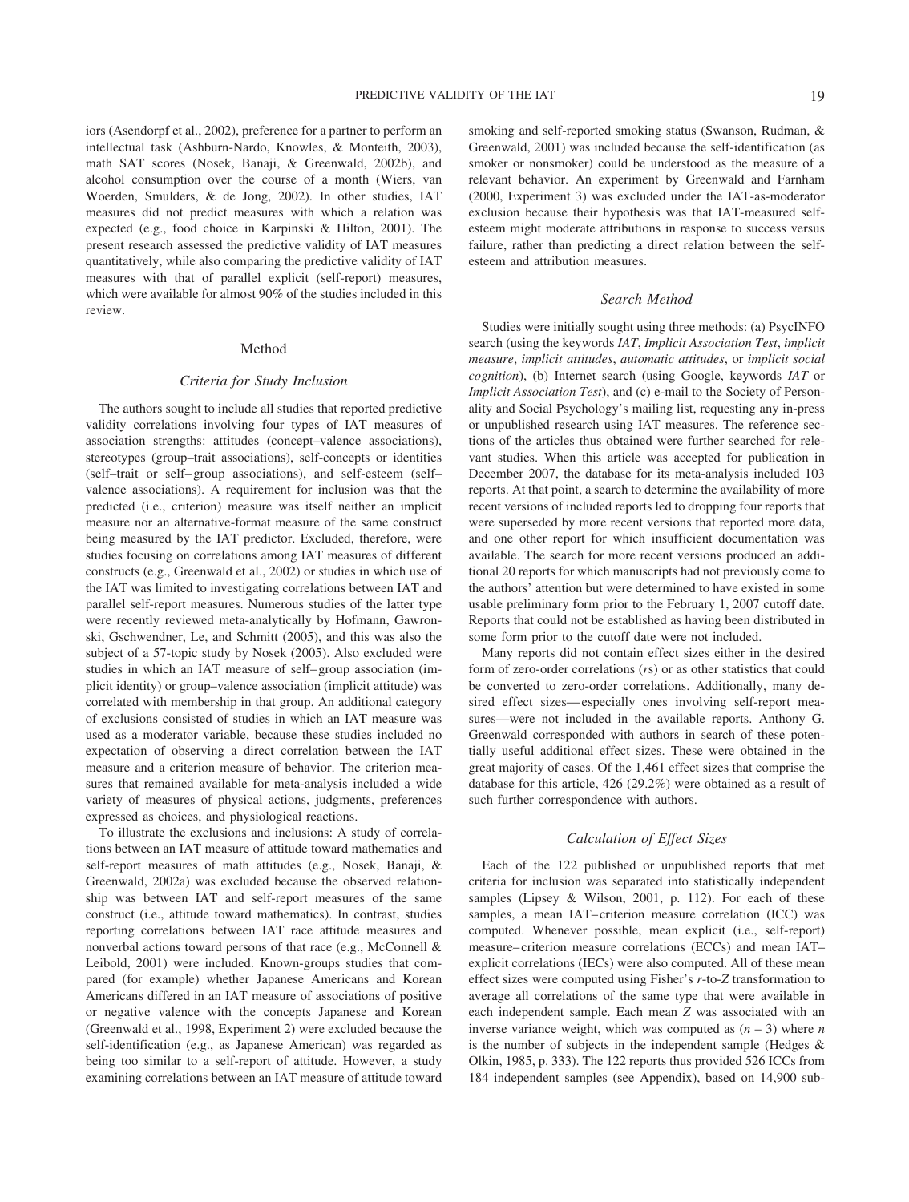iors (Asendorpf et al., 2002), preference for a partner to perform an intellectual task (Ashburn-Nardo, Knowles, & Monteith, 2003), math SAT scores (Nosek, Banaji, & Greenwald, 2002b), and alcohol consumption over the course of a month (Wiers, van Woerden, Smulders, & de Jong, 2002). In other studies, IAT measures did not predict measures with which a relation was expected (e.g., food choice in Karpinski & Hilton, 2001). The present research assessed the predictive validity of IAT measures quantitatively, while also comparing the predictive validity of IAT measures with that of parallel explicit (self-report) measures, which were available for almost 90% of the studies included in this review.

## Method

### Criteria for Study Inclusion

The authors sought to include all studies that reported predictive validity correlations involving four types of IAT measures of association strengths: attitudes (concept–valence associations), stereotypes (group–trait associations), self-concepts or identities (self–trait or self–group associations), and self-esteem (self–valence associations). A requirement for inclusion was that the predicted (i.e., criterion) measure was itself neither an implicit measure nor an alternative-format measure of the same construct being measured by the IAT predictor. Excluded, therefore, were studies focusing on correlations among IAT measures of different constructs (e.g., Greenwald et al., 2002) or studies in which use of the IAT was limited to investigating correlations between IAT and parallel self-report measures. Numerous studies of the latter type were recently reviewed meta-analytically by Hofmann, Gawronski, Gschwendner, Le, and Schmitt (2005), and this was also the subject of a 57-topic study by Nosek (2005). Also excluded were studies in which an IAT measure of self–group association (implicit identity) or group–valence association (implicit attitude) was correlated with membership in that group. An additional category of exclusions consisted of studies in which an IAT measure was used as a moderator variable, because these studies included no expectation of observing a direct correlation between the IAT measure and a criterion measure of behavior. The criterion measures that remained available for meta-analysis included a wide variety of measures of physical actions, judgments, preferences expressed as choices, and physiological reactions.

To illustrate the exclusions and inclusions: A study of correlations between an IAT measure of attitude toward mathematics and self-report measures of math attitudes (e.g., Nosek, Banaji, & Greenwald, 2002a) was excluded because the observed relationship was between IAT and self-report measures of the same construct (i.e., attitude toward mathematics). In contrast, studies reporting correlations between IAT race attitude measures and nonverbal actions toward persons of that race (e.g., McConnell & Leibold, 2001) were included. Known-groups studies that compared (for example) whether Japanese Americans and Korean Americans differed in an IAT measure of associations of positive or negative valence with the concepts Japanese and Korean (Greenwald et al., 1998, Experiment 2) were excluded because the self-identification (e.g., as Japanese American) was regarded as being too similar to a self-report of attitude. However, a study examining correlations between an IAT measure of attitude toward smoking and self-reported smoking status (Swanson, Rudman, & Greenwald, 2001) was included because the self-identification (as smoker or nonsmoker) could be understood as the measure of a relevant behavior. An experiment by Greenwald and Farnham (2000, Experiment 3) was excluded under the IAT-as-moderator exclusion because their hypothesis was that IAT-measured self-esteem might moderate attributions in response to success versus failure, rather than predicting a direct relation between the self-esteem and attribution measures.

### Search Method

Studies were initially sought using three methods: (a) PsycINFO search (using the keywords *IAT*, *Implicit Association Test*, *implicit measure*, *implicit attitudes*, *automatic attitudes*, or *implicit social cognition*), (b) Internet search (using Google, keywords *IAT* or *Implicit Association Test*), and (c) e-mail to the Society of Personality and Social Psychology's mailing list, requesting any in-press or unpublished research using IAT measures. The reference sections of the articles thus obtained were further searched for relevant studies. When this article was accepted for publication in December 2007, the database for its meta-analysis included 103 reports. At that point, a search to determine the availability of more recent versions of included reports led to dropping four reports that were superseded by more recent versions that reported more data, and one other report for which insufficient documentation was available. The search for more recent versions produced an additional 20 reports for which manuscripts had not previously come to the authors' attention but were determined to have existed in some usable preliminary form prior to the February 1, 2007 cutoff date. Reports that could not be established as having been distributed in some form prior to the cutoff date were not included.

Many reports did not contain effect sizes either in the desired form of zero-order correlations (*r*s) or as other statistics that could be converted to zero-order correlations. Additionally, many desired effect sizes—especially ones involving self-report measures—were not included in the available reports. Anthony G. Greenwald corresponded with authors in search of these potentially useful additional effect sizes. These were obtained in the great majority of cases. Of the 1,461 effect sizes that comprise the database for this article, 426 (29.2%) were obtained as a result of such further correspondence with authors.

### Calculation of Effect Sizes

Each of the 122 published or unpublished reports that met criteria for inclusion was separated into statistically independent samples (Lipsey & Wilson, 2001, p. 112). For each of these samples, a mean IAT–criterion measure correlation (ICC) was computed. Whenever possible, mean explicit (i.e., self-report) measure–criterion measure correlations (ECCs) and mean IAT–explicit correlations (IECs) were also computed. All of these mean effect sizes were computed using Fisher's *r*-to-*Z* transformation to average all correlations of the same type that were available in each independent sample. Each mean *Z* was associated with an inverse variance weight, which was computed as $(n - 3)$ where $n$ is the number of subjects in the independent sample (Hedges & Olkin, 1985, p. 333). The 122 reports thus provided 526 ICCs from 184 independent samples (see Appendix), based on 14,900 sub-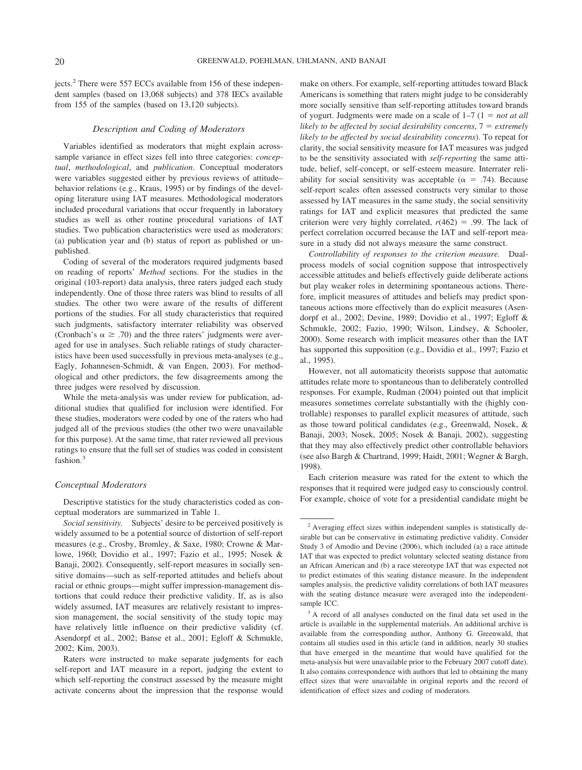jects.[2] There were 557 ECCs available from 156 of these independent samples (based on 13,068 subjects) and 378 IECs available from 155 of the samples (based on 13,120 subjects).

### *Description and Coding of Moderators*

Variables identified as moderators that might explain across-sample variance in effect sizes fell into three categories: *conceptual*, *methodological*, and *publication*. Conceptual moderators were variables suggested either by previous reviews of attitude–behavior relations (e.g., Kraus, 1995) or by findings of the developing literature using IAT measures. Methodological moderators included procedural variations that occur frequently in laboratory studies as well as other routine procedural variations of IAT studies. Two publication characteristics were used as moderators: (a) publication year and (b) status of report as published or unpublished.

Coding of several of the moderators required judgments based on reading of reports' *Method* sections. For the studies in the original (103-report) data analysis, three raters judged each study independently. One of those three raters was blind to results of all studies. The other two were aware of the results of different portions of the studies. For all study characteristics that required such judgments, satisfactory interrater reliability was observed (Cronbach's $\alpha \geq .70$) and the three raters' judgments were averaged for use in analyses. Such reliable ratings of study characteristics have been used successfully in previous meta-analyses (e.g., Eagly, Johannesen-Schmidt, & van Engen, 2003). For methodological and other predictors, the few disagreements among the three judges were resolved by discussion.

While the meta-analysis was under review for publication, additional studies that qualified for inclusion were identified. For these studies, moderators were coded by one of the raters who had judged all of the previous studies (the other two were unavailable for this purpose). At the same time, that rater reviewed all previous ratings to ensure that the full set of studies was coded in consistent fashion.[3]

### *Conceptual Moderators*

Descriptive statistics for the study characteristics coded as conceptual moderators are summarized in Table 1.

*Social sensitivity.* Subjects' desire to be perceived positively is widely assumed to be a potential source of distortion of self-report measures (e.g., Crosby, Bromley, & Saxe, 1980; Crowne & Marlowe, 1960; Dovidio et al., 1997; Fazio et al., 1995; Nosek & Banaji, 2002). Consequently, self-report measures in socially sensitive domains—such as self-reported attitudes and beliefs about racial or ethnic groups—might suffer impression-management distortions that could reduce their predictive validity. If, as is also widely assumed, IAT measures are relatively resistant to impression management, the social sensitivity of the study topic may have relatively little influence on their predictive validity (cf. Asendorpf et al., 2002; Banse et al., 2001; Egloff & Schmukle, 2002; Kim, 2003).

Raters were instructed to make separate judgments for each self-report and IAT measure in a report, judging the extent to which self-reporting the construct assessed by the measure might activate concerns about the impression that the response would make on others. For example, self-reporting attitudes toward Black Americans is something that raters might judge to be considerably more socially sensitive than self-reporting attitudes toward brands of yogurt. Judgments were made on a scale of 1–7 (1 = *not at all likely to be affected by social desirability concerns*, 7 = *extremely likely to be affected by social desirability concerns*). To repeat for clarity, the social sensitivity measure for IAT measures was judged to be the sensitivity associated with *self-reporting* the same attitude, belief, self-concept, or self-esteem measure. Interrater reliability for social sensitivity was acceptable ($\alpha = .74$). Because self-report scales often assessed constructs very similar to those assessed by IAT measures in the same study, the social sensitivity ratings for IAT and explicit measures that predicted the same criterion were very highly correlated, $r(462) = .99$. The lack of perfect correlation occurred because the IAT and self-report measure in a study did not always measure the same construct.

*Controllability of responses to the criterion measure.* Dual-process models of social cognition suppose that introspectively accessible attitudes and beliefs effectively guide deliberate actions but play weaker roles in determining spontaneous actions. Therefore, implicit measures of attitudes and beliefs may predict spontaneous actions more effectively than do explicit measures (Asendorpf et al., 2002; Devine, 1989; Dovidio et al., 1997; Egloff & Schmukle, 2002; Fazio, 1990; Wilson, Lindsey, & Schooler, 2000). Some research with implicit measures other than the IAT has supported this supposition (e.g., Dovidio et al., 1997; Fazio et al., 1995).

However, not all automaticity theorists suppose that automatic attitudes relate more to spontaneous than to deliberately controlled responses. For example, Rudman (2004) pointed out that implicit measures sometimes correlate substantially with the (highly controllable) responses to parallel explicit measures of attitude, such as those toward political candidates (e.g., Greenwald, Nosek, & Banaji, 2003; Nosek, 2005; Nosek & Banaji, 2002), suggesting that they may also effectively predict other controllable behaviors (see also Bargh & Chartrand, 1999; Haidt, 2001; Wegner & Bargh, 1998).

Each criterion measure was rated for the extent to which the responses that it required were judged easy to consciously control. For example, choice of vote for a presidential candidate might be

---

[2] Averaging effect sizes within independent samples is statistically desirable but can be conservative in estimating predictive validity. Consider Study 3 of Amodio and Devine (2006), which included (a) a race attitude IAT that was expected to predict voluntary selected seating distance from an African American and (b) a race stereotype IAT that was expected not to predict estimates of this seating distance measure. In the independent samples analysis, the predictive validity correlations of both IAT measures with the seating distance measure were averaged into the independent-sample ICC.

[3] A record of all analyses conducted on the final data set used in the article is available in the supplemental materials. An additional archive is available from the corresponding author, Anthony G. Greenwald, that contains all studies used in this article (and in addition, nearly 30 studies that have emerged in the meantime that would have qualified for the meta-analysis but were unavailable prior to the February 2007 cutoff date). It also contains correspondence with authors that led to obtaining the many effect sizes that were unavailable in original reports and the record of identification of effect sizes and coding of moderators.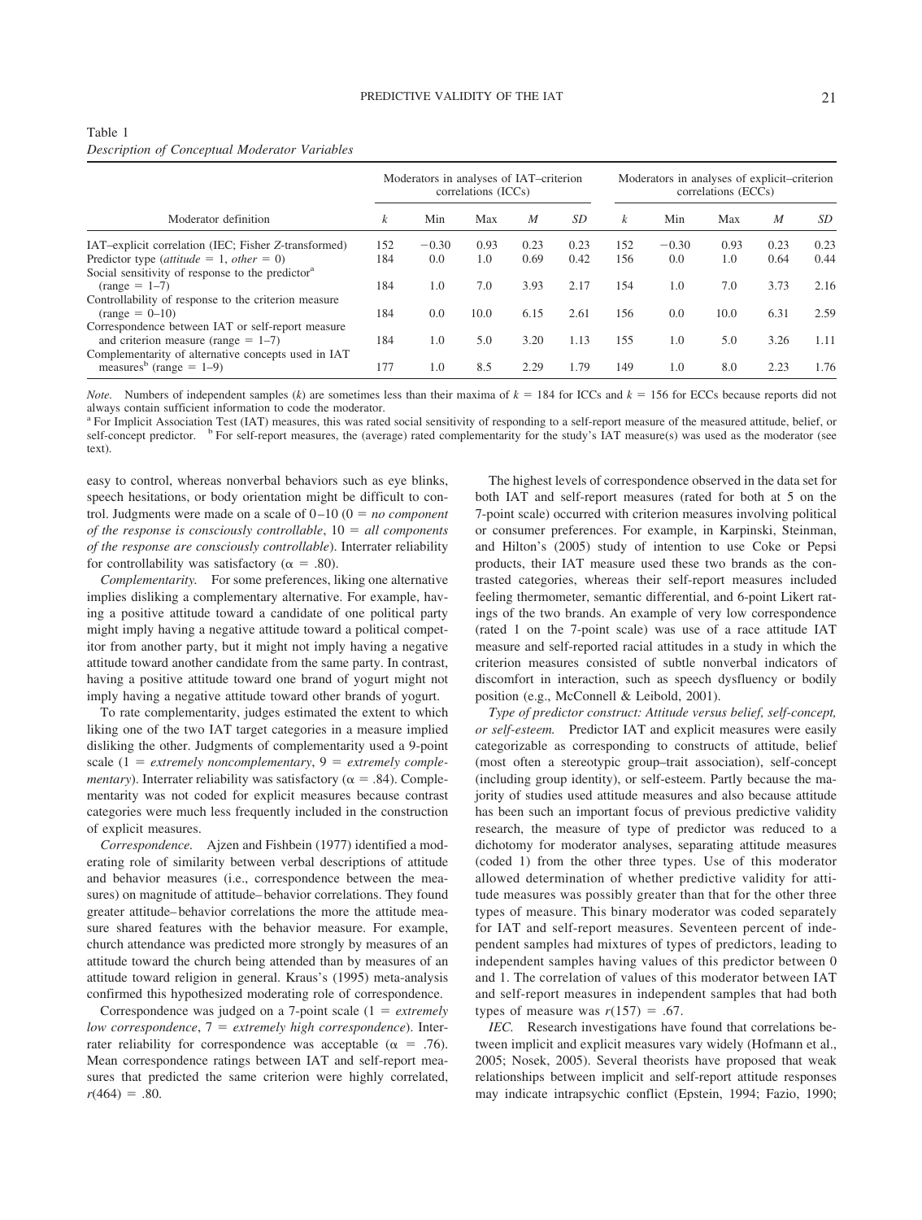Table 1
*Description of Conceptual Moderator Variables*

| Moderator definition | Moderators in analyses of IAT–criterion correlations (ICCs) | | | | | Moderators in analyses of explicit–criterion correlations (ECCs) | | | | |
|---|---|---|---|---|---|---|---|---|---|---|
| | *k* | Min | Max | *M* | *SD* | *k* | Min | Max | *M* | *SD* |
| IAT–explicit correlation (IEC; Fisher Z-transformed) | 152 | −0.30 | 0.93 | 0.23 | 0.23 | 152 | −0.30 | 0.93 | 0.23 | 0.23 |
| Predictor type (*attitude* = 1, *other* = 0) | 184 | 0.0 | 1.0 | 0.69 | 0.42 | 156 | 0.0 | 1.0 | 0.64 | 0.44 |
| Social sensitivity of response to the predictor[a] (range = 1–7) | 184 | 1.0 | 7.0 | 3.93 | 2.17 | 154 | 1.0 | 7.0 | 3.73 | 2.16 |
| Controllability of response to the criterion measure (range = 0–10) | 184 | 0.0 | 10.0 | 6.15 | 2.61 | 156 | 0.0 | 10.0 | 6.31 | 2.59 |
| Correspondence between IAT or self-report measure and criterion measure (range = 1–7) | 184 | 1.0 | 5.0 | 3.20 | 1.13 | 155 | 1.0 | 5.0 | 3.26 | 1.11 |
| Complementarity of alternative concepts used in IAT measures[b] (range = 1–9) | 177 | 1.0 | 8.5 | 2.29 | 1.79 | 149 | 1.0 | 8.0 | 2.23 | 1.76 |

*Note.* Numbers of independent samples (*k*) are sometimes less than their maxima of *k* = 184 for ICCs and *k* = 156 for ECCs because reports did not always contain sufficient information to code the moderator.
[a] For Implicit Association Test (IAT) measures, this was rated social sensitivity of responding to a self-report measure of the measured attitude, belief, or self-concept predictor. [b] For self-report measures, the (average) rated complementarity for the study's IAT measure(s) was used as the moderator (see text).

easy to control, whereas nonverbal behaviors such as eye blinks, speech hesitations, or body orientation might be difficult to control. Judgments were made on a scale of 0–10 (0 = *no component of the response is consciously controllable*, 10 = *all components of the response are consciously controllable*). Interrater reliability for controllability was satisfactory ($\alpha = .80$).

*Complementarity.* For some preferences, liking one alternative implies disliking a complementary alternative. For example, having a positive attitude toward a candidate of one political party might imply having a negative attitude toward a political competitor from another party, but it might not imply having a negative attitude toward another candidate from the same party. In contrast, having a positive attitude toward one brand of yogurt might not imply having a negative attitude toward other brands of yogurt.

To rate complementarity, judges estimated the extent to which liking one of the two IAT target categories in a measure implied disliking the other. Judgments of complementarity used a 9-point scale (1 = *extremely noncomplementary*, 9 = *extremely complementary*). Interrater reliability was satisfactory ($\alpha = .84$). Complementarity was not coded for explicit measures because contrast categories were much less frequently included in the construction of explicit measures.

*Correspondence.* Ajzen and Fishbein (1977) identified a moderating role of similarity between verbal descriptions of attitude and behavior measures (i.e., correspondence between the measures) on magnitude of attitude–behavior correlations. They found greater attitude–behavior correlations the more the attitude measure shared features with the behavior measure. For example, church attendance was predicted more strongly by measures of an attitude toward the church being attended than by measures of an attitude toward religion in general. Kraus's (1995) meta-analysis confirmed this hypothesized moderating role of correspondence.

Correspondence was judged on a 7-point scale (1 = *extremely low correspondence*, 7 = *extremely high correspondence*). Interrater reliability for correspondence was acceptable ($\alpha = .76$). Mean correspondence ratings between IAT and self-report measures that predicted the same criterion were highly correlated, $r(464) = .80$.

The highest levels of correspondence observed in the data set for both IAT and self-report measures (rated for both at 5 on the 7-point scale) occurred with criterion measures involving political or consumer preferences. For example, in Karpinski, Steinman, and Hilton's (2005) study of intention to use Coke or Pepsi products, their IAT measure used these two brands as the contrasted categories, whereas their self-report measures included feeling thermometer, semantic differential, and 6-point Likert ratings of the two brands. An example of very low correspondence (rated 1 on the 7-point scale) was use of a race attitude IAT measure and self-reported racial attitudes in a study in which the criterion measures consisted of subtle nonverbal indicators of discomfort in interaction, such as speech dysfluency or bodily position (e.g., McConnell & Leibold, 2001).

*Type of predictor construct: Attitude versus belief, self-concept, or self-esteem.* Predictor IAT and explicit measures were easily categorizable as corresponding to constructs of attitude, belief (most often a stereotypic group–trait association), self-concept (including group identity), or self-esteem. Partly because the majority of studies used attitude measures and also because attitude has been such an important focus of previous predictive validity research, the measure of type of predictor was reduced to a dichotomy for moderator analyses, separating attitude measures (coded 1) from the other three types. Use of this moderator allowed determination of whether predictive validity for attitude measures was possibly greater than that for the other three types of measure. This binary moderator was coded separately for IAT and self-report measures. Seventeen percent of independent samples had mixtures of types of predictors, leading to independent samples having values of this predictor between 0 and 1. The correlation of values of this moderator between IAT and self-report measures in independent samples that had both types of measure was $r(157) = .67$.

*IEC.* Research investigations have found that correlations between implicit and explicit measures vary widely (Hofmann et al., 2005; Nosek, 2005). Several theorists have proposed that weak relationships between implicit and self-report attitude responses may indicate intrapsychic conflict (Epstein, 1994; Fazio, 1990;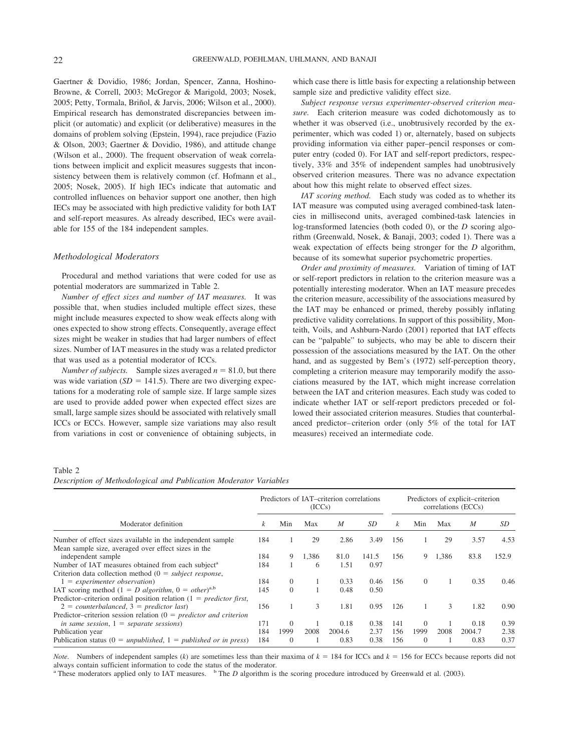Gaertner & Dovidio, 1986; Jordan, Spencer, Zanna, Hoshino-Browne, & Correll, 2003; McGregor & Marigold, 2003; Nosek, 2005; Petty, Tormala, Briñol, & Jarvis, 2006; Wilson et al., 2000). Empirical research has demonstrated discrepancies between implicit (or automatic) and explicit (or deliberative) measures in the domains of problem solving (Epstein, 1994), race prejudice (Fazio & Olson, 2003; Gaertner & Dovidio, 1986), and attitude change (Wilson et al., 2000). The frequent observation of weak correlations between implicit and explicit measures suggests that inconsistency between them is relatively common (cf. Hofmann et al., 2005; Nosek, 2005). If high IECs indicate that automatic and controlled influences on behavior support one another, then high IECs may be associated with high predictive validity for both IAT and self-report measures. As already described, IECs were available for 155 of the 184 independent samples.

### Methodological Moderators

Procedural and method variations that were coded for use as potential moderators are summarized in Table 2.

*Number of effect sizes and number of IAT measures.* It was possible that, when studies included multiple effect sizes, these might include measures expected to show weak effects along with ones expected to show strong effects. Consequently, average effect sizes might be weaker in studies that had larger numbers of effect sizes. Number of IAT measures in the study was a related predictor that was used as a potential moderator of ICCs.

*Number of subjects.* Sample sizes averaged $n = 81.0$, but there was wide variation ($SD = 141.5$). There are two diverging expectations for a moderating role of sample size. If large sample sizes are used to provide added power when expected effect sizes are small, large sample sizes should be associated with relatively small ICCs or ECCs. However, sample size variations may also result from variations in cost or convenience of obtaining subjects, in which case there is little basis for expecting a relationship between sample size and predictive validity effect size.

*Subject response versus experimenter-observed criterion measure.* Each criterion measure was coded dichotomously as to whether it was observed (i.e., unobtrusively recorded by the experimenter, which was coded 1) or, alternately, based on subjects providing information via either paper–pencil responses or computer entry (coded 0). For IAT and self-report predictors, respectively, 33% and 35% of independent samples had unobtrusively observed criterion measures. There was no advance expectation about how this might relate to observed effect sizes.

*IAT scoring method.* Each study was coded as to whether its IAT measure was computed using averaged combined-task latencies in millisecond units, averaged combined-task latencies in log-transformed latencies (both coded 0), or the *D* scoring algorithm (Greenwald, Nosek, & Banaji, 2003; coded 1). There was a weak expectation of effects being stronger for the *D* algorithm, because of its somewhat superior psychometric properties.

*Order and proximity of measures.* Variation of timing of IAT or self-report predictors in relation to the criterion measure was a potentially interesting moderator. When an IAT measure precedes the criterion measure, accessibility of the associations measured by the IAT may be enhanced or primed, thereby possibly inflating predictive validity correlations. In support of this possibility, Monteith, Voils, and Ashburn-Nardo (2001) reported that IAT effects can be "palpable" to subjects, who may be able to discern their possession of the associations measured by the IAT. On the other hand, and as suggested by Bem's (1972) self-perception theory, completing a criterion measure may temporarily modify the associations measured by the IAT, which might increase correlation between the IAT and criterion measures. Each study was coded to indicate whether IAT or self-report predictors preceded or followed their associated criterion measures. Studies that counterbalanced predictor–criterion order (only 5% of the total for IAT measures) received an intermediate code.

Table 2
*Description of Methodological and Publication Moderator Variables*

| Moderator definition | Predictors of IAT–criterion correlations (ICCs) | | | | | Predictors of explicit–criterion correlations (ECCs) | | | | |
|---|---|---|---|---|---|---|---|---|---|---|
| | $k$ | Min | Max | $M$ | $SD$ | $k$ | Min | Max | $M$ | $SD$ |
| Number of effect sizes available in the independent sample | 184 | 1 | 29 | 2.86 | 3.49 | 156 | 1 | 29 | 3.57 | 4.53 |
| Mean sample size, averaged over effect sizes in the independent sample | 184 | 9 | 1,386 | 81.0 | 141.5 | 156 | 9 | 1,386 | 83.8 | 152.9 |
| Number of IAT measures obtained from each subject[a] | 184 | 1 | 6 | 1.51 | 0.97 | | | | | |
| Criterion data collection method (0 = *subject response*, 1 = *experimenter observation*) | 184 | 0 | 1 | 0.33 | 0.46 | 156 | 0 | 1 | 0.35 | 0.46 |
| IAT scoring method (1 = *D algorithm*, 0 = *other*)[a,b] | 145 | 0 | 1 | 0.48 | 0.50 | | | | | |
| Predictor–criterion ordinal position relation (1 = *predictor first*, 2 = *counterbalanced*, 3 = *predictor last*) | 156 | 1 | 3 | 1.81 | 0.95 | 126 | 1 | 3 | 1.82 | 0.90 |
| Predictor–criterion session relation (0 = *predictor and criterion in same session*, 1 = *separate sessions*) | 171 | 0 | 1 | 0.18 | 0.38 | 141 | 0 | 1 | 0.18 | 0.39 |
| Publication year | 184 | 1999 | 2008 | 2004.6 | 2.37 | 156 | 1999 | 2008 | 2004.7 | 2.38 |
| Publication status (0 = *unpublished*, 1 = *published or in press*) | 184 | 0 | 1 | 0.83 | 0.38 | 156 | 0 | 1 | 0.83 | 0.37 |

*Note.* Numbers of independent samples ($k$) are sometimes less than their maxima of $k = 184$ for ICCs and $k = 156$ for ECCs because reports did not always contain sufficient information to code the status of the moderator.
[a] These moderators applied only to IAT measures. [b] The *D* algorithm is the scoring procedure introduced by Greenwald et al. (2003).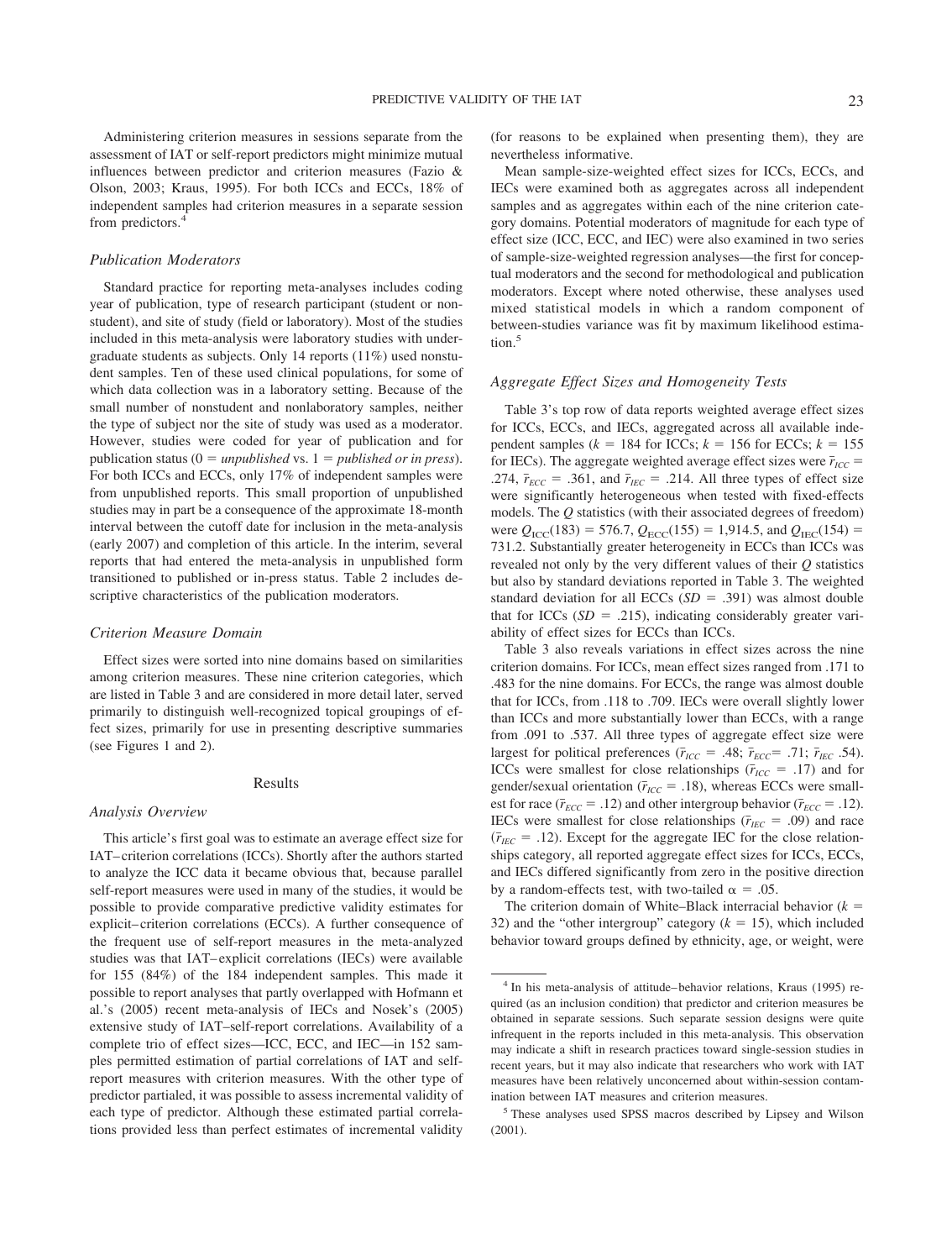Administering criterion measures in sessions separate from the assessment of IAT or self-report predictors might minimize mutual influences between predictor and criterion measures (Fazio & Olson, 2003; Kraus, 1995). For both ICCs and ECCs, 18% of independent samples had criterion measures in a separate session from predictors.[4]

### *Publication Moderators*

Standard practice for reporting meta-analyses includes coding year of publication, type of research participant (student or nonstudent), and site of study (field or laboratory). Most of the studies included in this meta-analysis were laboratory studies with undergraduate students as subjects. Only 14 reports (11%) used nonstudent samples. Ten of these used clinical populations, for some of which data collection was in a laboratory setting. Because of the small number of nonstudent and nonlaboratory samples, neither the type of subject nor the site of study was used as a moderator. However, studies were coded for year of publication and for publication status (0 = *unpublished* vs. 1 = *published or in press*). For both ICCs and ECCs, only 17% of independent samples were from unpublished reports. This small proportion of unpublished studies may in part be a consequence of the approximate 18-month interval between the cutoff date for inclusion in the meta-analysis (early 2007) and completion of this article. In the interim, several reports that had entered the meta-analysis in unpublished form transitioned to published or in-press status. Table 2 includes descriptive characteristics of the publication moderators.

### *Criterion Measure Domain*

Effect sizes were sorted into nine domains based on similarities among criterion measures. These nine criterion categories, which are listed in Table 3 and are considered in more detail later, served primarily to distinguish well-recognized topical groupings of effect sizes, primarily for use in presenting descriptive summaries (see Figures 1 and 2).

## Results

### *Analysis Overview*

This article's first goal was to estimate an average effect size for IAT–criterion correlations (ICCs). Shortly after the authors started to analyze the ICC data it became obvious that, because parallel self-report measures were used in many of the studies, it would be possible to provide comparative predictive validity estimates for explicit–criterion correlations (ECCs). A further consequence of the frequent use of self-report measures in the meta-analyzed studies was that IAT–explicit correlations (IECs) were available for 155 (84%) of the 184 independent samples. This made it possible to report analyses that partly overlapped with Hofmann et al.'s (2005) recent meta-analysis of IECs and Nosek's (2005) extensive study of IAT–self-report correlations. Availability of a complete trio of effect sizes—ICC, ECC, and IEC—in 152 samples permitted estimation of partial correlations of IAT and self-report measures with criterion measures. With the other type of predictor partialed, it was possible to assess incremental validity of each type of predictor. Although these estimated partial correlations provided less than perfect estimates of incremental validity (for reasons to be explained when presenting them), they are nevertheless informative.

Mean sample-size-weighted effect sizes for ICCs, ECCs, and IECs were examined both as aggregates across all independent samples and as aggregates within each of the nine criterion category domains. Potential moderators of magnitude for each type of effect size (ICC, ECC, and IEC) were also examined in two series of sample-size-weighted regression analyses—the first for conceptual moderators and the second for methodological and publication moderators. Except where noted otherwise, these analyses used mixed statistical models in which a random component of between-studies variance was fit by maximum likelihood estimation.[5]

### *Aggregate Effect Sizes and Homogeneity Tests*

Table 3's top row of data reports weighted average effect sizes for ICCs, ECCs, and IECs, aggregated across all available independent samples ($k$ = 184 for ICCs; $k$ = 156 for ECCs; $k$ = 155 for IECs). The aggregate weighted average effect sizes were $\bar{r}_{ICC}$ = .274, $\bar{r}_{ECC}$ = .361, and $\bar{r}_{IEC}$ = .214. All three types of effect size were significantly heterogeneous when tested with fixed-effects models. The $Q$ statistics (with their associated degrees of freedom) were $Q_{\mathrm{ICC}}(183)$ = 576.7, $Q_{\mathrm{ECC}}(155)$ = 1,914.5, and $Q_{\mathrm{IEC}}(154)$ = 731.2. Substantially greater heterogeneity in ECCs than ICCs was revealed not only by the very different values of their $Q$ statistics but also by standard deviations reported in Table 3. The weighted standard deviation for all ECCs ($SD$ = .391) was almost double that for ICCs ($SD$ = .215), indicating considerably greater variability of effect sizes for ECCs than ICCs.

Table 3 also reveals variations in effect sizes across the nine criterion domains. For ICCs, mean effect sizes ranged from .171 to .483 for the nine domains. For ECCs, the range was almost double that for ICCs, from .118 to .709. IECs were overall slightly lower than ICCs and more substantially lower than ECCs, with a range from .091 to .537. All three types of aggregate effect size were largest for political preferences ($\bar{r}_{ICC}$ = .48; $\bar{r}_{ECC}$= .71; $\bar{r}_{IEC}$ .54). ICCs were smallest for close relationships ($\bar{r}_{ICC}$ = .17) and for gender/sexual orientation ($\bar{r}_{ICC}$ = .18), whereas ECCs were smallest for race ($\bar{r}_{ECC}$ = .12) and other intergroup behavior ($\bar{r}_{ECC}$ = .12). IECs were smallest for close relationships ($\bar{r}_{IEC}$ = .09) and race ($\bar{r}_{IEC}$ = .12). Except for the aggregate IEC for the close relationships category, all reported aggregate effect sizes for ICCs, ECCs, and IECs differed significantly from zero in the positive direction by a random-effects test, with two-tailed $\alpha$ = .05.

The criterion domain of White–Black interracial behavior ($k$ = 32) and the "other intergroup" category ($k$ = 15), which included behavior toward groups defined by ethnicity, age, or weight, were

---

[4] In his meta-analysis of attitude–behavior relations, Kraus (1995) required (as an inclusion condition) that predictor and criterion measures be obtained in separate sessions. Such separate session designs were quite infrequent in the reports included in this meta-analysis. This observation may indicate a shift in research practices toward single-session studies in recent years, but it may also indicate that researchers who work with IAT measures have been relatively unconcerned about within-session contamination between IAT measures and criterion measures.

[5] These analyses used SPSS macros described by Lipsey and Wilson (2001).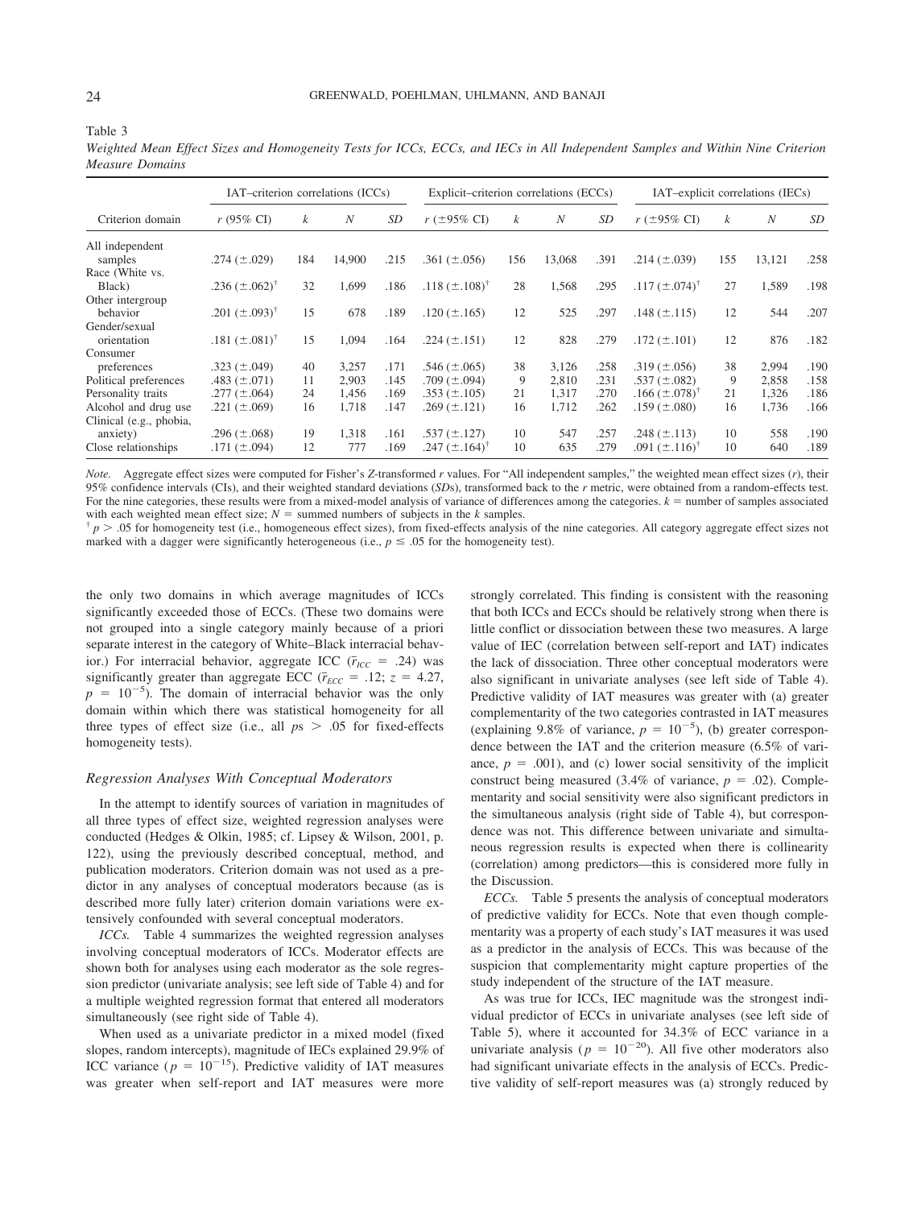Table 3

*Weighted Mean Effect Sizes and Homogeneity Tests for ICCs, ECCs, and IECs in All Independent Samples and Within Nine Criterion Measure Domains*

| Criterion domain | IAT–criterion correlations (ICCs) | | | | Explicit–criterion correlations (ECCs) | | | | IAT–explicit correlations (IECs) | | | |
|---|---|---|---|---|---|---|---|---|---|---|---|---|
| | *r* (95% CI) | *k* | *N* | *SD* | *r* (±95% CI) | *k* | *N* | *SD* | *r* (±95% CI) | *k* | *N* | *SD* |
| All independent samples | .274 (±.029) | 184 | 14,900 | .215 | .361 (±.056) | 156 | 13,068 | .391 | .214 (±.039) | 155 | 13,121 | .258 |
| Race (White vs. Black) | .236 (±.062)[†] | 32 | 1,699 | .186 | .118 (±.108)[†] | 28 | 1,568 | .295 | .117 (±.074)[†] | 27 | 1,589 | .198 |
| Other intergroup behavior | .201 (±.093)[†] | 15 | 678 | .189 | .120 (±.165) | 12 | 525 | .297 | .148 (±.115) | 12 | 544 | .207 |
| Gender/sexual orientation | .181 (±.081)[†] | 15 | 1,094 | .164 | .224 (±.151) | 12 | 828 | .279 | .172 (±.101) | 12 | 876 | .182 |
| Consumer preferences | .323 (±.049) | 40 | 3,257 | .171 | .546 (±.065) | 38 | 3,126 | .258 | .319 (±.056) | 38 | 2,994 | .190 |
| Political preferences | .483 (±.071) | 11 | 2,903 | .145 | .709 (±.094) | 9 | 2,810 | .231 | .537 (±.082) | 9 | 2,858 | .158 |
| Personality traits | .277 (±.064) | 24 | 1,456 | .169 | .353 (±.105) | 21 | 1,317 | .270 | .166 (±.078)[†] | 21 | 1,326 | .186 |
| Alcohol and drug use | .221 (±.069) | 16 | 1,718 | .147 | .269 (±.121) | 16 | 1,712 | .262 | .159 (±.080) | 16 | 1,736 | .166 |
| Clinical (e.g., phobia, anxiety) | .296 (±.068) | 19 | 1,318 | .161 | .537 (±.127) | 10 | 547 | .257 | .248 (±.113) | 10 | 558 | .190 |
| Close relationships | .171 (±.094) | 12 | 777 | .169 | .247 (±.164)[†] | 10 | 635 | .279 | .091 (±.116)[†] | 10 | 640 | .189 |

*Note.* Aggregate effect sizes were computed for Fisher's *Z*-transformed *r* values. For "All independent samples," the weighted mean effect sizes (*r*), their 95% confidence intervals (CIs), and their weighted standard deviations (*SD*s), transformed back to the *r* metric, were obtained from a random-effects test. For the nine categories, these results were from a mixed-model analysis of variance of differences among the categories. $k$ = number of samples associated with each weighted mean effect size; $N$ = summed numbers of subjects in the $k$ samples.
[†] $p > .05$ for homogeneity test (i.e., homogeneous effect sizes), from fixed-effects analysis of the nine categories. All category aggregate effect sizes not marked with a dagger were significantly heterogeneous (i.e., $p \leq .05$ for the homogeneity test).

the only two domains in which average magnitudes of ICCs significantly exceeded those of ECCs. (These two domains were not grouped into a single category mainly because of a priori separate interest in the category of White–Black interracial behavior.) For interracial behavior, aggregate ICC ($\bar{r}_{ICC}$ = .24) was significantly greater than aggregate ECC ($\bar{r}_{ECC}$ = .12; $z$ = 4.27, $p$ = $10^{-5}$). The domain of interracial behavior was the only domain within which there was statistical homogeneity for all three types of effect size (i.e., all $p$s > .05 for fixed-effects homogeneity tests).

### Regression Analyses With Conceptual Moderators

In the attempt to identify sources of variation in magnitudes of all three types of effect size, weighted regression analyses were conducted (Hedges & Olkin, 1985; cf. Lipsey & Wilson, 2001, p. 122), using the previously described conceptual, method, and publication moderators. Criterion domain was not used as a predictor in any analyses of conceptual moderators because (as is described more fully later) criterion domain variations were extensively confounded with several conceptual moderators.

*ICCs.* Table 4 summarizes the weighted regression analyses involving conceptual moderators of ICCs. Moderator effects are shown both for analyses using each moderator as the sole regression predictor (univariate analysis; see left side of Table 4) and for a multiple weighted regression format that entered all moderators simultaneously (see right side of Table 4).

When used as a univariate predictor in a mixed model (fixed slopes, random intercepts), magnitude of IECs explained 29.9% of ICC variance ($p$ = $10^{-15}$). Predictive validity of IAT measures was greater when self-report and IAT measures were more strongly correlated. This finding is consistent with the reasoning that both ICCs and ECCs should be relatively strong when there is little conflict or dissociation between these two measures. A large value of IEC (correlation between self-report and IAT) indicates the lack of dissociation. Three other conceptual moderators were also significant in univariate analyses (see left side of Table 4). Predictive validity of IAT measures was greater with (a) greater complementarity of the two categories contrasted in IAT measures (explaining 9.8% of variance, $p$ = $10^{-5}$), (b) greater correspondence between the IAT and the criterion measure (6.5% of variance, $p$ = .001), and (c) lower social sensitivity of the implicit construct being measured (3.4% of variance, $p$ = .02). Complementarity and social sensitivity were also significant predictors in the simultaneous analysis (right side of Table 4), but correspondence was not. This difference between univariate and simultaneous regression results is expected when there is collinearity (correlation) among predictors—this is considered more fully in the Discussion.

*ECCs.* Table 5 presents the analysis of conceptual moderators of predictive validity for ECCs. Note that even though complementarity was a property of each study's IAT measures it was used as a predictor in the analysis of ECCs. This was because of the suspicion that complementarity might capture properties of the study independent of the structure of the IAT measure.

As was true for ICCs, IEC magnitude was the strongest individual predictor of ECCs in univariate analyses (see left side of Table 5), where it accounted for 34.3% of ECC variance in a univariate analysis ($p$ = $10^{-20}$). All five other moderators also had significant univariate effects in the analysis of ECCs. Predictive validity of self-report measures was (a) strongly reduced by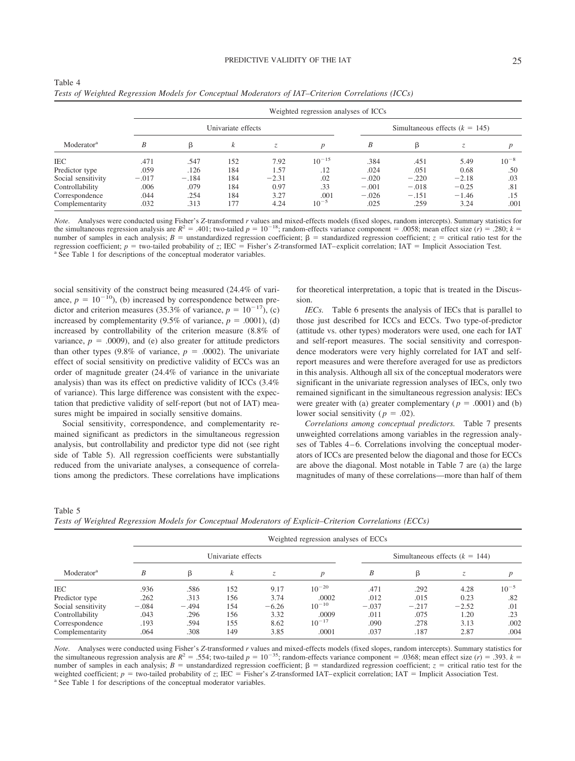Table 4
*Tests of Weighted Regression Models for Conceptual Moderators of IAT–Criterion Correlations (ICCs)*

| Moderator[a] | Weighted regression analyses of ICCs | | | | | | | | |
|---|---|---|---|---|---|---|---|---|---|
| | Univariate effects | | | | | Simultaneous effects ($k$ = 145) | | | |
| | $B$ | β | $k$ | $z$ | $p$ | $B$ | β | $z$ | $p$ |
| IEC | .471 | .547 | 152 | 7.92 | $10^{-15}$ | .384 | .451 | 5.49 | $10^{-8}$ |
| Predictor type | .059 | .126 | 184 | 1.57 | .12 | .024 | .051 | 0.68 | .50 |
| Social sensitivity | −.017 | −.184 | 184 | −2.31 | .02 | −.020 | −.220 | −2.18 | .03 |
| Controllability | .006 | .079 | 184 | 0.97 | .33 | −.001 | −.018 | −0.25 | .81 |
| Correspondence | .044 | .254 | 184 | 3.27 | .001 | −.026 | −.151 | −1.46 | .15 |
| Complementarity | .032 | .313 | 177 | 4.24 | $10^{-5}$ | .025 | .259 | 3.24 | .001 |

*Note.* Analyses were conducted using Fisher's *Z*-transformed *r* values and mixed-effects models (fixed slopes, random intercepts). Summary statistics for the simultaneous regression analysis are $R^2$ = .401; two-tailed $p = 10^{-18}$; random-effects variance component = .0058; mean effect size ($r$) = .280; $k$ = number of samples in each analysis; $B$ = unstandardized regression coefficient; β = standardized regression coefficient; $z$ = critical ratio test for the regression coefficient; $p$ = two-tailed probability of $z$; IEC = Fisher's *Z*-transformed IAT–explicit correlation; IAT = Implicit Association Test.
[a] See Table 1 for descriptions of the conceptual moderator variables.

social sensitivity of the construct being measured (24.4% of variance, $p = 10^{-10}$), (b) increased by correspondence between predictor and criterion measures (35.3% of variance, $p = 10^{-17}$), (c) increased by complementarity (9.5% of variance, $p$ = .0001), (d) increased by controllability of the criterion measure (8.8% of variance, $p$ = .0009), and (e) also greater for attitude predictors than other types (9.8% of variance, $p$ = .0002). The univariate effect of social sensitivity on predictive validity of ECCs was an order of magnitude greater (24.4% of variance in the univariate analysis) than was its effect on predictive validity of ICCs (3.4% of variance). This large difference was consistent with the expectation that predictive validity of self-report (but not of IAT) measures might be impaired in socially sensitive domains.

Social sensitivity, correspondence, and complementarity remained significant as predictors in the simultaneous regression analysis, but controllability and predictor type did not (see right side of Table 5). All regression coefficients were substantially reduced from the univariate analyses, a consequence of correlations among the predictors. These correlations have implications for theoretical interpretation, a topic that is treated in the Discussion.

*IECs.* Table 6 presents the analysis of IECs that is parallel to those just described for ICCs and ECCs. Two type-of-predictor (attitude vs. other types) moderators were used, one each for IAT and self-report measures. The social sensitivity and correspondence moderators were very highly correlated for IAT and self-report measures and were therefore averaged for use as predictors in this analysis. Although all six of the conceptual moderators were significant in the univariate regression analyses of IECs, only two remained significant in the simultaneous regression analysis: IECs were greater with (a) greater complementary ($p$ = .0001) and (b) lower social sensitivity ($p$ = .02).

*Correlations among conceptual predictors.* Table 7 presents unweighted correlations among variables in the regression analyses of Tables 4–6. Correlations involving the conceptual moderators of ICCs are presented below the diagonal and those for ECCs are above the diagonal. Most notable in Table 7 are (a) the large magnitudes of many of these correlations—more than half of them

Table 5
*Tests of Weighted Regression Models for Conceptual Moderators of Explicit–Criterion Correlations (ECCs)*

| Moderator[a] | Weighted regression analyses of ECCs | | | | | | | | |
|---|---|---|---|---|---|---|---|---|---|
| | Univariate effects | | | | | Simultaneous effects ($k$ = 144) | | | |
| | $B$ | β | $k$ | $z$ | $p$ | $B$ | β | $z$ | $p$ |
| IEC | .936 | .586 | 152 | 9.17 | $10^{-20}$ | .471 | .292 | 4.28 | $10^{-5}$ |
| Predictor type | .262 | .313 | 156 | 3.74 | .0002 | .012 | .015 | 0.23 | .82 |
| Social sensitivity | −.084 | −.494 | 154 | −6.26 | $10^{-10}$ | −.037 | −.217 | −2.52 | .01 |
| Controllability | .043 | .296 | 156 | 3.32 | .0009 | .011 | .075 | 1.20 | .23 |
| Correspondence | .193 | .594 | 155 | 8.62 | $10^{-17}$ | .090 | .278 | 3.13 | .002 |
| Complementarity | .064 | .308 | 149 | 3.85 | .0001 | .037 | .187 | 2.87 | .004 |

*Note.* Analyses were conducted using Fisher's *Z*-transformed *r* values and mixed-effects models (fixed slopes, random intercepts). Summary statistics for the simultaneous regression analysis are $R^2$ = .554; two-tailed $p = 10^{-35}$; random-effects variance component = .0368; mean effect size ($r$) = .393. $k$ = number of samples in each analysis; $B$ = unstandardized regression coefficient; β = standardized regression coefficient; $z$ = critical ratio test for the weighted coefficient; $p$ = two-tailed probability of $z$; IEC = Fisher's *Z*-transformed IAT–explicit correlation; IAT = Implicit Association Test.
[a] See Table 1 for descriptions of the conceptual moderator variables.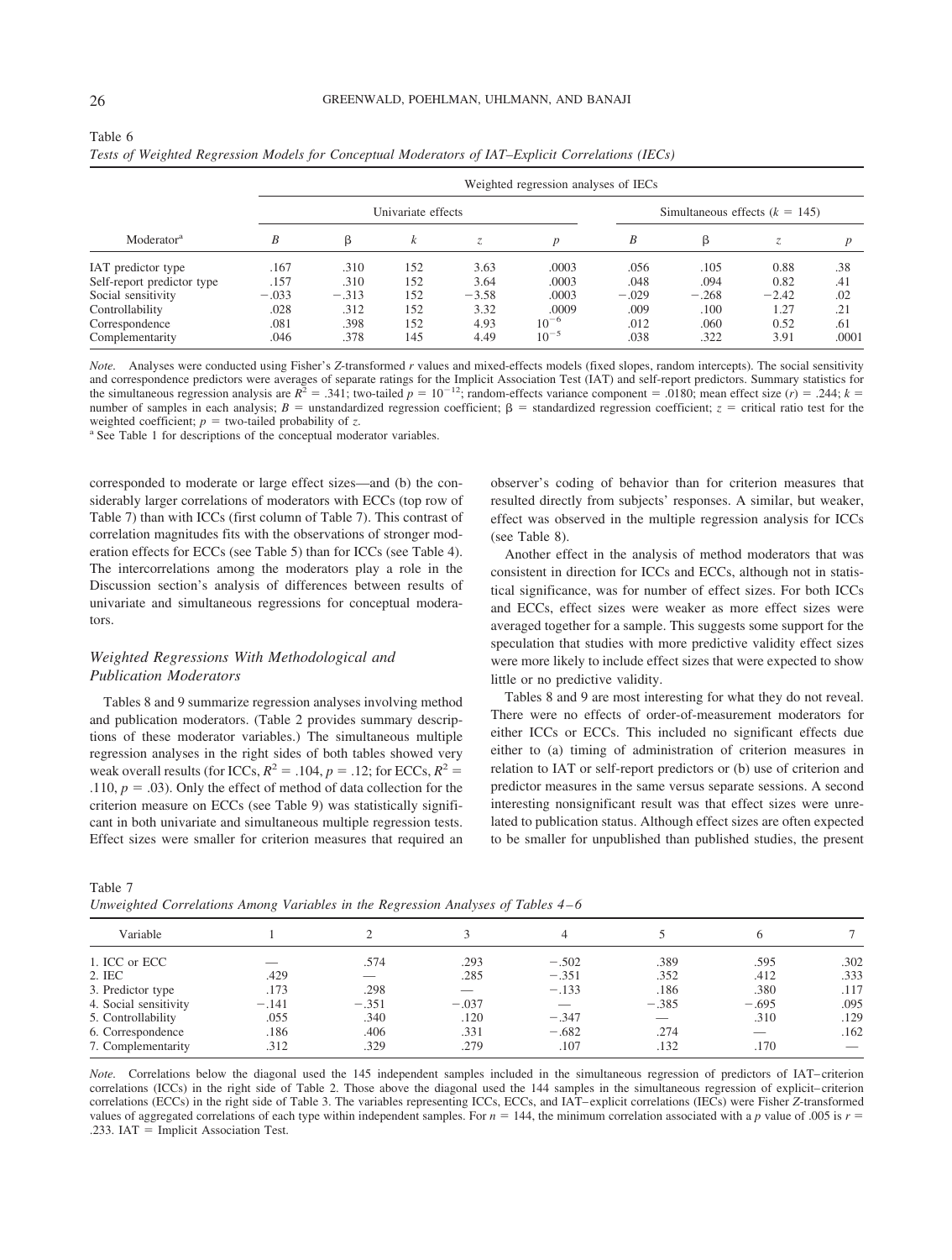Table 6
*Tests of Weighted Regression Models for Conceptual Moderators of IAT–Explicit Correlations (IECs)*

| Moderator[a] | Weighted regression analyses of IECs | | | | | | | | |
|---|---|---|---|---|---|---|---|---|---|
| | Univariate effects | | | | | Simultaneous effects ($k$ = 145) | | | |
| | $B$ | β | $k$ | $z$ | $p$ | $B$ | β | $z$ | $p$ |
| IAT predictor type | .167 | .310 | 152 | 3.63 | .0003 | .056 | .105 | 0.88 | .38 |
| Self-report predictor type | .157 | .310 | 152 | 3.64 | .0003 | .048 | .094 | 0.82 | .41 |
| Social sensitivity | −.033 | −.313 | 152 | −3.58 | .0003 | −.029 | −.268 | −2.42 | .02 |
| Controllability | .028 | .312 | 152 | 3.32 | .0009 | .009 | .100 | 1.27 | .21 |
| Correspondence | .081 | .398 | 152 | 4.93 | $10^{-6}$ | .012 | .060 | 0.52 | .61 |
| Complementarity | .046 | .378 | 145 | 4.49 | $10^{-5}$ | .038 | .322 | 3.91 | .0001 |

*Note.* Analyses were conducted using Fisher's *Z*-transformed *r* values and mixed-effects models (fixed slopes, random intercepts). The social sensitivity and correspondence predictors were averages of separate ratings for the Implicit Association Test (IAT) and self-report predictors. Summary statistics for the simultaneous regression analysis are $R^2$ = .341; two-tailed $p = 10^{-12}$; random-effects variance component = .0180; mean effect size ($r$) = .244; $k$ = number of samples in each analysis; $B$ = unstandardized regression coefficient; β = standardized regression coefficient; $z$ = critical ratio test for the weighted coefficient; $p$ = two-tailed probability of $z$.
[a] See Table 1 for descriptions of the conceptual moderator variables.

corresponded to moderate or large effect sizes—and (b) the considerably larger correlations of moderators with ECCs (top row of Table 7) than with ICCs (first column of Table 7). This contrast of correlation magnitudes fits with the observations of stronger moderation effects for ECCs (see Table 5) than for ICCs (see Table 4). The intercorrelations among the moderators play a role in the Discussion section's analysis of differences between results of univariate and simultaneous regressions for conceptual moderators.

### *Weighted Regressions With Methodological and Publication Moderators*

Tables 8 and 9 summarize regression analyses involving method and publication moderators. (Table 2 provides summary descriptions of these moderator variables.) The simultaneous multiple regression analyses in the right sides of both tables showed very weak overall results (for ICCs, $R^2$ = .104, $p$ = .12; for ECCs, $R^2$ = .110, $p$ = .03). Only the effect of method of data collection for the criterion measure on ECCs (see Table 9) was statistically significant in both univariate and simultaneous multiple regression tests. Effect sizes were smaller for criterion measures that required an observer's coding of behavior than for criterion measures that resulted directly from subjects' responses. A similar, but weaker, effect was observed in the multiple regression analysis for ICCs (see Table 8).

Another effect in the analysis of method moderators that was consistent in direction for ICCs and ECCs, although not in statistical significance, was for number of effect sizes. For both ICCs and ECCs, effect sizes were weaker as more effect sizes were averaged together for a sample. This suggests some support for the speculation that studies with more predictive validity effect sizes were more likely to include effect sizes that were expected to show little or no predictive validity.

Tables 8 and 9 are most interesting for what they do not reveal. There were no effects of order-of-measurement moderators for either ICCs or ECCs. This included no significant effects due either to (a) timing of administration of criterion measures in relation to IAT or self-report predictors or (b) use of criterion and predictor measures in the same versus separate sessions. A second interesting nonsignificant result was that effect sizes were unrelated to publication status. Although effect sizes are often expected to be smaller for unpublished than published studies, the present

Table 7
*Unweighted Correlations Among Variables in the Regression Analyses of Tables 4–6*

| Variable | 1 | 2 | 3 | 4 | 5 | 6 | 7 |
|---|---|---|---|---|---|---|---|
| 1. ICC or ECC | — | .574 | .293 | −.502 | .389 | .595 | .302 |
| 2. IEC | .429 | — | .285 | −.351 | .352 | .412 | .333 |
| 3. Predictor type | .173 | .298 | — | −.133 | .186 | .380 | .117 |
| 4. Social sensitivity | −.141 | −.351 | −.037 | — | −.385 | −.695 | .095 |
| 5. Controllability | .055 | .340 | .120 | −.347 | — | .310 | .129 |
| 6. Correspondence | .186 | .406 | .331 | −.682 | .274 | — | .162 |
| 7. Complementarity | .312 | .329 | .279 | .107 | .132 | .170 | — |

*Note.* Correlations below the diagonal used the 145 independent samples included in the simultaneous regression of predictors of IAT–criterion correlations (ICCs) in the right side of Table 2. Those above the diagonal used the 144 samples in the simultaneous regression of explicit–criterion correlations (ECCs) in the right side of Table 3. The variables representing ICCs, ECCs, and IAT–explicit correlations (IECs) were Fisher *Z*-transformed values of aggregated correlations of each type within independent samples. For $n$ = 144, the minimum correlation associated with a $p$ value of .005 is $r$ = .233. IAT = Implicit Association Test.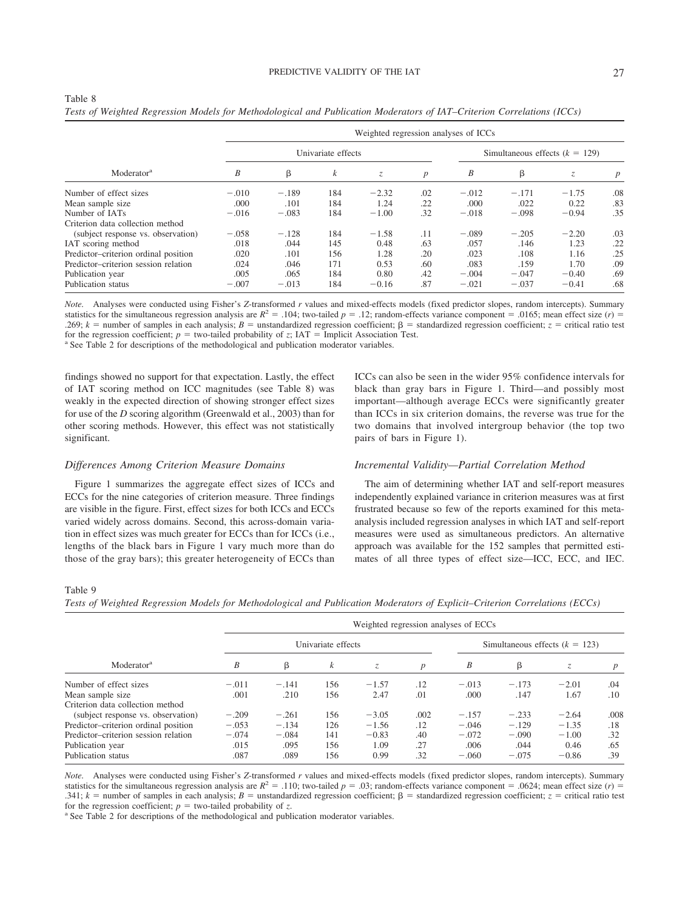Table 8
*Tests of Weighted Regression Models for Methodological and Publication Moderators of IAT–Criterion Correlations (ICCs)*

| | Weighted regression analyses of ICCs | | | | | | | | |
|---|---|---|---|---|---|---|---|---|---|
| | Univariate effects | | | | | Simultaneous effects ($k$ = 129) | | | |
| Moderator[a] | $B$ | β | $k$ | $z$ | $p$ | $B$ | β | $z$ | $p$ |
| Number of effect sizes | −.010 | −.189 | 184 | −2.32 | .02 | −.012 | −.171 | −1.75 | .08 |
| Mean sample size | .000 | .101 | 184 | 1.24 | .22 | .000 | .022 | 0.22 | .83 |
| Number of IATs | −.016 | −.083 | 184 | −1.00 | .32 | −.018 | −.098 | −0.94 | .35 |
| Criterion data collection method (subject response vs. observation) | −.058 | −.128 | 184 | −1.58 | .11 | −.089 | −.205 | −2.20 | .03 |
| IAT scoring method | .018 | .044 | 145 | 0.48 | .63 | .057 | .146 | 1.23 | .22 |
| Predictor–criterion ordinal position | .020 | .101 | 156 | 1.28 | .20 | .023 | .108 | 1.16 | .25 |
| Predictor–criterion session relation | .024 | .046 | 171 | 0.53 | .60 | .083 | .159 | 1.70 | .09 |
| Publication year | .005 | .065 | 184 | 0.80 | .42 | −.004 | −.047 | −0.40 | .69 |
| Publication status | −.007 | −.013 | 184 | −0.16 | .87 | −.021 | −.037 | −0.41 | .68 |

*Note.* Analyses were conducted using Fisher's $Z$-transformed $r$ values and mixed-effects models (fixed predictor slopes, random intercepts). Summary statistics for the simultaneous regression analysis are $R^2$ = .104; two-tailed $p$ = .12; random-effects variance component = .0165; mean effect size ($r$) = .269; $k$ = number of samples in each analysis; $B$ = unstandardized regression coefficient; β = standardized regression coefficient; $z$ = critical ratio test for the regression coefficient; $p$ = two-tailed probability of $z$; IAT = Implicit Association Test.
[a] See Table 2 for descriptions of the methodological and publication moderator variables.

findings showed no support for that expectation. Lastly, the effect of IAT scoring method on ICC magnitudes (see Table 8) was weakly in the expected direction of showing stronger effect sizes for use of the *D* scoring algorithm (Greenwald et al., 2003) than for other scoring methods. However, this effect was not statistically significant.

### *Differences Among Criterion Measure Domains*

Figure 1 summarizes the aggregate effect sizes of ICCs and ECCs for the nine categories of criterion measure. Three findings are visible in the figure. First, effect sizes for both ICCs and ECCs varied widely across domains. Second, this across-domain variation in effect sizes was much greater for ECCs than for ICCs (i.e., lengths of the black bars in Figure 1 vary much more than do those of the gray bars); this greater heterogeneity of ECCs than ICCs can also be seen in the wider 95% confidence intervals for black than gray bars in Figure 1. Third—and possibly most important—although average ECCs were significantly greater than ICCs in six criterion domains, the reverse was true for the two domains that involved intergroup behavior (the top two pairs of bars in Figure 1).

### *Incremental Validity—Partial Correlation Method*

The aim of determining whether IAT and self-report measures independently explained variance in criterion measures was at first frustrated because so few of the reports examined for this meta-analysis included regression analyses in which IAT and self-report measures were used as simultaneous predictors. An alternative approach was available for the 152 samples that permitted estimates of all three types of effect size—ICC, ECC, and IEC.

Table 9
*Tests of Weighted Regression Models for Methodological and Publication Moderators of Explicit–Criterion Correlations (ECCs)*

| | Weighted regression analyses of ECCs | | | | | | | | |
|---|---|---|---|---|---|---|---|---|---|
| | Univariate effects | | | | | Simultaneous effects ($k$ = 123) | | | |
| Moderator[a] | $B$ | β | $k$ | $z$ | $p$ | $B$ | β | $z$ | $p$ |
| Number of effect sizes | −.011 | −.141 | 156 | −1.57 | .12 | −.013 | −.173 | −2.01 | .04 |
| Mean sample size | .001 | .210 | 156 | 2.47 | .01 | .000 | .147 | 1.67 | .10 |
| Criterion data collection method (subject response vs. observation) | −.209 | −.261 | 156 | −3.05 | .002 | −.157 | −.233 | −2.64 | .008 |
| Predictor–criterion ordinal position | −.053 | −.134 | 126 | −1.56 | .12 | −.046 | −.129 | −1.35 | .18 |
| Predictor–criterion session relation | −.074 | −.084 | 141 | −0.83 | .40 | −.072 | −.090 | −1.00 | .32 |
| Publication year | .015 | .095 | 156 | 1.09 | .27 | .006 | .044 | 0.46 | .65 |
| Publication status | .087 | .089 | 156 | 0.99 | .32 | −.060 | −.075 | −0.86 | .39 |

*Note.* Analyses were conducted using Fisher's $Z$-transformed $r$ values and mixed-effects models (fixed predictor slopes, random intercepts). Summary statistics for the simultaneous regression analysis are $R^2$ = .110; two-tailed $p$ = .03; random-effects variance component = .0624; mean effect size ($r$) = .341; $k$ = number of samples in each analysis; $B$ = unstandardized regression coefficient; β = standardized regression coefficient; $z$ = critical ratio test for the regression coefficient; $p$ = two-tailed probability of $z$.
[a] See Table 2 for descriptions of the methodological and publication moderator variables.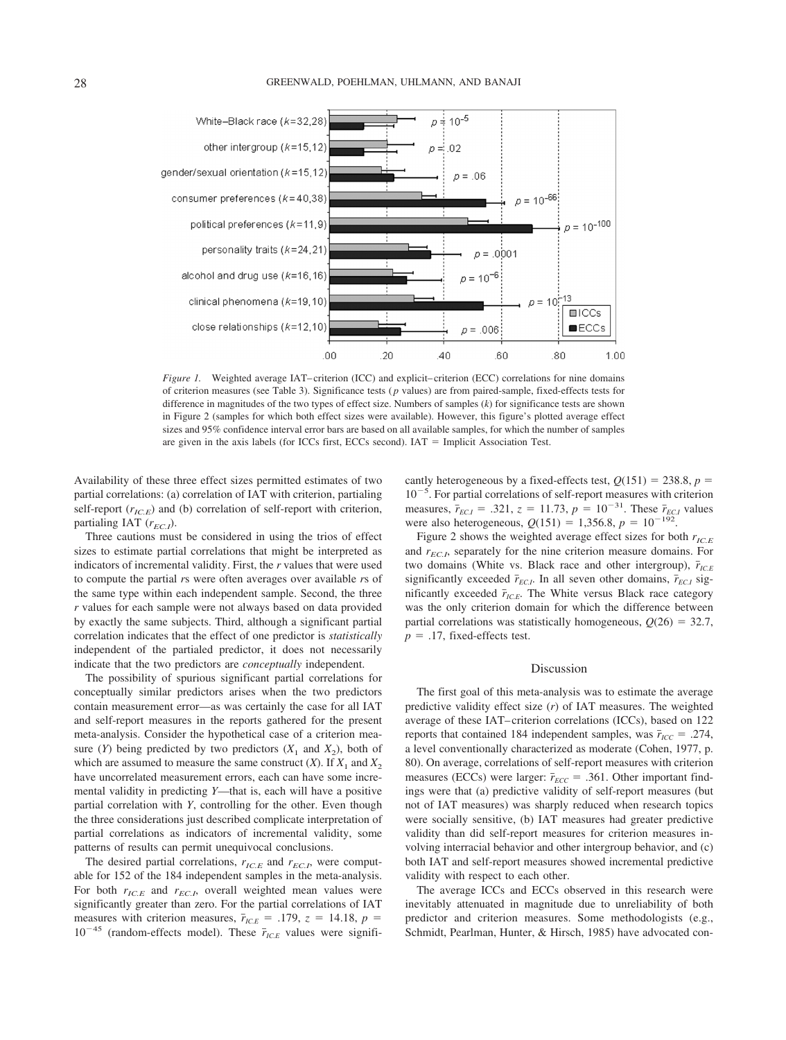*Figure 1.* Weighted average IAT–criterion (ICC) and explicit–criterion (ECC) correlations for nine domains of criterion measures (see Table 3). Significance tests (*p* values) are from paired-sample, fixed-effects tests for difference in magnitudes of the two types of effect size. Numbers of samples (*k*) for significance tests are shown in Figure 2 (samples for which both effect sizes were available). However, this figure's plotted average effect sizes and 95% confidence interval error bars are based on all available samples, for which the number of samples are given in the axis labels (for ICCs first, ECCs second). IAT = Implicit Association Test.

Availability of these three effect sizes permitted estimates of two partial correlations: (a) correlation of IAT with criterion, partialing self-report ($r_{IC.E}$) and (b) correlation of self-report with criterion, partialing IAT ($r_{EC.I}$).

Three cautions must be considered in using the trios of effect sizes to estimate partial correlations that might be interpreted as indicators of incremental validity. First, the *r* values that were used to compute the partial *r*s were often averages over available *r*s of the same type within each independent sample. Second, the three *r* values for each sample were not always based on data provided by exactly the same subjects. Third, although a significant partial correlation indicates that the effect of one predictor is *statistically* independent of the partialed predictor, it does not necessarily indicate that the two predictors are *conceptually* independent.

The possibility of spurious significant partial correlations for conceptually similar predictors arises when the two predictors contain measurement error—as was certainly the case for all IAT and self-report measures in the reports gathered for the present meta-analysis. Consider the hypothetical case of a criterion measure ($Y$) being predicted by two predictors ($X_1$ and $X_2$), both of which are assumed to measure the same construct ($X$). If $X_1$ and $X_2$ have uncorrelated measurement errors, each can have some incremental validity in predicting $Y$—that is, each will have a positive partial correlation with $Y$, controlling for the other. Even though the three considerations just described complicate interpretation of partial correlations as indicators of incremental validity, some patterns of results can permit unequivocal conclusions.

The desired partial correlations, $r_{IC.E}$ and $r_{EC.I}$, were computable for 152 of the 184 independent samples in the meta-analysis. For both $r_{IC.E}$ and $r_{EC.I}$, overall weighted mean values were significantly greater than zero. For the partial correlations of IAT measures with criterion measures, $\bar{r}_{IC.E} = .179$, $z = 14.18$, $p = 10^{-45}$ (random-effects model). These $\bar{r}_{IC.E}$ values were significantly heterogeneous by a fixed-effects test, $Q(151) = 238.8$, $p = 10^{-5}$. For partial correlations of self-report measures with criterion measures, $\bar{r}_{EC.I} = .321$, $z = 11.73$, $p = 10^{-31}$. These $\bar{r}_{EC.I}$ values were also heterogeneous, $Q(151) = 1{,}356.8$, $p = 10^{-192}$.

Figure 2 shows the weighted average effect sizes for both $r_{IC.E}$ and $r_{EC.I}$, separately for the nine criterion measure domains. For two domains (White vs. Black race and other intergroup), $\bar{r}_{IC.E}$ significantly exceeded $\bar{r}_{EC.I}$. In all seven other domains, $\bar{r}_{EC.I}$ significantly exceeded $\bar{r}_{IC.E}$. The White versus Black race category was the only criterion domain for which the difference between partial correlations was statistically homogeneous, $Q(26) = 32.7$, $p = .17$, fixed-effects test.

## Discussion

The first goal of this meta-analysis was to estimate the average predictive validity effect size ($r$) of IAT measures. The weighted average of these IAT–criterion correlations (ICCs), based on 122 reports that contained 184 independent samples, was $\bar{r}_{ICC} = .274$, a level conventionally characterized as moderate (Cohen, 1977, p. 80). On average, correlations of self-report measures with criterion measures (ECCs) were larger: $\bar{r}_{ECC} = .361$. Other important findings were that (a) predictive validity of self-report measures (but not of IAT measures) was sharply reduced when research topics were socially sensitive, (b) IAT measures had greater predictive validity than did self-report measures for criterion measures involving interracial behavior and other intergroup behavior, and (c) both IAT and self-report measures showed incremental predictive validity with respect to each other.

The average ICCs and ECCs observed in this research were inevitably attenuated in magnitude due to unreliability of both predictor and criterion measures. Some methodologists (e.g., Schmidt, Pearlman, Hunter, & Hirsch, 1985) have advocated con-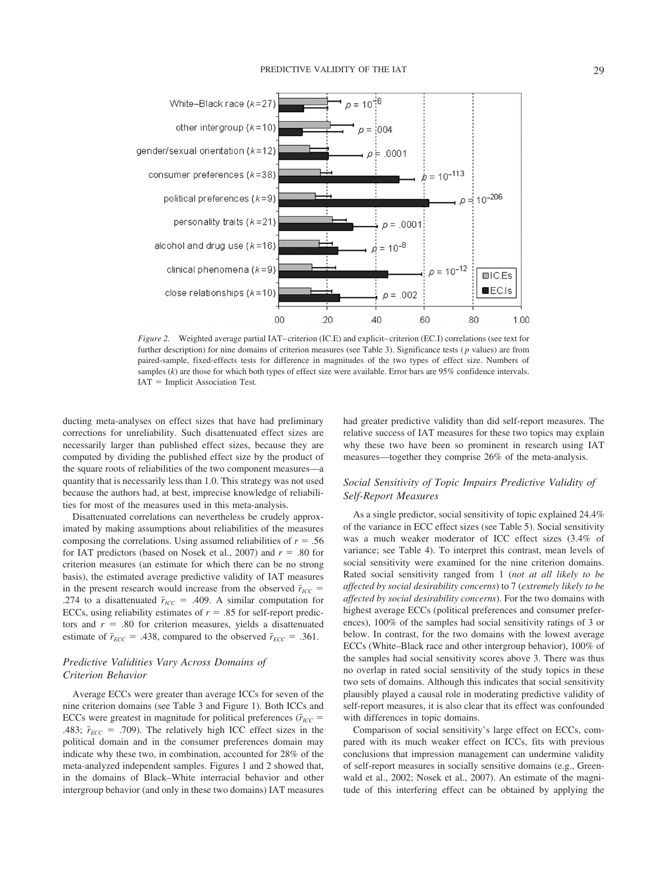*Figure 2.* Weighted average partial IAT–criterion (IC.E) and explicit–criterion (EC.I) correlations (see text for further description) for nine domains of criterion measures (see Table 3). Significance tests (*p* values) are from paired-sample, fixed-effects tests for difference in magnitudes of the two types of effect size. Numbers of samples (*k*) are those for which both types of effect size were available. Error bars are 95% confidence intervals. IAT = Implicit Association Test.

ducting meta-analyses on effect sizes that have had preliminary corrections for unreliability. Such disattenuated effect sizes are necessarily larger than published effect sizes, because they are computed by dividing the published effect size by the product of the square roots of reliabilities of the two component measures—a quantity that is necessarily less than 1.0. This strategy was not used because the authors had, at best, imprecise knowledge of reliabilities for most of the measures used in this meta-analysis.

Disattenuated correlations can nevertheless be crudely approximated by making assumptions about reliabilities of the measures composing the correlations. Using assumed reliabilities of $r = .56$ for IAT predictors (based on Nosek et al., 2007) and $r = .80$ for criterion measures (an estimate for which there can be no strong basis), the estimated average predictive validity of IAT measures in the present research would increase from the observed $\bar{r}_{ICC} = .274$ to a disattenuated $\bar{r}_{ICC} = .409$. A similar computation for ECCs, using reliability estimates of $r = .85$ for self-report predictors and $r = .80$ for criterion measures, yields a disattenuated estimate of $\bar{r}_{ECC} = .438$, compared to the observed $\bar{r}_{ECC} = .361$.

## *Predictive Validities Vary Across Domains of Criterion Behavior*

Average ECCs were greater than average ICCs for seven of the nine criterion domains (see Table 3 and Figure 1). Both ICCs and ECCs were greatest in magnitude for political preferences ($\bar{r}_{ICC} = .483$; $\bar{r}_{ECC} = .709$). The relatively high ICC effect sizes in the political domain and in the consumer preferences domain may indicate why these two, in combination, accounted for 28% of the meta-analyzed independent samples. Figures 1 and 2 showed that, in the domains of Black–White interracial behavior and other intergroup behavior (and only in these two domains) IAT measures had greater predictive validity than did self-report measures. The relative success of IAT measures for these two topics may explain why these two have been so prominent in research using IAT measures—together they comprise 26% of the meta-analysis.

## *Social Sensitivity of Topic Impairs Predictive Validity of Self-Report Measures*

As a single predictor, social sensitivity of topic explained 24.4% of the variance in ECC effect sizes (see Table 5). Social sensitivity was a much weaker moderator of ICC effect sizes (3.4% of variance; see Table 4). To interpret this contrast, mean levels of social sensitivity were examined for the nine criterion domains. Rated social sensitivity ranged from 1 (*not at all likely to be affected by social desirability concerns*) to 7 (*extremely likely to be affected by social desirability concerns*). For the two domains with highest average ECCs (political preferences and consumer preferences), 100% of the samples had social sensitivity ratings of 3 or below. In contrast, for the two domains with the lowest average ECCs (White–Black race and other intergroup behavior), 100% of the samples had social sensitivity scores above 3. There was thus no overlap in rated social sensitivity of the study topics in these two sets of domains. Although this indicates that social sensitivity plausibly played a causal role in moderating predictive validity of self-report measures, it is also clear that its effect was confounded with differences in topic domains.

Comparison of social sensitivity's large effect on ECCs, compared with its much weaker effect on ICCs, fits with previous conclusions that impression management can undermine validity of self-report measures in socially sensitive domains (e.g., Greenwald et al., 2002; Nosek et al., 2007). An estimate of the magnitude of this interfering effect can be obtained by applying the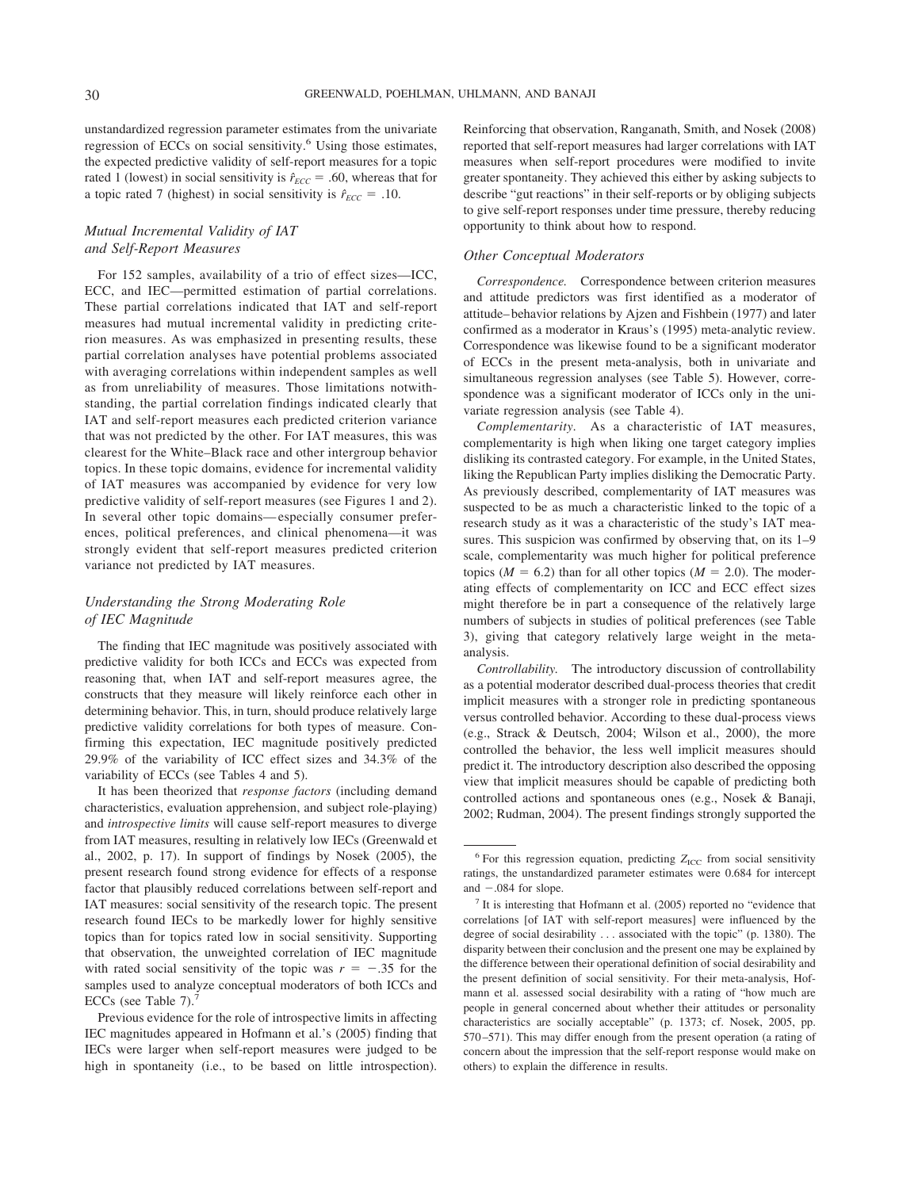unstandardized regression parameter estimates from the univariate regression of ECCs on social sensitivity.[6] Using those estimates, the expected predictive validity of self-report measures for a topic rated 1 (lowest) in social sensitivity is $\hat{r}_{ECC} = .60$, whereas that for a topic rated 7 (highest) in social sensitivity is $\hat{r}_{ECC} = .10$.

### *Mutual Incremental Validity of IAT and Self-Report Measures*

For 152 samples, availability of a trio of effect sizes—ICC, ECC, and IEC—permitted estimation of partial correlations. These partial correlations indicated that IAT and self-report measures had mutual incremental validity in predicting criterion measures. As was emphasized in presenting results, these partial correlation analyses have potential problems associated with averaging correlations within independent samples as well as from unreliability of measures. Those limitations notwithstanding, the partial correlation findings indicated clearly that IAT and self-report measures each predicted criterion variance that was not predicted by the other. For IAT measures, this was clearest for the White–Black race and other intergroup behavior topics. In these topic domains, evidence for incremental validity of IAT measures was accompanied by evidence for very low predictive validity of self-report measures (see Figures 1 and 2). In several other topic domains—especially consumer preferences, political preferences, and clinical phenomena—it was strongly evident that self-report measures predicted criterion variance not predicted by IAT measures.

### *Understanding the Strong Moderating Role of IEC Magnitude*

The finding that IEC magnitude was positively associated with predictive validity for both ICCs and ECCs was expected from reasoning that, when IAT and self-report measures agree, the constructs that they measure will likely reinforce each other in determining behavior. This, in turn, should produce relatively large predictive validity correlations for both types of measure. Confirming this expectation, IEC magnitude positively predicted 29.9% of the variability of ICC effect sizes and 34.3% of the variability of ECCs (see Tables 4 and 5).

It has been theorized that *response factors* (including demand characteristics, evaluation apprehension, and subject role-playing) and *introspective limits* will cause self-report measures to diverge from IAT measures, resulting in relatively low IECs (Greenwald et al., 2002, p. 17). In support of findings by Nosek (2005), the present research found strong evidence for effects of a response factor that plausibly reduced correlations between self-report and IAT measures: social sensitivity of the research topic. The present research found IECs to be markedly lower for highly sensitive topics than for topics rated low in social sensitivity. Supporting that observation, the unweighted correlation of IEC magnitude with rated social sensitivity of the topic was $r = -.35$ for the samples used to analyze conceptual moderators of both ICCs and ECCs (see Table 7).[7]

Previous evidence for the role of introspective limits in affecting IEC magnitudes appeared in Hofmann et al.'s (2005) finding that IECs were larger when self-report measures were judged to be high in spontaneity (i.e., to be based on little introspection). Reinforcing that observation, Ranganath, Smith, and Nosek (2008) reported that self-report measures had larger correlations with IAT measures when self-report procedures were modified to invite greater spontaneity. They achieved this either by asking subjects to describe "gut reactions" in their self-reports or by obliging subjects to give self-report responses under time pressure, thereby reducing opportunity to think about how to respond.

### *Other Conceptual Moderators*

*Correspondence.* Correspondence between criterion measures and attitude predictors was first identified as a moderator of attitude–behavior relations by Ajzen and Fishbein (1977) and later confirmed as a moderator in Kraus's (1995) meta-analytic review. Correspondence was likewise found to be a significant moderator of ECCs in the present meta-analysis, both in univariate and simultaneous regression analyses (see Table 5). However, correspondence was a significant moderator of ICCs only in the univariate regression analysis (see Table 4).

*Complementarity.* As a characteristic of IAT measures, complementarity is high when liking one target category implies disliking its contrasted category. For example, in the United States, liking the Republican Party implies disliking the Democratic Party. As previously described, complementarity of IAT measures was suspected to be as much a characteristic linked to the topic of a research study as it was a characteristic of the study's IAT measures. This suspicion was confirmed by observing that, on its 1–9 scale, complementarity was much higher for political preference topics ($M = 6.2$) than for all other topics ($M = 2.0$). The moderating effects of complementarity on ICC and ECC effect sizes might therefore be in part a consequence of the relatively large numbers of subjects in studies of political preferences (see Table 3), giving that category relatively large weight in the meta-analysis.

*Controllability.* The introductory discussion of controllability as a potential moderator described dual-process theories that credit implicit measures with a stronger role in predicting spontaneous versus controlled behavior. According to these dual-process views (e.g., Strack & Deutsch, 2004; Wilson et al., 2000), the more controlled the behavior, the less well implicit measures should predict it. The introductory description also described the opposing view that implicit measures should be capable of predicting both controlled actions and spontaneous ones (e.g., Nosek & Banaji, 2002; Rudman, 2004). The present findings strongly supported the

---

[6] For this regression equation, predicting $Z_{ICC}$ from social sensitivity ratings, the unstandardized parameter estimates were 0.684 for intercept and −.084 for slope.

[7] It is interesting that Hofmann et al. (2005) reported no "evidence that correlations [of IAT with self-report measures] were influenced by the degree of social desirability . . . associated with the topic" (p. 1380). The disparity between their conclusion and the present one may be explained by the difference between their operational definition of social desirability and the present definition of social sensitivity. For their meta-analysis, Hofmann et al. assessed social desirability with a rating of "how much are people in general concerned about whether their attitudes or personality characteristics are socially acceptable" (p. 1373; cf. Nosek, 2005, pp. 570–571). This may differ enough from the present operation (a rating of concern about the impression that the self-report response would make on others) to explain the difference in results.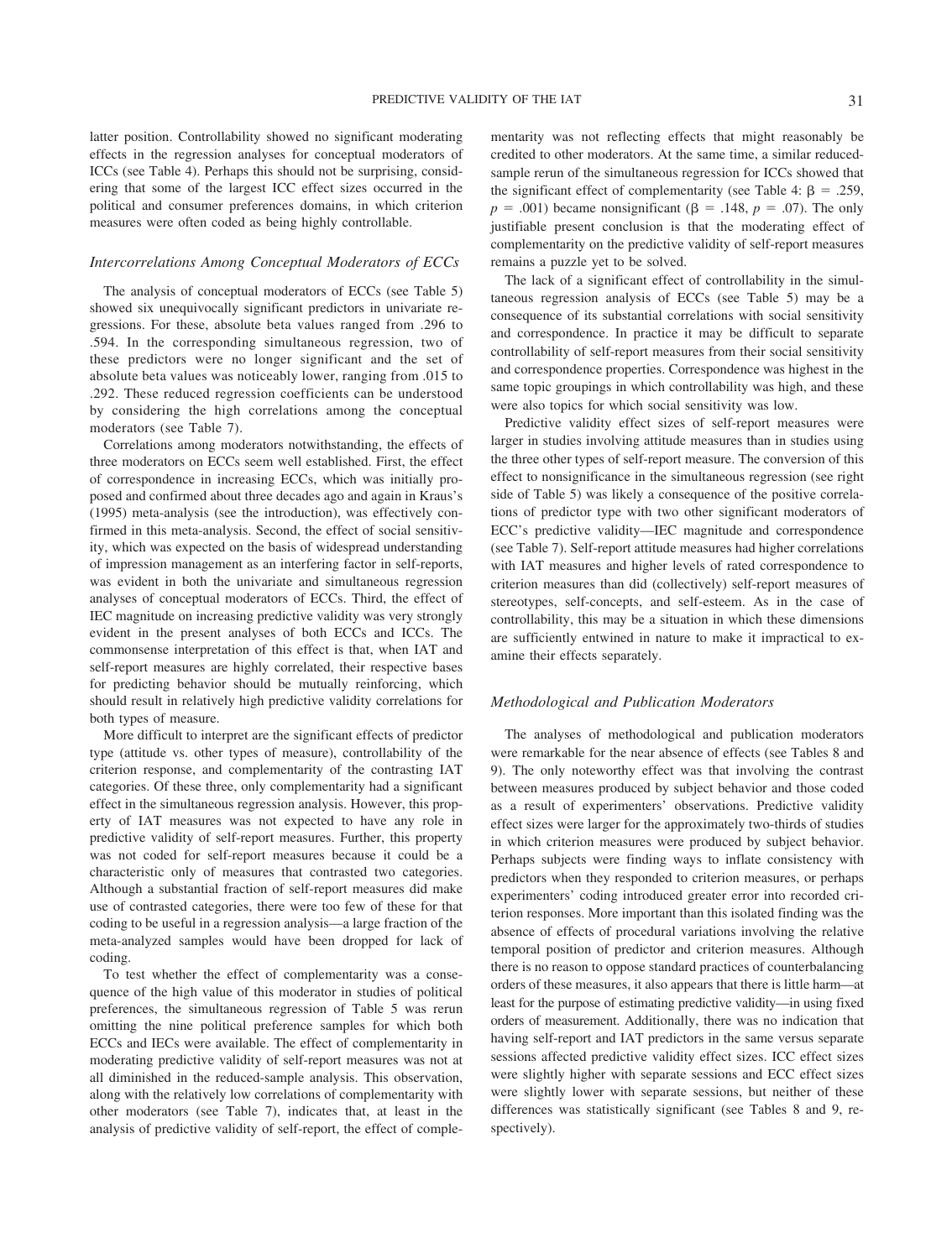latter position. Controllability showed no significant moderating effects in the regression analyses for conceptual moderators of ICCs (see Table 4). Perhaps this should not be surprising, considering that some of the largest ICC effect sizes occurred in the political and consumer preferences domains, in which criterion measures were often coded as being highly controllable.

### *Intercorrelations Among Conceptual Moderators of ECCs*

The analysis of conceptual moderators of ECCs (see Table 5) showed six unequivocally significant predictors in univariate regressions. For these, absolute beta values ranged from .296 to .594. In the corresponding simultaneous regression, two of these predictors were no longer significant and the set of absolute beta values was noticeably lower, ranging from .015 to .292. These reduced regression coefficients can be understood by considering the high correlations among the conceptual moderators (see Table 7).

Correlations among moderators notwithstanding, the effects of three moderators on ECCs seem well established. First, the effect of correspondence in increasing ECCs, which was initially proposed and confirmed about three decades ago and again in Kraus's (1995) meta-analysis (see the introduction), was effectively confirmed in this meta-analysis. Second, the effect of social sensitivity, which was expected on the basis of widespread understanding of impression management as an interfering factor in self-reports, was evident in both the univariate and simultaneous regression analyses of conceptual moderators of ECCs. Third, the effect of IEC magnitude on increasing predictive validity was very strongly evident in the present analyses of both ECCs and ICCs. The commonsense interpretation of this effect is that, when IAT and self-report measures are highly correlated, their respective bases for predicting behavior should be mutually reinforcing, which should result in relatively high predictive validity correlations for both types of measure.

More difficult to interpret are the significant effects of predictor type (attitude vs. other types of measure), controllability of the criterion response, and complementarity of the contrasting IAT categories. Of these three, only complementarity had a significant effect in the simultaneous regression analysis. However, this property of IAT measures was not expected to have any role in predictive validity of self-report measures. Further, this property was not coded for self-report measures because it could be a characteristic only of measures that contrasted two categories. Although a substantial fraction of self-report measures did make use of contrasted categories, there were too few of these for that coding to be useful in a regression analysis—a large fraction of the meta-analyzed samples would have been dropped for lack of coding.

To test whether the effect of complementarity was a consequence of the high value of this moderator in studies of political preferences, the simultaneous regression of Table 5 was rerun omitting the nine political preference samples for which both ECCs and IECs were available. The effect of complementarity in moderating predictive validity of self-report measures was not at all diminished in the reduced-sample analysis. This observation, along with the relatively low correlations of complementarity with other moderators (see Table 7), indicates that, at least in the analysis of predictive validity of self-report, the effect of complementarity was not reflecting effects that might reasonably be credited to other moderators. At the same time, a similar reduced-sample rerun of the simultaneous regression for ICCs showed that the significant effect of complementarity (see Table 4: $\beta = .259$, $p = .001$) became nonsignificant ($\beta = .148$, $p = .07$). The only justifiable present conclusion is that the moderating effect of complementarity on the predictive validity of self-report measures remains a puzzle yet to be solved.

The lack of a significant effect of controllability in the simultaneous regression analysis of ECCs (see Table 5) may be a consequence of its substantial correlations with social sensitivity and correspondence. In practice it may be difficult to separate controllability of self-report measures from their social sensitivity and correspondence properties. Correspondence was highest in the same topic groupings in which controllability was high, and these were also topics for which social sensitivity was low.

Predictive validity effect sizes of self-report measures were larger in studies involving attitude measures than in studies using the three other types of self-report measure. The conversion of this effect to nonsignificance in the simultaneous regression (see right side of Table 5) was likely a consequence of the positive correlations of predictor type with two other significant moderators of ECC's predictive validity—IEC magnitude and correspondence (see Table 7). Self-report attitude measures had higher correlations with IAT measures and higher levels of rated correspondence to criterion measures than did (collectively) self-report measures of stereotypes, self-concepts, and self-esteem. As in the case of controllability, this may be a situation in which these dimensions are sufficiently entwined in nature to make it impractical to examine their effects separately.

### *Methodological and Publication Moderators*

The analyses of methodological and publication moderators were remarkable for the near absence of effects (see Tables 8 and 9). The only noteworthy effect was that involving the contrast between measures produced by subject behavior and those coded as a result of experimenters' observations. Predictive validity effect sizes were larger for the approximately two-thirds of studies in which criterion measures were produced by subject behavior. Perhaps subjects were finding ways to inflate consistency with predictors when they responded to criterion measures, or perhaps experimenters' coding introduced greater error into recorded criterion responses. More important than this isolated finding was the absence of effects of procedural variations involving the relative temporal position of predictor and criterion measures. Although there is no reason to oppose standard practices of counterbalancing orders of these measures, it also appears that there is little harm—at least for the purpose of estimating predictive validity—in using fixed orders of measurement. Additionally, there was no indication that having self-report and IAT predictors in the same versus separate sessions affected predictive validity effect sizes. ICC effect sizes were slightly higher with separate sessions and ECC effect sizes were slightly lower with separate sessions, but neither of these differences was statistically significant (see Tables 8 and 9, respectively).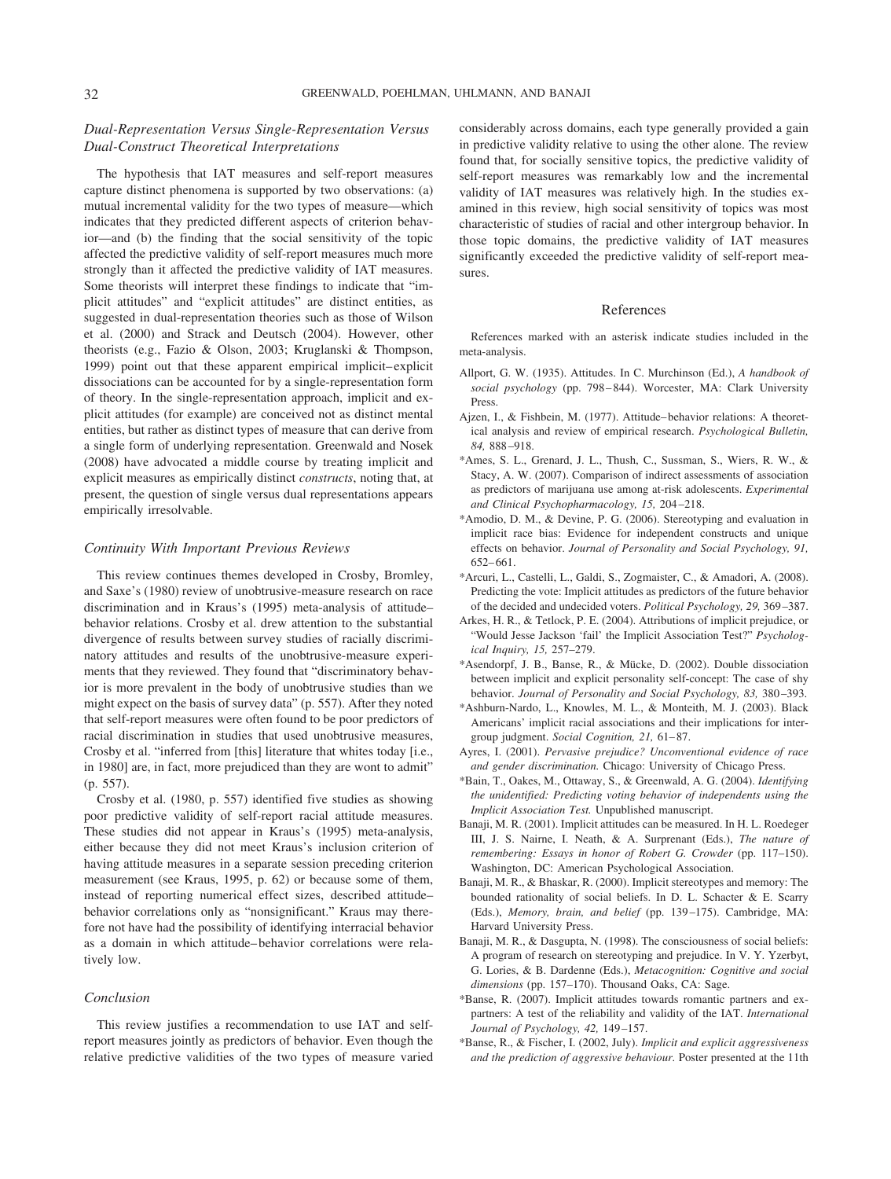### Dual-Representation Versus Single-Representation Versus Dual-Construct Theoretical Interpretations

The hypothesis that IAT measures and self-report measures capture distinct phenomena is supported by two observations: (a) mutual incremental validity for the two types of measure—which indicates that they predicted different aspects of criterion behavior—and (b) the finding that the social sensitivity of the topic affected the predictive validity of self-report measures much more strongly than it affected the predictive validity of IAT measures. Some theorists will interpret these findings to indicate that "implicit attitudes" and "explicit attitudes" are distinct entities, as suggested in dual-representation theories such as those of Wilson et al. (2000) and Strack and Deutsch (2004). However, other theorists (e.g., Fazio & Olson, 2003; Kruglanski & Thompson, 1999) point out that these apparent empirical implicit–explicit dissociations can be accounted for by a single-representation form of theory. In the single-representation approach, implicit and explicit attitudes (for example) are conceived not as distinct mental entities, but rather as distinct types of measure that can derive from a single form of underlying representation. Greenwald and Nosek (2008) have advocated a middle course by treating implicit and explicit measures as empirically distinct *constructs*, noting that, at present, the question of single versus dual representations appears empirically irresolvable.

### Continuity With Important Previous Reviews

This review continues themes developed in Crosby, Bromley, and Saxe's (1980) review of unobtrusive-measure research on race discrimination and in Kraus's (1995) meta-analysis of attitude–behavior relations. Crosby et al. drew attention to the substantial divergence of results between survey studies of racially discriminatory attitudes and results of the unobtrusive-measure experiments that they reviewed. They found that "discriminatory behavior is more prevalent in the body of unobtrusive studies than we might expect on the basis of survey data" (p. 557). After they noted that self-report measures were often found to be poor predictors of racial discrimination in studies that used unobtrusive measures, Crosby et al. "inferred from [this] literature that whites today [i.e., in 1980] are, in fact, more prejudiced than they are wont to admit" (p. 557).

Crosby et al. (1980, p. 557) identified five studies as showing poor predictive validity of self-report racial attitude measures. These studies did not appear in Kraus's (1995) meta-analysis, either because they did not meet Kraus's inclusion criterion of having attitude measures in a separate session preceding criterion measurement (see Kraus, 1995, p. 62) or because some of them, instead of reporting numerical effect sizes, described attitude–behavior correlations only as "nonsignificant." Kraus may therefore not have had the possibility of identifying interracial behavior as a domain in which attitude–behavior correlations were relatively low.

### Conclusion

This review justifies a recommendation to use IAT and self-report measures jointly as predictors of behavior. Even though the relative predictive validities of the two types of measure varied considerably across domains, each type generally provided a gain in predictive validity relative to using the other alone. The review found that, for socially sensitive topics, the predictive validity of self-report measures was remarkably low and the incremental validity of IAT measures was relatively high. In the studies examined in this review, high social sensitivity of topics was most characteristic of studies of racial and other intergroup behavior. In those topic domains, the predictive validity of IAT measures significantly exceeded the predictive validity of self-report measures.

## References

References marked with an asterisk indicate studies included in the meta-analysis.

Allport, G. W. (1935). Attitudes. In C. Murchinson (Ed.), *A handbook of social psychology* (pp. 798–844). Worcester, MA: Clark University Press.

Ajzen, I., & Fishbein, M. (1977). Attitude–behavior relations: A theoretical analysis and review of empirical research. *Psychological Bulletin, 84,* 888–918.

*Ames, S. L., Grenard, J. L., Thush, C., Sussman, S., Wiers, R. W., & Stacy, A. W. (2007). Comparison of indirect assessments of association as predictors of marijuana use among at-risk adolescents. *Experimental and Clinical Psychopharmacology, 15,* 204–218.

*Amodio, D. M., & Devine, P. G. (2006). Stereotyping and evaluation in implicit race bias: Evidence for independent constructs and unique effects on behavior. *Journal of Personality and Social Psychology, 91,* 652–661.

*Arcuri, L., Castelli, L., Galdi, S., Zogmaister, C., & Amadori, A. (2008). Predicting the vote: Implicit attitudes as predictors of the future behavior of the decided and undecided voters. *Political Psychology, 29,* 369–387.

Arkes, H. R., & Tetlock, P. E. (2004). Attributions of implicit prejudice, or "Would Jesse Jackson 'fail' the Implicit Association Test?" *Psychological Inquiry, 15,* 257–279.

*Asendorpf, J. B., Banse, R., & Mücke, D. (2002). Double dissociation between implicit and explicit personality self-concept: The case of shy behavior. *Journal of Personality and Social Psychology, 83,* 380–393.

*Ashburn-Nardo, L., Knowles, M. L., & Monteith, M. J. (2003). Black Americans' implicit racial associations and their implications for intergroup judgment. *Social Cognition, 21,* 61–87.

Ayres, I. (2001). *Pervasive prejudice? Unconventional evidence of race and gender discrimination.* Chicago: University of Chicago Press.

*Bain, T., Oakes, M., Ottaway, S., & Greenwald, A. G. (2004). *Identifying the unidentified: Predicting voting behavior of independents using the Implicit Association Test.* Unpublished manuscript.

Banaji, M. R. (2001). Implicit attitudes can be measured. In H. L. Roedeger III, J. S. Nairne, I. Neath, & A. Surprenant (Eds.), *The nature of remembering: Essays in honor of Robert G. Crowder* (pp. 117–150). Washington, DC: American Psychological Association.

Banaji, M. R., & Bhaskar, R. (2000). Implicit stereotypes and memory: The bounded rationality of social beliefs. In D. L. Schacter & E. Scarry (Eds.), *Memory, brain, and belief* (pp. 139–175). Cambridge, MA: Harvard University Press.

Banaji, M. R., & Dasgupta, N. (1998). The consciousness of social beliefs: A program of research on stereotyping and prejudice. In V. Y. Yzerbyt, G. Lories, & B. Dardenne (Eds.), *Metacognition: Cognitive and social dimensions* (pp. 157–170). Thousand Oaks, CA: Sage.

*Banse, R. (2007). Implicit attitudes towards romantic partners and ex-partners: A test of the reliability and validity of the IAT. *International Journal of Psychology, 42,* 149–157.

*Banse, R., & Fischer, I. (2002, July). *Implicit and explicit aggressiveness and the prediction of aggressive behaviour.* Poster presented at the 11th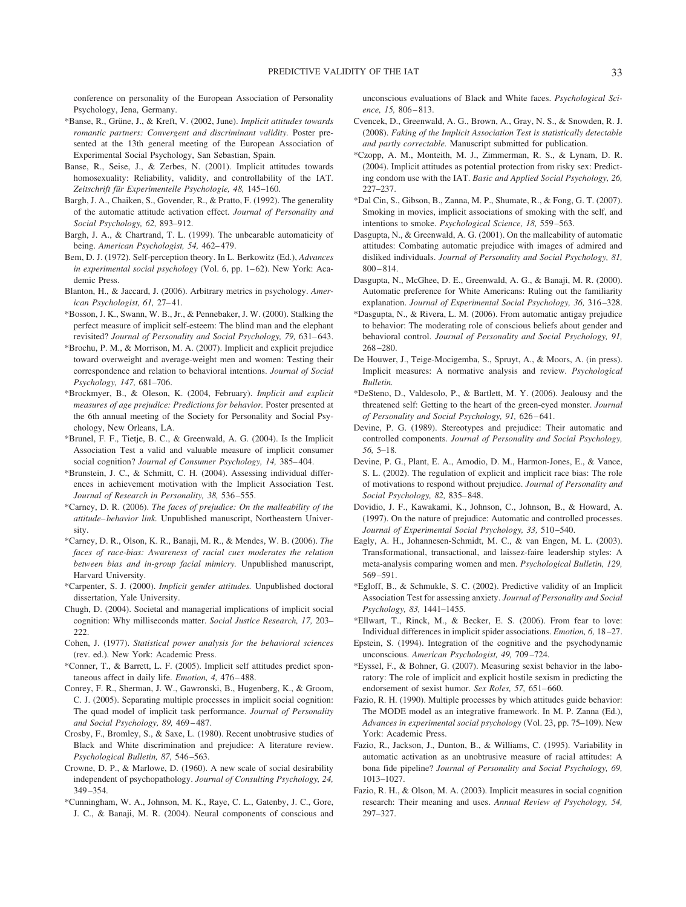conference on personality of the European Association of Personality Psychology, Jena, Germany.

*Banse, R., Grüne, J., & Kreft, V. (2002, June). *Implicit attitudes towards romantic partners: Convergent and discriminant validity.* Poster presented at the 13th general meeting of the European Association of Experimental Social Psychology, San Sebastian, Spain.

Banse, R., Seise, J., & Zerbes, N. (2001). Implicit attitudes towards homosexuality: Reliability, validity, and controllability of the IAT. *Zeitschrift für Experimentelle Psychologie, 48,* 145–160.

Bargh, J. A., Chaiken, S., Govender, R., & Pratto, F. (1992). The generality of the automatic attitude activation effect. *Journal of Personality and Social Psychology, 62,* 893–912.

Bargh, J. A., & Chartrand, T. L. (1999). The unbearable automaticity of being. *American Psychologist, 54,* 462–479.

Bem, D. J. (1972). Self-perception theory. In L. Berkowitz (Ed.), *Advances in experimental social psychology* (Vol. 6, pp. 1–62). New York: Academic Press.

Blanton, H., & Jaccard, J. (2006). Arbitrary metrics in psychology. *American Psychologist, 61,* 27–41.

*Bosson, J. K., Swann, W. B., Jr., & Pennebaker, J. W. (2000). Stalking the perfect measure of implicit self-esteem: The blind man and the elephant revisited? *Journal of Personality and Social Psychology, 79,* 631–643.

*Brochu, P. M., & Morrison, M. A. (2007). Implicit and explicit prejudice toward overweight and average-weight men and women: Testing their correspondence and relation to behavioral intentions. *Journal of Social Psychology, 147,* 681–706.

*Brockmyer, B., & Oleson, K. (2004, February). *Implicit and explicit measures of age prejudice: Predictions for behavior.* Poster presented at the 6th annual meeting of the Society for Personality and Social Psychology, New Orleans, LA.

*Brunel, F. F., Tietje, B. C., & Greenwald, A. G. (2004). Is the Implicit Association Test a valid and valuable measure of implicit consumer social cognition? *Journal of Consumer Psychology, 14,* 385–404.

*Brunstein, J. C., & Schmitt, C. H. (2004). Assessing individual differences in achievement motivation with the Implicit Association Test. *Journal of Research in Personality, 38,* 536–555.

*Carney, D. R. (2006). *The faces of prejudice: On the malleability of the attitude–behavior link.* Unpublished manuscript, Northeastern University.

*Carney, D. R., Olson, K. R., Banaji, M. R., & Mendes, W. B. (2006). *The faces of race-bias: Awareness of racial cues moderates the relation between bias and in-group facial mimicry.* Unpublished manuscript, Harvard University.

*Carpenter, S. J. (2000). *Implicit gender attitudes.* Unpublished doctoral dissertation, Yale University.

Chugh, D. (2004). Societal and managerial implications of implicit social cognition: Why milliseconds matter. *Social Justice Research, 17,* 203–222.

Cohen, J. (1977). *Statistical power analysis for the behavioral sciences* (rev. ed.). New York: Academic Press.

*Conner, T., & Barrett, L. F. (2005). Implicit self attitudes predict spontaneous affect in daily life. *Emotion, 4,* 476–488.

Conrey, F. R., Sherman, J. W., Gawronski, B., Hugenberg, K., & Groom, C. J. (2005). Separating multiple processes in implicit social cognition: The quad model of implicit task performance. *Journal of Personality and Social Psychology, 89,* 469–487.

Crosby, F., Bromley, S., & Saxe, L. (1980). Recent unobtrusive studies of Black and White discrimination and prejudice: A literature review. *Psychological Bulletin, 87,* 546–563.

Crowne, D. P., & Marlowe, D. (1960). A new scale of social desirability independent of psychopathology. *Journal of Consulting Psychology, 24,* 349–354.

*Cunningham, W. A., Johnson, M. K., Raye, C. L., Gatenby, J. C., Gore, J. C., & Banaji, M. R. (2004). Neural components of conscious and unconscious evaluations of Black and White faces. *Psychological Science, 15,* 806–813.

Cvencek, D., Greenwald, A. G., Brown, A., Gray, N. S., & Snowden, R. J. (2008). *Faking of the Implicit Association Test is statistically detectable and partly correctable.* Manuscript submitted for publication.

*Czopp, A. M., Monteith, M. J., Zimmerman, R. S., & Lynam, D. R. (2004). Implicit attitudes as potential protection from risky sex: Predicting condom use with the IAT. *Basic and Applied Social Psychology, 26,* 227–237.

*Dal Cin, S., Gibson, B., Zanna, M. P., Shumate, R., & Fong, G. T. (2007). Smoking in movies, implicit associations of smoking with the self, and intentions to smoke. *Psychological Science, 18,* 559–563.

Dasgupta, N., & Greenwald, A. G. (2001). On the malleability of automatic attitudes: Combating automatic prejudice with images of admired and disliked individuals. *Journal of Personality and Social Psychology, 81,* 800–814.

Dasgupta, N., McGhee, D. E., Greenwald, A. G., & Banaji, M. R. (2000). Automatic preference for White Americans: Ruling out the familiarity explanation. *Journal of Experimental Social Psychology, 36,* 316–328.

*Dasgupta, N., & Rivera, L. M. (2006). From automatic antigay prejudice to behavior: The moderating role of conscious beliefs about gender and behavioral control. *Journal of Personality and Social Psychology, 91,* 268–280.

De Houwer, J., Teige-Mocigemba, S., Spruyt, A., & Moors, A. (in press). Implicit measures: A normative analysis and review. *Psychological Bulletin.*

*DeSteno, D., Valdesolo, P., & Bartlett, M. Y. (2006). Jealousy and the threatened self: Getting to the heart of the green-eyed monster. *Journal of Personality and Social Psychology, 91,* 626–641.

Devine, P. G. (1989). Stereotypes and prejudice: Their automatic and controlled components. *Journal of Personality and Social Psychology, 56,* 5–18.

Devine, P. G., Plant, E. A., Amodio, D. M., Harmon-Jones, E., & Vance, S. L. (2002). The regulation of explicit and implicit race bias: The role of motivations to respond without prejudice. *Journal of Personality and Social Psychology, 82,* 835–848.

Dovidio, J. F., Kawakami, K., Johnson, C., Johnson, B., & Howard, A. (1997). On the nature of prejudice: Automatic and controlled processes. *Journal of Experimental Social Psychology, 33,* 510–540.

Eagly, A. H., Johannesen-Schmidt, M. C., & van Engen, M. L. (2003). Transformational, transactional, and laissez-faire leadership styles: A meta-analysis comparing women and men. *Psychological Bulletin, 129,* 569–591.

*Egloff, B., & Schmukle, S. C. (2002). Predictive validity of an Implicit Association Test for assessing anxiety. *Journal of Personality and Social Psychology, 83,* 1441–1455.

*Ellwart, T., Rinck, M., & Becker, E. S. (2006). From fear to love: Individual differences in implicit spider associations. *Emotion, 6,* 18–27.

Epstein, S. (1994). Integration of the cognitive and the psychodynamic unconscious. *American Psychologist, 49,* 709–724.

*Eyssel, F., & Bohner, G. (2007). Measuring sexist behavior in the laboratory: The role of implicit and explicit hostile sexism in predicting the endorsement of sexist humor. *Sex Roles, 57,* 651–660.

Fazio, R. H. (1990). Multiple processes by which attitudes guide behavior: The MODE model as an integrative framework. In M. P. Zanna (Ed.), *Advances in experimental social psychology* (Vol. 23, pp. 75–109). New York: Academic Press.

Fazio, R., Jackson, J., Dunton, B., & Williams, C. (1995). Variability in automatic activation as an unobtrusive measure of racial attitudes: A bona fide pipeline? *Journal of Personality and Social Psychology, 69,* 1013–1027.

Fazio, R. H., & Olson, M. A. (2003). Implicit measures in social cognition research: Their meaning and uses. *Annual Review of Psychology, 54,* 297–327.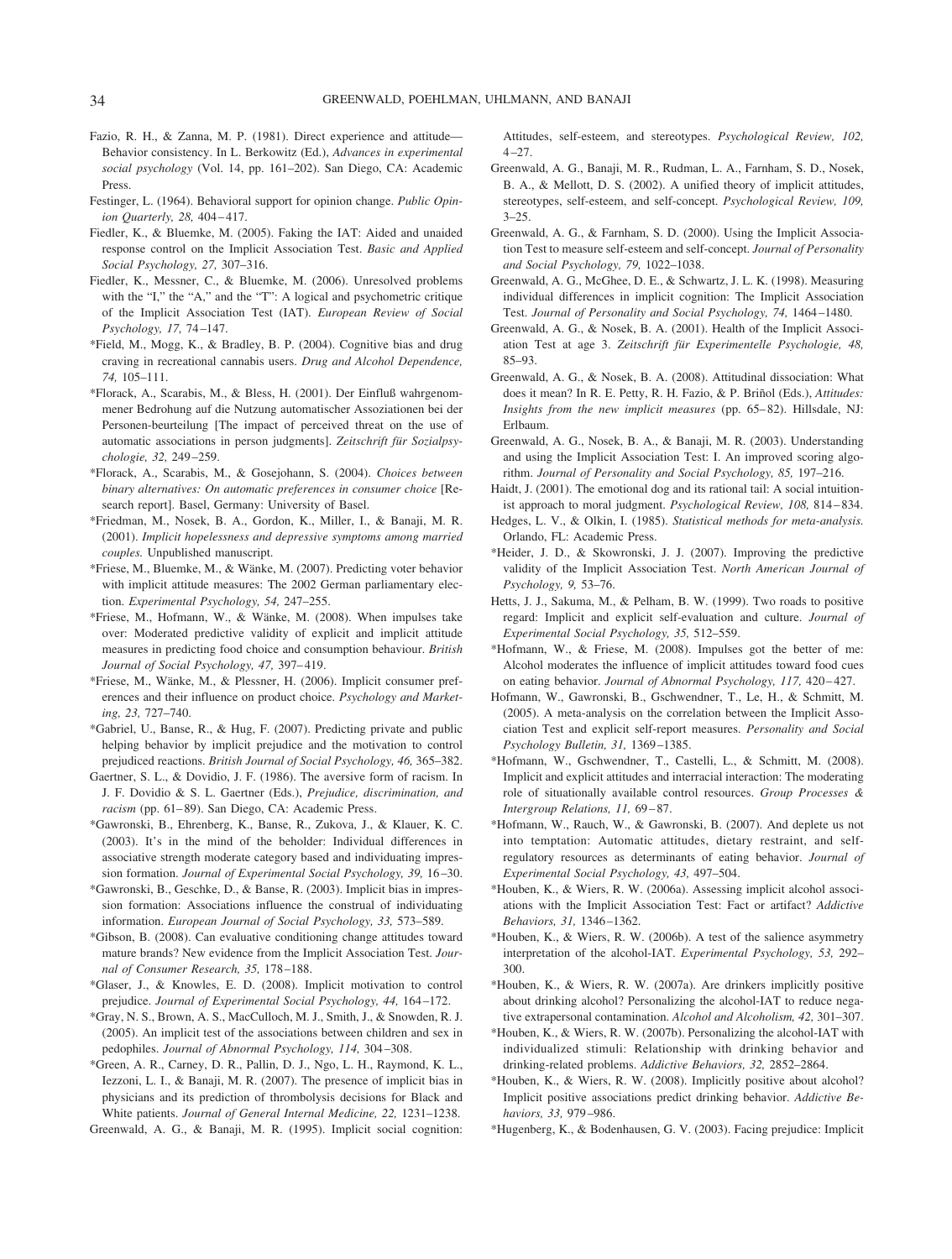Fazio, R. H., & Zanna, M. P. (1981). Direct experience and attitude—Behavior consistency. In L. Berkowitz (Ed.), *Advances in experimental social psychology* (Vol. 14, pp. 161–202). San Diego, CA: Academic Press.

Festinger, L. (1964). Behavioral support for opinion change. *Public Opinion Quarterly, 28,* 404–417.

Fiedler, K., & Bluemke, M. (2005). Faking the IAT: Aided and unaided response control on the Implicit Association Test. *Basic and Applied Social Psychology, 27,* 307–316.

Fiedler, K., Messner, C., & Bluemke, M. (2006). Unresolved problems with the "I," the "A," and the "T": A logical and psychometric critique of the Implicit Association Test (IAT). *European Review of Social Psychology, 17,* 74–147.

*Field, M., Mogg, K., & Bradley, B. P. (2004). Cognitive bias and drug craving in recreational cannabis users. *Drug and Alcohol Dependence, 74,* 105–111.

*Florack, A., Scarabis, M., & Bless, H. (2001). Der Einfluß wahrgenommener Bedrohung auf die Nutzung automatischer Assoziationen bei der Personen-beurteilung [The impact of perceived threat on the use of automatic associations in person judgments]. *Zeitschrift für Sozialpsychologie, 32,* 249–259.

*Florack, A., Scarabis, M., & Gosejohann, S. (2004). *Choices between binary alternatives: On automatic preferences in consumer choice* [Research report]. Basel, Germany: University of Basel.

*Friedman, M., Nosek, B. A., Gordon, K., Miller, I., & Banaji, M. R. (2001). *Implicit hopelessness and depressive symptoms among married couples.* Unpublished manuscript.

*Friese, M., Bluemke, M., & Wänke, M. (2007). Predicting voter behavior with implicit attitude measures: The 2002 German parliamentary election. *Experimental Psychology, 54,* 247–255.

*Friese, M., Hofmann, W., & Wänke, M. (2008). When impulses take over: Moderated predictive validity of explicit and implicit attitude measures in predicting food choice and consumption behaviour. *British Journal of Social Psychology, 47,* 397–419.

*Friese, M., Wänke, M., & Plessner, H. (2006). Implicit consumer preferences and their influence on product choice. *Psychology and Marketing, 23,* 727–740.

*Gabriel, U., Banse, R., & Hug, F. (2007). Predicting private and public helping behavior by implicit prejudice and the motivation to control prejudiced reactions. *British Journal of Social Psychology, 46,* 365–382.

Gaertner, S. L., & Dovidio, J. F. (1986). The aversive form of racism. In J. F. Dovidio & S. L. Gaertner (Eds.), *Prejudice, discrimination, and racism* (pp. 61–89). San Diego, CA: Academic Press.

*Gawronski, B., Ehrenberg, K., Banse, R., Zukova, J., & Klauer, K. C. (2003). It's in the mind of the beholder: Individual differences in associative strength moderate category based and individuating impression formation. *Journal of Experimental Social Psychology, 39,* 16–30.

*Gawronski, B., Geschke, D., & Banse, R. (2003). Implicit bias in impression formation: Associations influence the construal of individuating information. *European Journal of Social Psychology, 33,* 573–589.

*Gibson, B. (2008). Can evaluative conditioning change attitudes toward mature brands? New evidence from the Implicit Association Test. *Journal of Consumer Research, 35,* 178–188.

*Glaser, J., & Knowles, E. D. (2008). Implicit motivation to control prejudice. *Journal of Experimental Social Psychology, 44,* 164–172.

*Gray, N. S., Brown, A. S., MacCulloch, M. J., Smith, J., & Snowden, R. J. (2005). An implicit test of the associations between children and sex in pedophiles. *Journal of Abnormal Psychology, 114,* 304–308.

*Green, A. R., Carney, D. R., Pallin, D. J., Ngo, L. H., Raymond, K. L., Iezzoni, L. I., & Banaji, M. R. (2007). The presence of implicit bias in physicians and its prediction of thrombolysis decisions for Black and White patients. *Journal of General Internal Medicine, 22,* 1231–1238.

Greenwald, A. G., & Banaji, M. R. (1995). Implicit social cognition: Attitudes, self-esteem, and stereotypes. *Psychological Review, 102,* 4–27.

Greenwald, A. G., Banaji, M. R., Rudman, L. A., Farnham, S. D., Nosek, B. A., & Mellott, D. S. (2002). A unified theory of implicit attitudes, stereotypes, self-esteem, and self-concept. *Psychological Review, 109,* 3–25.

Greenwald, A. G., & Farnham, S. D. (2000). Using the Implicit Association Test to measure self-esteem and self-concept. *Journal of Personality and Social Psychology, 79,* 1022–1038.

Greenwald, A. G., McGhee, D. E., & Schwartz, J. L. K. (1998). Measuring individual differences in implicit cognition: The Implicit Association Test. *Journal of Personality and Social Psychology, 74,* 1464–1480.

Greenwald, A. G., & Nosek, B. A. (2001). Health of the Implicit Association Test at age 3. *Zeitschrift für Experimentelle Psychologie, 48,* 85–93.

Greenwald, A. G., & Nosek, B. A. (2008). Attitudinal dissociation: What does it mean? In R. E. Petty, R. H. Fazio, & P. Briñol (Eds.), *Attitudes: Insights from the new implicit measures* (pp. 65–82). Hillsdale, NJ: Erlbaum.

Greenwald, A. G., Nosek, B. A., & Banaji, M. R. (2003). Understanding and using the Implicit Association Test: I. An improved scoring algorithm. *Journal of Personality and Social Psychology, 85,* 197–216.

Haidt, J. (2001). The emotional dog and its rational tail: A social intuitionist approach to moral judgment. *Psychological Review, 108,* 814–834.

Hedges, L. V., & Olkin, I. (1985). *Statistical methods for meta-analysis.* Orlando, FL: Academic Press.

*Heider, J. D., & Skowronski, J. J. (2007). Improving the predictive validity of the Implicit Association Test. *North American Journal of Psychology, 9,* 53–76.

Hetts, J. J., Sakuma, M., & Pelham, B. W. (1999). Two roads to positive regard: Implicit and explicit self-evaluation and culture. *Journal of Experimental Social Psychology, 35,* 512–559.

*Hofmann, W., & Friese, M. (2008). Impulses got the better of me: Alcohol moderates the influence of implicit attitudes toward food cues on eating behavior. *Journal of Abnormal Psychology, 117,* 420–427.

Hofmann, W., Gawronski, B., Gschwendner, T., Le, H., & Schmitt, M. (2005). A meta-analysis on the correlation between the Implicit Association Test and explicit self-report measures. *Personality and Social Psychology Bulletin, 31,* 1369–1385.

*Hofmann, W., Gschwendner, T., Castelli, L., & Schmitt, M. (2008). Implicit and explicit attitudes and interracial interaction: The moderating role of situationally available control resources. *Group Processes & Intergroup Relations, 11,* 69–87.

*Hofmann, W., Rauch, W., & Gawronski, B. (2007). And deplete us not into temptation: Automatic attitudes, dietary restraint, and self-regulatory resources as determinants of eating behavior. *Journal of Experimental Social Psychology, 43,* 497–504.

*Houben, K., & Wiers, R. W. (2006a). Assessing implicit alcohol associations with the Implicit Association Test: Fact or artifact? *Addictive Behaviors, 31,* 1346–1362.

*Houben, K., & Wiers, R. W. (2006b). A test of the salience asymmetry interpretation of the alcohol-IAT. *Experimental Psychology, 53,* 292–300.

*Houben, K., & Wiers, R. W. (2007a). Are drinkers implicitly positive about drinking alcohol? Personalizing the alcohol-IAT to reduce negative extrapersonal contamination. *Alcohol and Alcoholism, 42,* 301–307.

*Houben, K., & Wiers, R. W. (2007b). Personalizing the alcohol-IAT with individualized stimuli: Relationship with drinking behavior and drinking-related problems. *Addictive Behaviors, 32,* 2852–2864.

*Houben, K., & Wiers, R. W. (2008). Implicitly positive about alcohol? Implicit positive associations predict drinking behavior. *Addictive Behaviors, 33,* 979–986.

*Hugenberg, K., & Bodenhausen, G. V. (2003). Facing prejudice: Implicit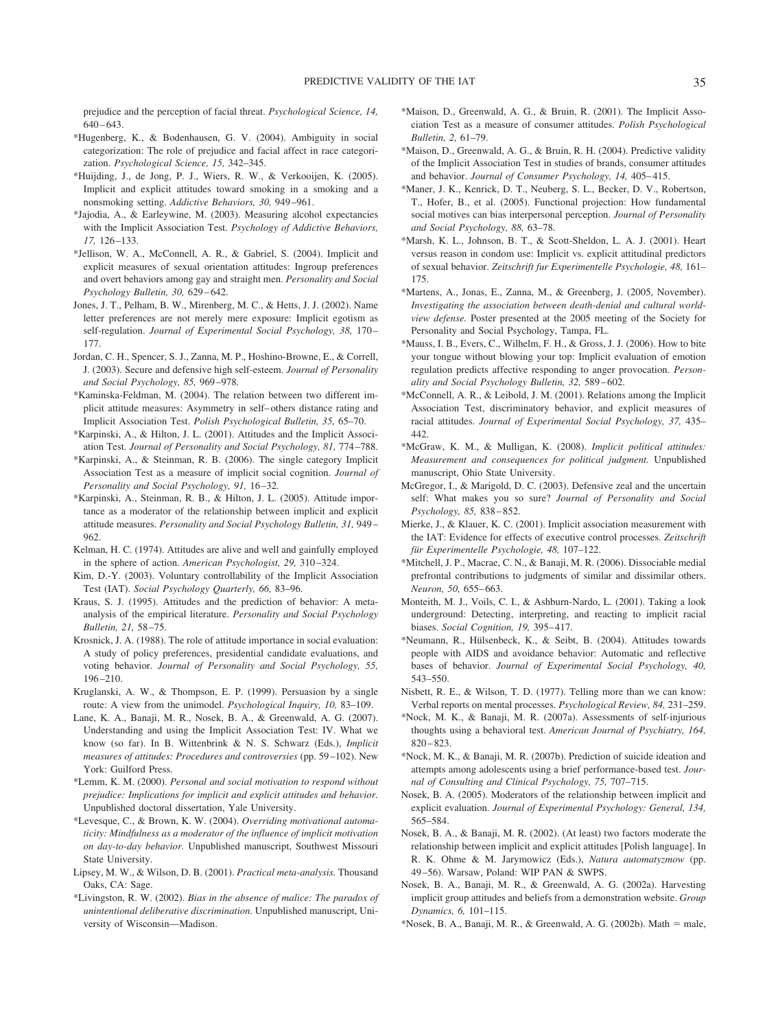prejudice and the perception of facial threat. *Psychological Science, 14,* 640–643.

*Hugenberg, K., & Bodenhausen, G. V. (2004). Ambiguity in social categorization: The role of prejudice and facial affect in race categorization. *Psychological Science, 15,* 342–345.

*Huijding, J., de Jong, P. J., Wiers, R. W., & Verkooijen, K. (2005). Implicit and explicit attitudes toward smoking in a smoking and a nonsmoking setting. *Addictive Behaviors, 30,* 949–961.

*Jajodia, A., & Earleywine, M. (2003). Measuring alcohol expectancies with the Implicit Association Test. *Psychology of Addictive Behaviors, 17,* 126–133.

*Jellison, W. A., McConnell, A. R., & Gabriel, S. (2004). Implicit and explicit measures of sexual orientation attitudes: Ingroup preferences and overt behaviors among gay and straight men. *Personality and Social Psychology Bulletin, 30,* 629–642.

Jones, J. T., Pelham, B. W., Mirenberg, M. C., & Hetts, J. J. (2002). Name letter preferences are not merely mere exposure: Implicit egotism as self-regulation. *Journal of Experimental Social Psychology, 38,* 170–177.

Jordan, C. H., Spencer, S. J., Zanna, M. P., Hoshino-Browne, E., & Correll, J. (2003). Secure and defensive high self-esteem. *Journal of Personality and Social Psychology, 85,* 969–978.

*Kaminska-Feldman, M. (2004). The relation between two different implicit attitude measures: Asymmetry in self–others distance rating and Implicit Association Test. *Polish Psychological Bulletin, 35,* 65–70.

*Karpinski, A., & Hilton, J. L. (2001). Attitudes and the Implicit Association Test. *Journal of Personality and Social Psychology, 81,* 774–788.

*Karpinski, A., & Steinman, R. B. (2006). The single category Implicit Association Test as a measure of implicit social cognition. *Journal of Personality and Social Psychology, 91,* 16–32.

*Karpinski, A., Steinman, R. B., & Hilton, J. L. (2005). Attitude importance as a moderator of the relationship between implicit and explicit attitude measures. *Personality and Social Psychology Bulletin, 31,* 949–962.

Kelman, H. C. (1974). Attitudes are alive and well and gainfully employed in the sphere of action. *American Psychologist, 29,* 310–324.

Kim, D.-Y. (2003). Voluntary controllability of the Implicit Association Test (IAT). *Social Psychology Quarterly, 66,* 83–96.

Kraus, S. J. (1995). Attitudes and the prediction of behavior: A meta-analysis of the empirical literature. *Personality and Social Psychology Bulletin, 21,* 58–75.

Krosnick, J. A. (1988). The role of attitude importance in social evaluation: A study of policy preferences, presidential candidate evaluations, and voting behavior. *Journal of Personality and Social Psychology, 55,* 196–210.

Kruglanski, A. W., & Thompson, E. P. (1999). Persuasion by a single route: A view from the unimodel. *Psychological Inquiry, 10,* 83–109.

Lane, K. A., Banaji, M. R., Nosek, B. A., & Greenwald, A. G. (2007). Understanding and using the Implicit Association Test: IV. What we know (so far). In B. Wittenbrink & N. S. Schwarz (Eds.), *Implicit measures of attitudes: Procedures and controversies* (pp. 59–102). New York: Guilford Press.

*Lemm, K. M. (2000). *Personal and social motivation to respond without prejudice: Implications for implicit and explicit attitudes and behavior.* Unpublished doctoral dissertation, Yale University.

*Levesque, C., & Brown, K. W. (2004). *Overriding motivational automaticity: Mindfulness as a moderator of the influence of implicit motivation on day-to-day behavior.* Unpublished manuscript, Southwest Missouri State University.

Lipsey, M. W., & Wilson, D. B. (2001). *Practical meta-analysis.* Thousand Oaks, CA: Sage.

*Livingston, R. W. (2002). *Bias in the absence of malice: The paradox of unintentional deliberative discrimination.* Unpublished manuscript, University of Wisconsin—Madison.

*Maison, D., Greenwald, A. G., & Bruin, R. (2001). The Implicit Association Test as a measure of consumer attitudes. *Polish Psychological Bulletin, 2,* 61–79.

*Maison, D., Greenwald, A. G., & Bruin, R. H. (2004). Predictive validity of the Implicit Association Test in studies of brands, consumer attitudes and behavior. *Journal of Consumer Psychology, 14,* 405–415.

*Maner, J. K., Kenrick, D. T., Neuberg, S. L., Becker, D. V., Robertson, T., Hofer, B., et al. (2005). Functional projection: How fundamental social motives can bias interpersonal perception. *Journal of Personality and Social Psychology, 88,* 63–78.

*Marsh, K. L., Johnson, B. T., & Scott-Sheldon, L. A. J. (2001). Heart versus reason in condom use: Implicit vs. explicit attitudinal predictors of sexual behavior. *Zeitschrift fur Experimentelle Psychologie, 48,* 161–175.

*Martens, A., Jonas, E., Zanna, M., & Greenberg, J. (2005, November). *Investigating the association between death-denial and cultural worldview defense.* Poster presented at the 2005 meeting of the Society for Personality and Social Psychology, Tampa, FL.

*Mauss, I. B., Evers, C., Wilhelm, F. H., & Gross, J. J. (2006). How to bite your tongue without blowing your top: Implicit evaluation of emotion regulation predicts affective responding to anger provocation. *Personality and Social Psychology Bulletin, 32,* 589–602.

*McConnell, A. R., & Leibold, J. M. (2001). Relations among the Implicit Association Test, discriminatory behavior, and explicit measures of racial attitudes. *Journal of Experimental Social Psychology, 37,* 435–442.

*McGraw, K. M., & Mulligan, K. (2008). *Implicit political attitudes: Measurement and consequences for political judgment.* Unpublished manuscript, Ohio State University.

McGregor, I., & Marigold, D. C. (2003). Defensive zeal and the uncertain self: What makes you so sure? *Journal of Personality and Social Psychology, 85,* 838–852.

Mierke, J., & Klauer, K. C. (2001). Implicit association measurement with the IAT: Evidence for effects of executive control processes. *Zeitschrift für Experimentelle Psychologie, 48,* 107–122.

*Mitchell, J. P., Macrae, C. N., & Banaji, M. R. (2006). Dissociable medial prefrontal contributions to judgments of similar and dissimilar others. *Neuron, 50,* 655–663.

Monteith, M. J., Voils, C. I., & Ashburn-Nardo, L. (2001). Taking a look underground: Detecting, interpreting, and reacting to implicit racial biases. *Social Cognition, 19,* 395–417.

*Neumann, R., Hülsenbeck, K., & Seibt, B. (2004). Attitudes towards people with AIDS and avoidance behavior: Automatic and reflective bases of behavior. *Journal of Experimental Social Psychology, 40,* 543–550.

Nisbett, R. E., & Wilson, T. D. (1977). Telling more than we can know: Verbal reports on mental processes. *Psychological Review, 84,* 231–259.

*Nock, M. K., & Banaji, M. R. (2007a). Assessments of self-injurious thoughts using a behavioral test. *American Journal of Psychiatry, 164,* 820–823.

*Nock, M. K., & Banaji, M. R. (2007b). Prediction of suicide ideation and attempts among adolescents using a brief performance-based test. *Journal of Consulting and Clinical Psychology, 75,* 707–715.

Nosek, B. A. (2005). Moderators of the relationship between implicit and explicit evaluation. *Journal of Experimental Psychology: General, 134,* 565–584.

Nosek, B. A., & Banaji, M. R. (2002). (At least) two factors moderate the relationship between implicit and explicit attitudes [Polish language]. In R. K. Ohme & M. Jarymowicz (Eds.), *Natura automatyzmow* (pp. 49–56). Warsaw, Poland: WIP PAN & SWPS.

Nosek, B. A., Banaji, M. R., & Greenwald, A. G. (2002a). Harvesting implicit group attitudes and beliefs from a demonstration website. *Group Dynamics, 6,* 101–115.

*Nosek, B. A., Banaji, M. R., & Greenwald, A. G. (2002b). Math = male,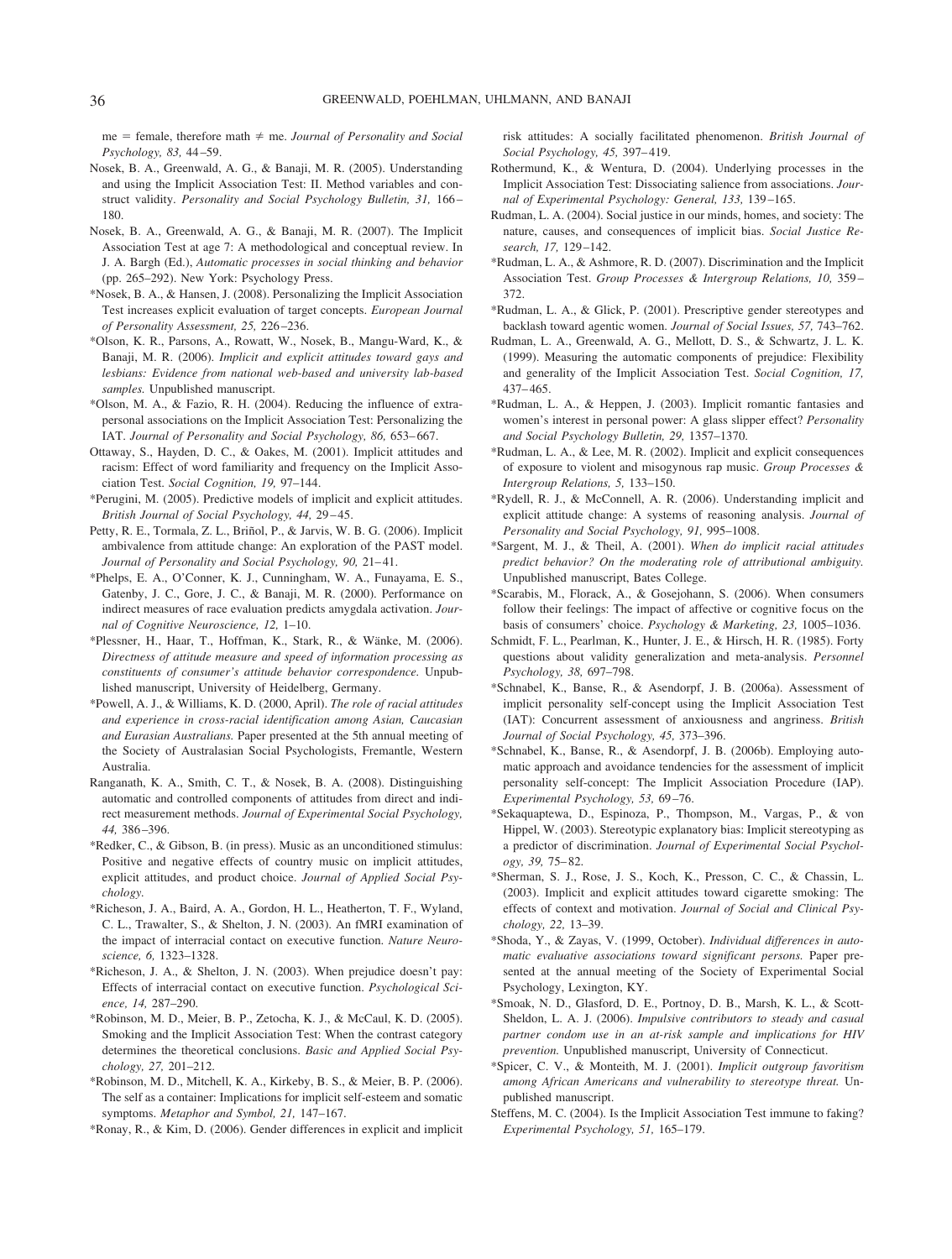me = female, therefore math ≠ me. *Journal of Personality and Social Psychology, 83,* 44–59.

Nosek, B. A., Greenwald, A. G., & Banaji, M. R. (2005). Understanding and using the Implicit Association Test: II. Method variables and construct validity. *Personality and Social Psychology Bulletin, 31,* 166–180.

Nosek, B. A., Greenwald, A. G., & Banaji, M. R. (2007). The Implicit Association Test at age 7: A methodological and conceptual review. In J. A. Bargh (Ed.), *Automatic processes in social thinking and behavior* (pp. 265–292). New York: Psychology Press.

*Nosek, B. A., & Hansen, J. (2008). Personalizing the Implicit Association Test increases explicit evaluation of target concepts. *European Journal of Personality Assessment, 25,* 226–236.

*Olson, K. R., Parsons, A., Rowatt, W., Nosek, B., Mangu-Ward, K., & Banaji, M. R. (2006). *Implicit and explicit attitudes toward gays and lesbians: Evidence from national web-based and university lab-based samples.* Unpublished manuscript.

*Olson, M. A., & Fazio, R. H. (2004). Reducing the influence of extrapersonal associations on the Implicit Association Test: Personalizing the IAT. *Journal of Personality and Social Psychology, 86,* 653–667.

Ottaway, S., Hayden, D. C., & Oakes, M. (2001). Implicit attitudes and racism: Effect of word familiarity and frequency on the Implicit Association Test. *Social Cognition, 19,* 97–144.

*Perugini, M. (2005). Predictive models of implicit and explicit attitudes. *British Journal of Social Psychology, 44,* 29–45.

Petty, R. E., Tormala, Z. L., Briñol, P., & Jarvis, W. B. G. (2006). Implicit ambivalence from attitude change: An exploration of the PAST model. *Journal of Personality and Social Psychology, 90,* 21–41.

*Phelps, E. A., O'Conner, K. J., Cunningham, W. A., Funayama, E. S., Gatenby, J. C., Gore, J. C., & Banaji, M. R. (2000). Performance on indirect measures of race evaluation predicts amygdala activation. *Journal of Cognitive Neuroscience, 12,* 1–10.

*Plessner, H., Haar, T., Hoffman, K., Stark, R., & Wänke, M. (2006). *Directness of attitude measure and speed of information processing as constituents of consumer's attitude behavior correspondence.* Unpublished manuscript, University of Heidelberg, Germany.

*Powell, A. J., & Williams, K. D. (2000, April). *The role of racial attitudes and experience in cross-racial identification among Asian, Caucasian and Eurasian Australians.* Paper presented at the 5th annual meeting of the Society of Australasian Social Psychologists, Fremantle, Western Australia.

Ranganath, K. A., Smith, C. T., & Nosek, B. A. (2008). Distinguishing automatic and controlled components of attitudes from direct and indirect measurement methods. *Journal of Experimental Social Psychology, 44,* 386–396.

*Redker, C., & Gibson, B. (in press). Music as an unconditioned stimulus: Positive and negative effects of country music on implicit attitudes, explicit attitudes, and product choice. *Journal of Applied Social Psychology.*

*Richeson, J. A., Baird, A. A., Gordon, H. L., Heatherton, T. F., Wyland, C. L., Trawalter, S., & Shelton, J. N. (2003). An fMRI examination of the impact of interracial contact on executive function. *Nature Neuroscience, 6,* 1323–1328.

*Richeson, J. A., & Shelton, J. N. (2003). When prejudice doesn't pay: Effects of interracial contact on executive function. *Psychological Science, 14,* 287–290.

*Robinson, M. D., Meier, B. P., Zetocha, K. J., & McCaul, K. D. (2005). Smoking and the Implicit Association Test: When the contrast category determines the theoretical conclusions. *Basic and Applied Social Psychology, 27,* 201–212.

*Robinson, M. D., Mitchell, K. A., Kirkeby, B. S., & Meier, B. P. (2006). The self as a container: Implications for implicit self-esteem and somatic symptoms. *Metaphor and Symbol, 21,* 147–167.

*Ronay, R., & Kim, D. (2006). Gender differences in explicit and implicit risk attitudes: A socially facilitated phenomenon. *British Journal of Social Psychology, 45,* 397–419.

Rothermund, K., & Wentura, D. (2004). Underlying processes in the Implicit Association Test: Dissociating salience from associations. *Journal of Experimental Psychology: General, 133,* 139–165.

Rudman, L. A. (2004). Social justice in our minds, homes, and society: The nature, causes, and consequences of implicit bias. *Social Justice Research, 17,* 129–142.

*Rudman, L. A., & Ashmore, R. D. (2007). Discrimination and the Implicit Association Test. *Group Processes & Intergroup Relations, 10,* 359–372.

*Rudman, L. A., & Glick, P. (2001). Prescriptive gender stereotypes and backlash toward agentic women. *Journal of Social Issues, 57,* 743–762.

Rudman, L. A., Greenwald, A. G., Mellott, D. S., & Schwartz, J. L. K. (1999). Measuring the automatic components of prejudice: Flexibility and generality of the Implicit Association Test. *Social Cognition, 17,* 437–465.

*Rudman, L. A., & Heppen, J. (2003). Implicit romantic fantasies and women's interest in personal power: A glass slipper effect? *Personality and Social Psychology Bulletin, 29,* 1357–1370.

*Rudman, L. A., & Lee, M. R. (2002). Implicit and explicit consequences of exposure to violent and misogynous rap music. *Group Processes & Intergroup Relations, 5,* 133–150.

*Rydell, R. J., & McConnell, A. R. (2006). Understanding implicit and explicit attitude change: A systems of reasoning analysis. *Journal of Personality and Social Psychology, 91,* 995–1008.

*Sargent, M. J., & Theil, A. (2001). *When do implicit racial attitudes predict behavior? On the moderating role of attributional ambiguity.* Unpublished manuscript, Bates College.

*Scarabis, M., Florack, A., & Gosejohann, S. (2006). When consumers follow their feelings: The impact of affective or cognitive focus on the basis of consumers' choice. *Psychology & Marketing, 23,* 1005–1036.

Schmidt, F. L., Pearlman, K., Hunter, J. E., & Hirsch, H. R. (1985). Forty questions about validity generalization and meta-analysis. *Personnel Psychology, 38,* 697–798.

*Schnabel, K., Banse, R., & Asendorpf, J. B. (2006a). Assessment of implicit personality self-concept using the Implicit Association Test (IAT): Concurrent assessment of anxiousness and angriness. *British Journal of Social Psychology, 45,* 373–396.

*Schnabel, K., Banse, R., & Asendorpf, J. B. (2006b). Employing automatic approach and avoidance tendencies for the assessment of implicit personality self-concept: The Implicit Association Procedure (IAP). *Experimental Psychology, 53,* 69–76.

*Sekaquaptewa, D., Espinoza, P., Thompson, M., Vargas, P., & von Hippel, W. (2003). Stereotypic explanatory bias: Implicit stereotyping as a predictor of discrimination. *Journal of Experimental Social Psychology, 39,* 75–82.

*Sherman, S. J., Rose, J. S., Koch, K., Presson, C. C., & Chassin, L. (2003). Implicit and explicit attitudes toward cigarette smoking: The effects of context and motivation. *Journal of Social and Clinical Psychology, 22,* 13–39.

*Shoda, Y., & Zayas, V. (1999, October). *Individual differences in automatic evaluative associations toward significant persons.* Paper presented at the annual meeting of the Society of Experimental Social Psychology, Lexington, KY.

*Smoak, N. D., Glasford, D. E., Portnoy, D. B., Marsh, K. L., & Scott-Sheldon, L. A. J. (2006). *Impulsive contributors to steady and casual partner condom use in an at-risk sample and implications for HIV prevention.* Unpublished manuscript, University of Connecticut.

*Spicer, C. V., & Monteith, M. J. (2001). *Implicit outgroup favoritism among African Americans and vulnerability to stereotype threat.* Unpublished manuscript.

Steffens, M. C. (2004). Is the Implicit Association Test immune to faking? *Experimental Psychology, 51,* 165–179.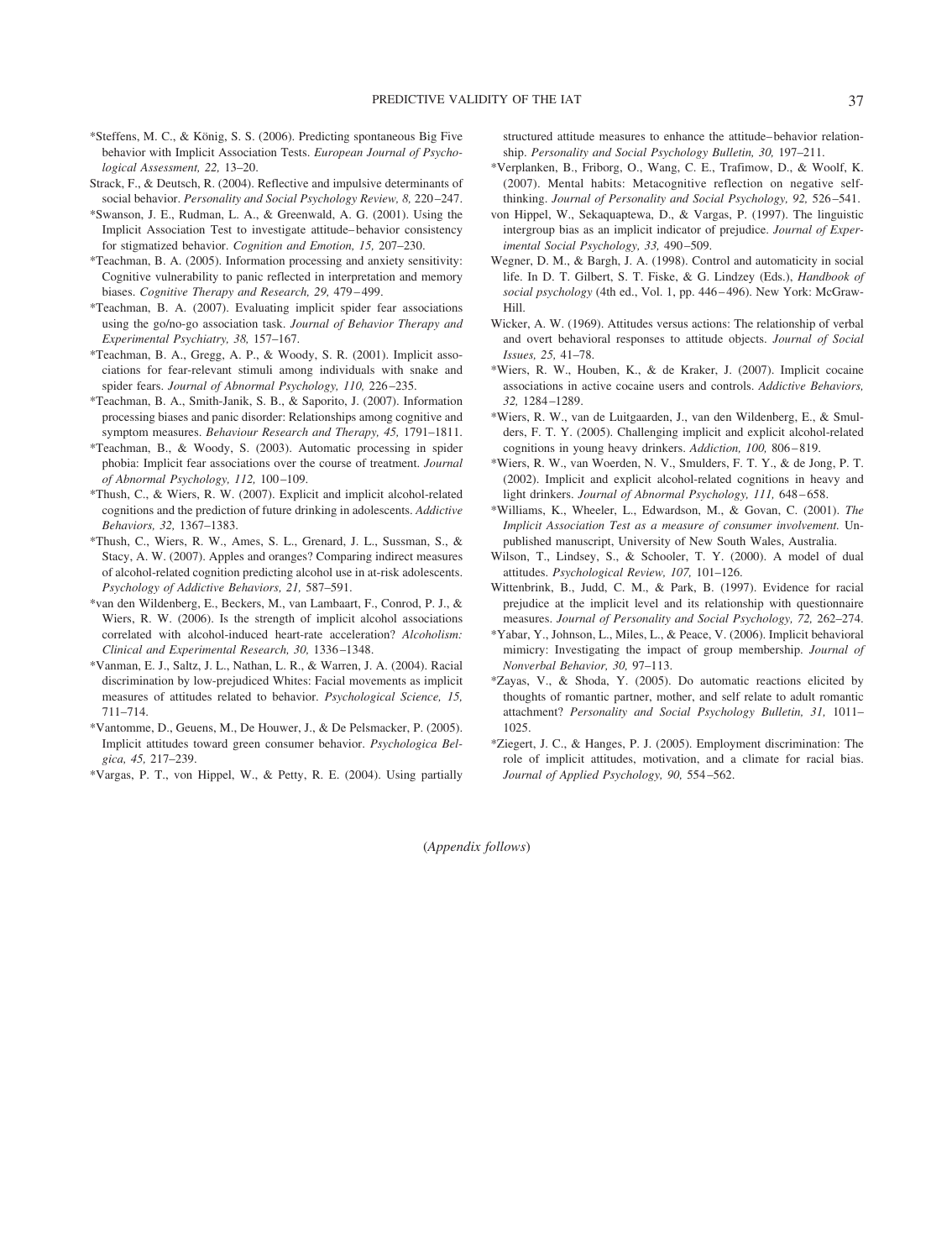*Steffens, M. C., & König, S. S. (2006). Predicting spontaneous Big Five behavior with Implicit Association Tests. *European Journal of Psychological Assessment, 22,* 13–20.

Strack, F., & Deutsch, R. (2004). Reflective and impulsive determinants of social behavior. *Personality and Social Psychology Review, 8,* 220–247.

*Swanson, J. E., Rudman, L. A., & Greenwald, A. G. (2001). Using the Implicit Association Test to investigate attitude–behavior consistency for stigmatized behavior. *Cognition and Emotion, 15,* 207–230.

*Teachman, B. A. (2005). Information processing and anxiety sensitivity: Cognitive vulnerability to panic reflected in interpretation and memory biases. *Cognitive Therapy and Research, 29,* 479–499.

*Teachman, B. A. (2007). Evaluating implicit spider fear associations using the go/no-go association task. *Journal of Behavior Therapy and Experimental Psychiatry, 38,* 157–167.

*Teachman, B. A., Gregg, A. P., & Woody, S. R. (2001). Implicit associations for fear-relevant stimuli among individuals with snake and spider fears. *Journal of Abnormal Psychology, 110,* 226–235.

*Teachman, B. A., Smith-Janik, S. B., & Saporito, J. (2007). Information processing biases and panic disorder: Relationships among cognitive and symptom measures. *Behaviour Research and Therapy, 45,* 1791–1811.

*Teachman, B., & Woody, S. (2003). Automatic processing in spider phobia: Implicit fear associations over the course of treatment. *Journal of Abnormal Psychology, 112,* 100–109.

*Thush, C., & Wiers, R. W. (2007). Explicit and implicit alcohol-related cognitions and the prediction of future drinking in adolescents. *Addictive Behaviors, 32,* 1367–1383.

*Thush, C., Wiers, R. W., Ames, S. L., Grenard, J. L., Sussman, S., & Stacy, A. W. (2007). Apples and oranges? Comparing indirect measures of alcohol-related cognition predicting alcohol use in at-risk adolescents. *Psychology of Addictive Behaviors, 21,* 587–591.

*van den Wildenberg, E., Beckers, M., van Lambaart, F., Conrod, P. J., & Wiers, R. W. (2006). Is the strength of implicit alcohol associations correlated with alcohol-induced heart-rate acceleration? *Alcoholism: Clinical and Experimental Research, 30,* 1336–1348.

*Vanman, E. J., Saltz, J. L., Nathan, L. R., & Warren, J. A. (2004). Racial discrimination by low-prejudiced Whites: Facial movements as implicit measures of attitudes related to behavior. *Psychological Science, 15,* 711–714.

*Vantomme, D., Geuens, M., De Houwer, J., & De Pelsmacker, P. (2005). Implicit attitudes toward green consumer behavior. *Psychologica Belgica, 45,* 217–239.

*Vargas, P. T., von Hippel, W., & Petty, R. E. (2004). Using partially structured attitude measures to enhance the attitude–behavior relationship. *Personality and Social Psychology Bulletin, 30,* 197–211.

*Verplanken, B., Friborg, O., Wang, C. E., Trafimow, D., & Woolf, K. (2007). Mental habits: Metacognitive reflection on negative self-thinking. *Journal of Personality and Social Psychology, 92,* 526–541.

von Hippel, W., Sekaquaptewa, D., & Vargas, P. (1997). The linguistic intergroup bias as an implicit indicator of prejudice. *Journal of Experimental Social Psychology, 33,* 490–509.

Wegner, D. M., & Bargh, J. A. (1998). Control and automaticity in social life. In D. T. Gilbert, S. T. Fiske, & G. Lindzey (Eds.), *Handbook of social psychology* (4th ed., Vol. 1, pp. 446–496). New York: McGraw-Hill.

Wicker, A. W. (1969). Attitudes versus actions: The relationship of verbal and overt behavioral responses to attitude objects. *Journal of Social Issues, 25,* 41–78.

*Wiers, R. W., Houben, K., & de Kraker, J. (2007). Implicit cocaine associations in active cocaine users and controls. *Addictive Behaviors, 32,* 1284–1289.

*Wiers, R. W., van de Luitgaarden, J., van den Wildenberg, E., & Smulders, F. T. Y. (2005). Challenging implicit and explicit alcohol-related cognitions in young heavy drinkers. *Addiction, 100,* 806–819.

*Wiers, R. W., van Woerden, N. V., Smulders, F. T. Y., & de Jong, P. T. (2002). Implicit and explicit alcohol-related cognitions in heavy and light drinkers. *Journal of Abnormal Psychology, 111,* 648–658.

*Williams, K., Wheeler, L., Edwardson, M., & Govan, C. (2001). *The Implicit Association Test as a measure of consumer involvement.* Unpublished manuscript, University of New South Wales, Australia.

Wilson, T., Lindsey, S., & Schooler, T. Y. (2000). A model of dual attitudes. *Psychological Review, 107,* 101–126.

Wittenbrink, B., Judd, C. M., & Park, B. (1997). Evidence for racial prejudice at the implicit level and its relationship with questionnaire measures. *Journal of Personality and Social Psychology, 72,* 262–274.

*Yabar, Y., Johnson, L., Miles, L., & Peace, V. (2006). Implicit behavioral mimicry: Investigating the impact of group membership. *Journal of Nonverbal Behavior, 30,* 97–113.

*Zayas, V., & Shoda, Y. (2005). Do automatic reactions elicited by thoughts of romantic partner, mother, and self relate to adult romantic attachment? *Personality and Social Psychology Bulletin, 31,* 1011–1025.

*Ziegert, J. C., & Hanges, P. J. (2005). Employment discrimination: The role of implicit attitudes, motivation, and a climate for racial bias. *Journal of Applied Psychology, 90,* 554–562.

(*Appendix follows*)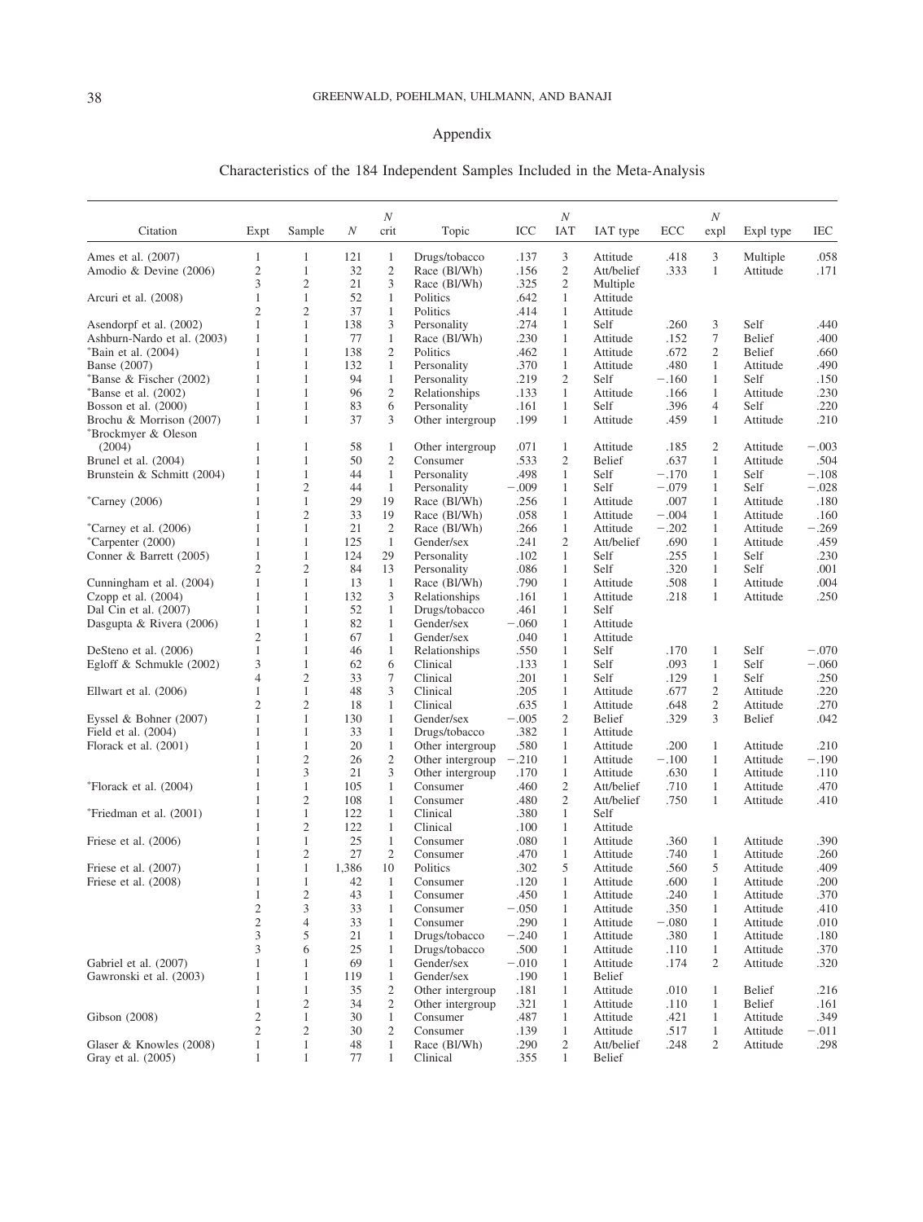# Appendix

## Characteristics of the 184 Independent Samples Included in the Meta-Analysis

| Citation | Expt | Sample | *N* | *N* crit | Topic | ICC | *N* IAT | IAT type | ECC | *N* expl | Expl type | IEC |
|---|---|---|---|---|---|---|---|---|---|---|---|---|
| Ames et al. (2007) | 1 | 1 | 121 | 1 | Drugs/tobacco | .137 | 3 | Attitude | .418 | 3 | Multiple | .058 |
| Amodio & Devine (2006) | 2 | 1 | 32 | 2 | Race (Bl/Wh) | .156 | 2 | Att/belief | .333 | 1 | Attitude | .171 |
| | 3 | 2 | 21 | 3 | Race (Bl/Wh) | .325 | 2 | Multiple | | | | |
| Arcuri et al. (2008) | 1 | 1 | 52 | 1 | Politics | .642 | 1 | Attitude | | | | |
| | 2 | 2 | 37 | 1 | Politics | .414 | 1 | Attitude | | | | |
| Asendorpf et al. (2002) | 1 | 1 | 138 | 3 | Personality | .274 | 1 | Self | .260 | 3 | Self | .440 |
| Ashburn-Nardo et al. (2003) | 1 | 1 | 77 | 1 | Race (Bl/Wh) | .230 | 1 | Attitude | .152 | 7 | Belief | .400 |
| *Bain et al. (2004) | 1 | 1 | 138 | 2 | Politics | .462 | 1 | Attitude | .672 | 2 | Belief | .660 |
| Banse (2007) | 1 | 1 | 132 | 1 | Personality | .370 | 1 | Attitude | .480 | 1 | Attitude | .490 |
| *Banse & Fischer (2002) | 1 | 1 | 94 | 1 | Personality | .219 | 2 | Self | −.160 | 1 | Self | .150 |
| *Banse et al. (2002) | 1 | 1 | 96 | 2 | Relationships | .133 | 1 | Attitude | .166 | 1 | Attitude | .230 |
| Bosson et al. (2000) | 1 | 1 | 83 | 6 | Personality | .161 | 1 | Self | .396 | 4 | Self | .220 |
| Brochu & Morrison (2007) | 1 | 1 | 37 | 3 | Other intergroup | .199 | 1 | Attitude | .459 | 1 | Attitude | .210 |
| *Brockmyer & Oleson (2004) | 1 | 1 | 58 | 1 | Other intergroup | .071 | 1 | Attitude | .185 | 2 | Attitude | −.003 |
| Brunel et al. (2004) | 1 | 1 | 50 | 2 | Consumer | .533 | 2 | Belief | .637 | 1 | Attitude | .504 |
| Brunstein & Schmitt (2004) | 1 | 1 | 44 | 1 | Personality | .498 | 1 | Self | −.170 | 1 | Self | −.108 |
| | 1 | 2 | 44 | 1 | Personality | −.009 | 1 | Self | −.079 | 1 | Self | −.028 |
| *Carney (2006) | 1 | 1 | 29 | 19 | Race (Bl/Wh) | .256 | 1 | Attitude | .007 | 1 | Attitude | .180 |
| | 1 | 2 | 33 | 19 | Race (Bl/Wh) | .058 | 1 | Attitude | −.004 | 1 | Attitude | .160 |
| *Carney et al. (2006) | 1 | 1 | 21 | 2 | Race (Bl/Wh) | .266 | 1 | Attitude | −.202 | 1 | Attitude | −.269 |
| *Carpenter (2000) | 1 | 1 | 125 | 1 | Gender/sex | .241 | 2 | Att/belief | .690 | 1 | Attitude | .459 |
| Conner & Barrett (2005) | 1 | 1 | 124 | 29 | Personality | .102 | 1 | Self | .255 | 1 | Self | .230 |
| | 2 | 2 | 84 | 13 | Personality | .086 | 1 | Self | .320 | 1 | Self | .001 |
| Cunningham et al. (2004) | 1 | 1 | 13 | 1 | Race (Bl/Wh) | .790 | 1 | Attitude | .508 | 1 | Attitude | .004 |
| Czopp et al. (2004) | 1 | 1 | 132 | 3 | Relationships | .161 | 1 | Attitude | .218 | 1 | Attitude | .250 |
| Dal Cin et al. (2007) | 1 | 1 | 52 | 1 | Drugs/tobacco | .461 | 1 | Self | | | | |
| Dasgupta & Rivera (2006) | 1 | 1 | 82 | 1 | Gender/sex | −.060 | 1 | Attitude | | | | |
| | 2 | 1 | 67 | 1 | Gender/sex | .040 | 1 | Attitude | | | | |
| DeSteno et al. (2006) | 1 | 1 | 46 | 1 | Relationships | .550 | 1 | Self | .170 | 1 | Self | −.070 |
| Egloff & Schmukle (2002) | 3 | 1 | 62 | 6 | Clinical | .133 | 1 | Self | .093 | 1 | Self | −.060 |
| | 4 | 2 | 33 | 7 | Clinical | .201 | 1 | Self | .129 | 1 | Self | .250 |
| Ellwart et al. (2006) | 1 | 1 | 48 | 3 | Clinical | .205 | 1 | Attitude | .677 | 2 | Attitude | .220 |
| | 2 | 2 | 18 | 1 | Clinical | .635 | 1 | Attitude | .648 | 2 | Attitude | .270 |
| Eyssel & Bohner (2007) | 1 | 1 | 130 | 1 | Gender/sex | −.005 | 2 | Belief | .329 | 3 | Belief | .042 |
| Field et al. (2004) | 1 | 1 | 33 | 1 | Drugs/tobacco | .382 | 1 | Attitude | | | | |
| Florack et al. (2001) | 1 | 1 | 20 | 1 | Other intergroup | .580 | 1 | Attitude | .200 | 1 | Attitude | .210 |
| | 1 | 2 | 26 | 2 | Other intergroup | −.210 | 1 | Attitude | −.100 | 1 | Attitude | −.190 |
| | 1 | 3 | 21 | 3 | Other intergroup | .170 | 1 | Attitude | .630 | 1 | Attitude | .110 |
| *Florack et al. (2004) | 1 | 1 | 105 | 1 | Consumer | .460 | 2 | Att/belief | .710 | 1 | Attitude | .470 |
| | 1 | 2 | 108 | 1 | Consumer | .480 | 2 | Att/belief | .750 | 1 | Attitude | .410 |
| *Friedman et al. (2001) | 1 | 1 | 122 | 1 | Clinical | .380 | 1 | Self | | | | |
| | 1 | 2 | 122 | 1 | Clinical | .100 | 1 | Attitude | | | | |
| Friese et al. (2006) | 1 | 1 | 25 | 1 | Consumer | .080 | 1 | Attitude | .360 | 1 | Attitude | .390 |
| | 1 | 2 | 27 | 2 | Consumer | .470 | 1 | Attitude | .740 | 1 | Attitude | .260 |
| Friese et al. (2007) | 1 | 1 | 1,386 | 10 | Politics | .302 | 5 | Attitude | .560 | 5 | Attitude | .409 |
| Friese et al. (2008) | 1 | 1 | 42 | 1 | Consumer | .120 | 1 | Attitude | .600 | 1 | Attitude | .200 |
| | 1 | 2 | 43 | 1 | Consumer | .450 | 1 | Attitude | .240 | 1 | Attitude | .370 |
| | 2 | 3 | 33 | 1 | Consumer | −.050 | 1 | Attitude | .350 | 1 | Attitude | .410 |
| | 2 | 4 | 33 | 1 | Consumer | .290 | 1 | Attitude | −.080 | 1 | Attitude | .010 |
| | 3 | 5 | 21 | 1 | Drugs/tobacco | −.240 | 1 | Attitude | .380 | 1 | Attitude | .180 |
| | 3 | 6 | 25 | 1 | Drugs/tobacco | .500 | 1 | Attitude | .110 | 1 | Attitude | .370 |
| Gabriel et al. (2007) | 1 | 1 | 69 | 1 | Gender/sex | −.010 | 1 | Attitude | .174 | 2 | Attitude | .320 |
| Gawronski et al. (2003) | 1 | 1 | 119 | 1 | Gender/sex | .190 | 1 | Belief | | | | |
| | 1 | 1 | 35 | 2 | Other intergroup | .181 | 1 | Attitude | .010 | 1 | Belief | .216 |
| | 1 | 2 | 34 | 2 | Other intergroup | .321 | 1 | Attitude | .110 | 1 | Belief | .161 |
| Gibson (2008) | 2 | 1 | 30 | 1 | Consumer | .487 | 1 | Attitude | .421 | 1 | Attitude | .349 |
| | 2 | 2 | 30 | 2 | Consumer | .139 | 1 | Attitude | .517 | 1 | Attitude | −.011 |
| Glaser & Knowles (2008) | 1 | 1 | 48 | 1 | Race (Bl/Wh) | .290 | 2 | Att/belief | .248 | 2 | Attitude | .298 |
| Gray et al. (2005) | 1 | 1 | 77 | 1 | Clinical | .355 | 1 | Belief | | | | |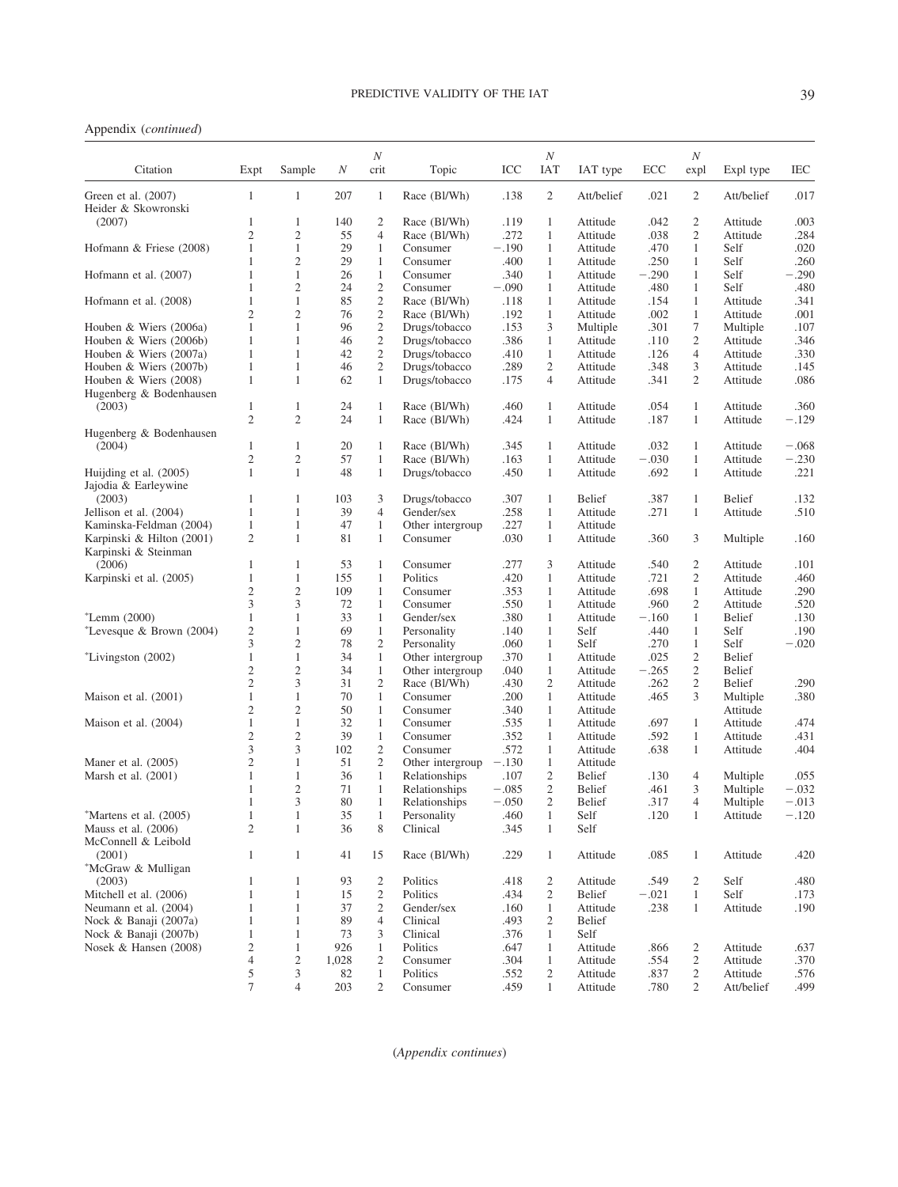Appendix (*continued*)

| Citation | Expt | Sample | *N* | *N* crit | Topic | ICC | *N* IAT | IAT type | ECC | *N* expl | Expl type | IEC |
|---|---|---|---|---|---|---|---|---|---|---|---|---|
| Green et al. (2007) | 1 | 1 | 207 | 1 | Race (Bl/Wh) | .138 | 2 | Att/belief | .021 | 2 | Att/belief | .017 |
| Heider & Skowronski (2007) | 1 | 1 | 140 | 2 | Race (Bl/Wh) | .119 | 1 | Attitude | .042 | 2 | Attitude | .003 |
| | 2 | 2 | 55 | 4 | Race (Bl/Wh) | .272 | 1 | Attitude | .038 | 2 | Attitude | .284 |
| Hofmann & Friese (2008) | 1 | 1 | 29 | 1 | Consumer | −.190 | 1 | Attitude | .470 | 1 | Self | .020 |
| | 1 | 2 | 29 | 1 | Consumer | .400 | 1 | Attitude | .250 | 1 | Self | .260 |
| Hofmann et al. (2007) | 1 | 1 | 26 | 1 | Consumer | .340 | 1 | Attitude | −.290 | 1 | Self | −.290 |
| | 1 | 2 | 24 | 2 | Consumer | −.090 | 1 | Attitude | .480 | 1 | Self | .480 |
| Hofmann et al. (2008) | 1 | 1 | 85 | 2 | Race (Bl/Wh) | .118 | 1 | Attitude | .154 | 1 | Attitude | .341 |
| | 2 | 2 | 76 | 2 | Race (Bl/Wh) | .192 | 1 | Attitude | .002 | 1 | Attitude | .001 |
| Houben & Wiers (2006a) | 1 | 1 | 96 | 2 | Drugs/tobacco | .153 | 3 | Multiple | .301 | 7 | Multiple | .107 |
| Houben & Wiers (2006b) | 1 | 1 | 46 | 2 | Drugs/tobacco | .386 | 1 | Attitude | .110 | 2 | Attitude | .346 |
| Houben & Wiers (2007a) | 1 | 1 | 42 | 2 | Drugs/tobacco | .410 | 1 | Attitude | .126 | 4 | Attitude | .330 |
| Houben & Wiers (2007b) | 1 | 1 | 46 | 2 | Drugs/tobacco | .289 | 2 | Attitude | .348 | 3 | Attitude | .145 |
| Houben & Wiers (2008) | 1 | 1 | 62 | 1 | Drugs/tobacco | .175 | 4 | Attitude | .341 | 2 | Attitude | .086 |
| Hugenberg & Bodenhausen (2003) | 1 | 1 | 24 | 1 | Race (Bl/Wh) | .460 | 1 | Attitude | .054 | 1 | Attitude | .360 |
| | 2 | 2 | 24 | 1 | Race (Bl/Wh) | .424 | 1 | Attitude | .187 | 1 | Attitude | −.129 |
| Hugenberg & Bodenhausen (2004) | 1 | 1 | 20 | 1 | Race (Bl/Wh) | .345 | 1 | Attitude | .032 | 1 | Attitude | −.068 |
| | 2 | 2 | 57 | 1 | Race (Bl/Wh) | .163 | 1 | Attitude | −.030 | 1 | Attitude | −.230 |
| Huijding et al. (2005) | 1 | 1 | 48 | 1 | Drugs/tobacco | .450 | 1 | Attitude | .692 | 1 | Attitude | .221 |
| Jajodia & Earleywine (2003) | 1 | 1 | 103 | 3 | Drugs/tobacco | .307 | 1 | Belief | .387 | 1 | Belief | .132 |
| Jellison et al. (2004) | 1 | 1 | 39 | 4 | Gender/sex | .258 | 1 | Attitude | .271 | 1 | Attitude | .510 |
| Kaminska-Feldman (2004) | 1 | 1 | 47 | 1 | Other intergroup | .227 | 1 | Attitude | | | | |
| Karpinski & Hilton (2001) | 2 | 1 | 81 | 1 | Consumer | .030 | 1 | Attitude | .360 | 3 | Multiple | .160 |
| Karpinski & Steinman (2006) | 1 | 1 | 53 | 1 | Consumer | .277 | 3 | Attitude | .540 | 2 | Attitude | .101 |
| Karpinski et al. (2005) | 1 | 1 | 155 | 1 | Politics | .420 | 1 | Attitude | .721 | 2 | Attitude | .460 |
| | 2 | 2 | 109 | 1 | Consumer | .353 | 1 | Attitude | .698 | 1 | Attitude | .290 |
| | 3 | 3 | 72 | 1 | Consumer | .550 | 1 | Attitude | .960 | 2 | Attitude | .520 |
| *Lemm (2000) | 1 | 1 | 33 | 1 | Gender/sex | .380 | 1 | Attitude | −.160 | 1 | Belief | .130 |
| *Levesque & Brown (2004) | 2 | 1 | 69 | 1 | Personality | .140 | 1 | Self | .440 | 1 | Self | .190 |
| | 3 | 2 | 78 | 2 | Personality | .060 | 1 | Self | .270 | 1 | Self | −.020 |
| *Livingston (2002) | 1 | 1 | 34 | 1 | Other intergroup | .370 | 1 | Attitude | .025 | 2 | Belief | |
| | 2 | 2 | 34 | 1 | Other intergroup | .040 | 1 | Attitude | −.265 | 2 | Belief | |
| | 2 | 3 | 31 | 2 | Race (Bl/Wh) | .430 | 2 | Attitude | .262 | 2 | Belief | .290 |
| Maison et al. (2001) | 1 | 1 | 70 | 1 | Consumer | .200 | 1 | Attitude | .465 | 3 | Multiple | .380 |
| | 2 | 2 | 50 | 1 | Consumer | .340 | 1 | Attitude | | | Attitude | |
| Maison et al. (2004) | 1 | 1 | 32 | 1 | Consumer | .535 | 1 | Attitude | .697 | 1 | Attitude | .474 |
| | 2 | 2 | 39 | 1 | Consumer | .352 | 1 | Attitude | .592 | 1 | Attitude | .431 |
| | 3 | 3 | 102 | 2 | Consumer | .572 | 1 | Attitude | .638 | 1 | Attitude | .404 |
| Maner et al. (2005) | 2 | 1 | 51 | 2 | Other intergroup | −.130 | 1 | Attitude | | | | |
| Marsh et al. (2001) | 1 | 1 | 36 | 1 | Relationships | .107 | 2 | Belief | .130 | 4 | Multiple | .055 |
| | 1 | 2 | 71 | 1 | Relationships | −.085 | 2 | Belief | .461 | 3 | Multiple | −.032 |
| | 1 | 3 | 80 | 1 | Relationships | −.050 | 2 | Belief | .317 | 4 | Multiple | −.013 |
| *Martens et al. (2005) | 1 | 1 | 35 | 1 | Personality | .460 | 1 | Self | .120 | 1 | Attitude | −.120 |
| Mauss et al. (2006) | 2 | 1 | 36 | 8 | Clinical | .345 | 1 | Self | | | | |
| McConnell & Leibold (2001) | 1 | 1 | 41 | 15 | Race (Bl/Wh) | .229 | 1 | Attitude | .085 | 1 | Attitude | .420 |
| *McGraw & Mulligan (2003) | 1 | 1 | 93 | 2 | Politics | .418 | 2 | Attitude | .549 | 2 | Self | .480 |
| Mitchell et al. (2006) | 1 | 1 | 15 | 2 | Politics | .434 | 2 | Belief | −.021 | 1 | Self | .173 |
| Neumann et al. (2004) | 1 | 1 | 37 | 2 | Gender/sex | .160 | 1 | Attitude | .238 | 1 | Attitude | .190 |
| Nock & Banaji (2007a) | 1 | 1 | 89 | 4 | Clinical | .493 | 2 | Belief | | | | |
| Nock & Banaji (2007b) | 1 | 1 | 73 | 3 | Clinical | .376 | 1 | Self | | | | |
| Nosek & Hansen (2008) | 2 | 1 | 926 | 1 | Politics | .647 | 1 | Attitude | .866 | 2 | Attitude | .637 |
| | 4 | 2 | 1,028 | 2 | Consumer | .304 | 1 | Attitude | .554 | 2 | Attitude | .370 |
| | 5 | 3 | 82 | 1 | Politics | .552 | 2 | Attitude | .837 | 2 | Attitude | .576 |
| | 7 | 4 | 203 | 2 | Consumer | .459 | 1 | Attitude | .780 | 2 | Att/belief | .499 |

(*Appendix continues*)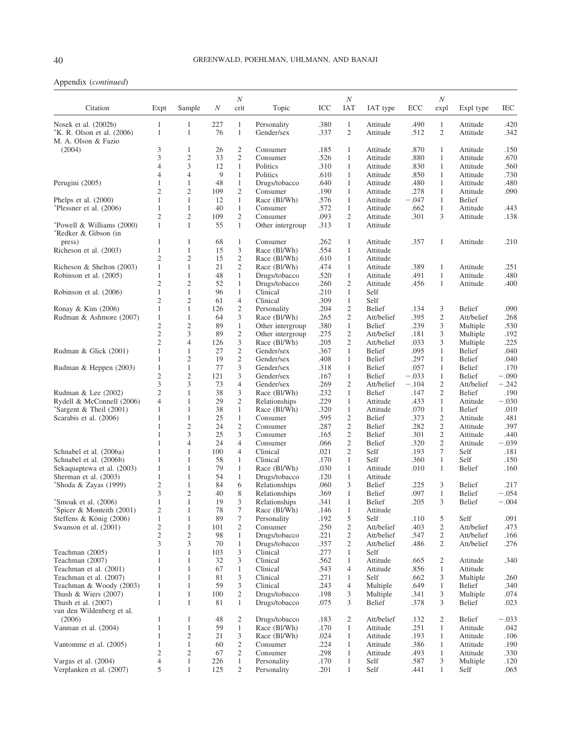Appendix (*continued*)

| Citation | Expt | Sample | *N* | *N* crit | Topic | ICC | *N* IAT | IAT type | ECC | *N* expl | Expl type | IEC |
|---|---|---|---|---|---|---|---|---|---|---|---|---|
| Nosek et al. (2002b) | 1 | 1 | 227 | 1 | Personality | .380 | 1 | Attitude | .490 | 1 | Attitude | .420 |
| *K. R. Olson et al. (2006) | 1 | 1 | 76 | 1 | Gender/sex | .337 | 2 | Attitude | .512 | 2 | Attitude | .342 |
| M. A. Olson & Fazio (2004) | 3 | 1 | 26 | 2 | Consumer | .185 | 1 | Attitude | .870 | 1 | Attitude | .150 |
| | 3 | 2 | 33 | 2 | Consumer | .526 | 1 | Attitude | .880 | 1 | Attitude | .670 |
| | 4 | 3 | 12 | 1 | Politics | .310 | 1 | Attitude | .830 | 1 | Attitude | .560 |
| | 4 | 4 | 9 | 1 | Politics | .610 | 1 | Attitude | .850 | 1 | Attitude | .730 |
| Perugini (2005) | 1 | 1 | 48 | 1 | Drugs/tobacco | .640 | 1 | Attitude | .480 | 1 | Attitude | .480 |
| | 2 | 2 | 109 | 2 | Consumer | .190 | 1 | Attitude | .278 | 1 | Attitude | .090 |
| Phelps et al. (2000) | 1 | 1 | 12 | 1 | Race (Bl/Wh) | .576 | 1 | Attitude | −.047 | 1 | Belief | |
| *Plessner et al. (2006) | 1 | 1 | 40 | 1 | Consumer | .572 | 1 | Attitude | .662 | 1 | Attitude | .443 |
| | 2 | 2 | 109 | 2 | Consumer | .093 | 2 | Attitude | .301 | 3 | Attitude | .138 |
| *Powell & Williams (2000) | 1 | 1 | 55 | 1 | Other intergroup | .313 | 1 | Attitude | | | | |
| *Redker & Gibson (in press) | 1 | 1 | 68 | 1 | Consumer | .262 | 1 | Attitude | .357 | 1 | Attitude | .210 |
| Richeson et al. (2003) | 1 | 1 | 15 | 3 | Race (Bl/Wh) | .554 | 1 | Attitude | | | | |
| | 2 | 2 | 15 | 2 | Race (Bl/Wh) | .610 | 1 | Attitude | | | | |
| Richeson & Shelton (2003) | 1 | 1 | 21 | 2 | Race (Bl/Wh) | .474 | 1 | Attitude | .389 | 1 | Attitude | .251 |
| Robinson et al. (2005) | 1 | 1 | 48 | 1 | Drugs/tobacco | .520 | 1 | Attitude | .491 | 1 | Attitude | .480 |
| | 2 | 2 | 52 | 1 | Drugs/tobacco | .260 | 2 | Attitude | .456 | 1 | Attitude | .400 |
| Robinson et al. (2006) | 1 | 1 | 96 | 1 | Clinical | .210 | 1 | Self | | | | |
| | 2 | 2 | 61 | 4 | Clinical | .309 | 1 | Self | | | | |
| Ronay & Kim (2006) | 1 | 1 | 126 | 2 | Personality | .204 | 2 | Belief | .134 | 3 | Belief | .090 |
| Rudman & Ashmore (2007) | 1 | 1 | 64 | 3 | Race (Bl/Wh) | .265 | 2 | Att/belief | .395 | 2 | Att/belief | .268 |
| | 2 | 2 | 89 | 1 | Other intergroup | .380 | 1 | Belief | .239 | 3 | Multiple | .530 |
| | 2 | 3 | 89 | 2 | Other intergroup | .275 | 2 | Att/belief | .181 | 3 | Multiple | .192 |
| | 2 | 4 | 126 | 3 | Race (Bl/Wh) | .205 | 2 | Att/belief | .033 | 3 | Multiple | .225 |
| Rudman & Glick (2001) | 1 | 1 | 27 | 2 | Gender/sex | .367 | 1 | Belief | .095 | 1 | Belief | .040 |
| | 1 | 2 | 19 | 2 | Gender/sex | .408 | 1 | Belief | .297 | 1 | Belief | .040 |
| Rudman & Heppen (2003) | 1 | 1 | 77 | 3 | Gender/sex | .318 | 1 | Belief | .057 | 1 | Belief | .170 |
| | 2 | 2 | 121 | 3 | Gender/sex | .167 | 1 | Belief | −.033 | 1 | Belief | −.090 |
| | 3 | 3 | 73 | 4 | Gender/sex | .269 | 2 | Att/belief | −.104 | 2 | Att/belief | −.242 |
| Rudman & Lee (2002) | 2 | 1 | 38 | 3 | Race (Bl/Wh) | .232 | 1 | Belief | .147 | 2 | Belief | .190 |
| Rydell & McConnell (2006) | 4 | 1 | 29 | 2 | Relationships | .229 | 1 | Attitude | .433 | 1 | Attitude | −.030 |
| *Sargent & Theil (2001) | 1 | 1 | 38 | 1 | Race (Bl/Wh) | .320 | 1 | Attitude | .070 | 1 | Belief | .010 |
| Scarabis et al. (2006) | 1 | 1 | 25 | 1 | Consumer | .595 | 2 | Belief | .373 | 2 | Attitude | .481 |
| | 1 | 2 | 24 | 2 | Consumer | .287 | 2 | Belief | .282 | 2 | Attitude | .397 |
| | 1 | 3 | 25 | 3 | Consumer | .165 | 2 | Belief | .301 | 2 | Attitude | .440 |
| | 1 | 4 | 24 | 4 | Consumer | .066 | 2 | Belief | .320 | 2 | Attitude | −.039 |
| Schnabel et al. (2006a) | 1 | 1 | 100 | 4 | Clinical | .021 | 2 | Self | .193 | 7 | Self | .181 |
| Schnabel et al. (2006b) | 1 | 1 | 58 | 1 | Clinical | .170 | 1 | Self | .360 | 1 | Self | .150 |
| Sekaquaptewa et al. (2003) | 1 | 1 | 79 | 1 | Race (Bl/Wh) | .030 | 1 | Attitude | .010 | 1 | Belief | .160 |
| Sherman et al. (2003) | 1 | 1 | 54 | 1 | Drugs/tobacco | .120 | 1 | Attitude | | | | |
| *Shoda & Zayas (1999) | 2 | 1 | 84 | 6 | Relationships | .060 | 3 | Belief | .225 | 3 | Belief | .217 |
| | 3 | 2 | 40 | 8 | Relationships | .369 | 1 | Belief | .097 | 1 | Belief | −.054 |
| *Smoak et al. (2006) | 1 | 1 | 19 | 3 | Relationships | .341 | 1 | Belief | .205 | 3 | Belief | −.004 |
| *Spicer & Monteith (2001) | 2 | 1 | 78 | 7 | Race (Bl/Wh) | .146 | 1 | Attitude | | | | |
| Steffens & König (2006) | 1 | 1 | 89 | 7 | Personality | .192 | 5 | Self | .110 | 5 | Self | .091 |
| Swanson et al. (2001) | 2 | 1 | 101 | 2 | Consumer | .250 | 2 | Att/belief | .403 | 2 | Att/belief | .473 |
| | 2 | 2 | 98 | 1 | Drugs/tobacco | .221 | 2 | Att/belief | .547 | 2 | Att/belief | .166 |
| | 3 | 3 | 70 | 1 | Drugs/tobacco | .357 | 2 | Att/belief | .486 | 2 | Att/belief | .276 |
| Teachman (2005) | 1 | 1 | 103 | 3 | Clinical | .277 | 1 | Self | | | | |
| Teachman (2007) | 1 | 1 | 32 | 3 | Clinical | .562 | 1 | Attitude | .665 | 2 | Attitude | .340 |
| Teachman et al. (2001) | 1 | 1 | 67 | 1 | Clinical | .543 | 4 | Attitude | .856 | 1 | Attitude | |
| Teachman et al. (2007) | 1 | 1 | 81 | 3 | Clinical | .271 | 1 | Self | .662 | 3 | Multiple | .260 |
| Teachman & Woody (2003) | 1 | 1 | 59 | 3 | Clinical | .243 | 4 | Multiple | .649 | 1 | Belief | .340 |
| Thush & Wiers (2007) | 1 | 1 | 100 | 2 | Drugs/tobacco | .198 | 3 | Multiple | .341 | 3 | Multiple | .074 |
| Thush et al. (2007) | 1 | 1 | 81 | 1 | Drugs/tobacco | .075 | 3 | Belief | .378 | 3 | Belief | .023 |
| van den Wildenberg et al. (2006) | 1 | 1 | 48 | 2 | Drugs/tobacco | .183 | 2 | Att/belief | .132 | 2 | Belief | −.033 |
| Vanman et al. (2004) | 1 | 1 | 59 | 1 | Race (Bl/Wh) | .170 | 1 | Attitude | .251 | 1 | Attitude | .042 |
| | 1 | 2 | 21 | 3 | Race (Bl/Wh) | .024 | 1 | Attitude | .193 | 1 | Attitude | .106 |
| Vantomme et al. (2005) | 1 | 1 | 60 | 2 | Consumer | .224 | 1 | Attitude | .386 | 1 | Attitude | .190 |
| | 2 | 2 | 67 | 2 | Consumer | .298 | 1 | Attitude | .493 | 1 | Attitude | .330 |
| Vargas et al. (2004) | 4 | 1 | 226 | 1 | Personality | .170 | 1 | Self | .587 | 3 | Multiple | .120 |
| Verplanken et al. (2007) | 5 | 1 | 125 | 2 | Personality | .201 | 1 | Self | .441 | 1 | Self | .065 |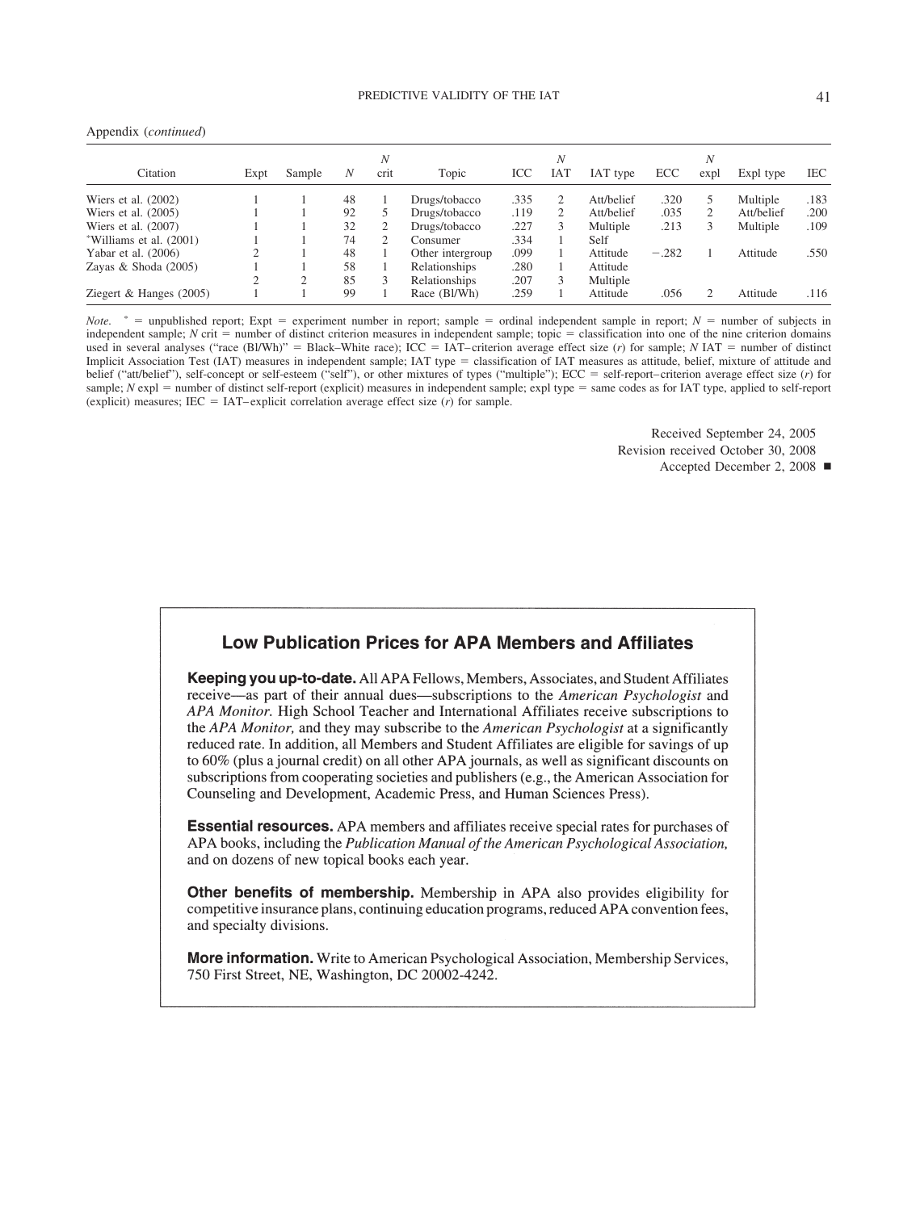Appendix (*continued*)

| Citation | Expt | Sample | *N* | *N* crit | Topic | ICC | *N* IAT | IAT type | ECC | *N* expl | Expl type | IEC |
|---|---|---|---|---|---|---|---|---|---|---|---|---|
| Wiers et al. (2002) | 1 | 1 | 48 | 1 | Drugs/tobacco | .335 | 2 | Att/belief | .320 | 5 | Multiple | .183 |
| Wiers et al. (2005) | 1 | 1 | 92 | 5 | Drugs/tobacco | .119 | 2 | Att/belief | .035 | 2 | Att/belief | .200 |
| Wiers et al. (2007) | 1 | 1 | 32 | 2 | Drugs/tobacco | .227 | 3 | Multiple | .213 | 3 | Multiple | .109 |
| *Williams et al. (2001) | 1 | 1 | 74 | 2 | Consumer | .334 | 1 | Self | | | | |
| Yabar et al. (2006) | 2 | 1 | 48 | 1 | Other intergroup | .099 | 1 | Attitude | −.282 | 1 | Attitude | .550 |
| Zayas & Shoda (2005) | 1 | 1 | 58 | 1 | Relationships | .280 | 1 | Attitude | | | | |
| | 2 | 2 | 85 | 3 | Relationships | .207 | 3 | Multiple | | | | |
| Ziegert & Hanges (2005) | 1 | 1 | 99 | 1 | Race (Bl/Wh) | .259 | 1 | Attitude | .056 | 2 | Attitude | .116 |

*Note.* * = unpublished report; Expt = experiment number in report; sample = ordinal independent sample in report; *N* = number of subjects in independent sample; *N* crit = number of distinct criterion measures in independent sample; topic = classification into one of the nine criterion domains used in several analyses ("race (Bl/Wh)" = Black–White race); ICC = IAT–criterion average effect size (*r*) for sample; *N* IAT = number of distinct Implicit Association Test (IAT) measures in independent sample; IAT type = classification of IAT measures as attitude, belief, mixture of attitude and belief ("att/belief"), self-concept or self-esteem ("self"), or other mixtures of types ("multiple"); ECC = self-report–criterion average effect size (*r*) for sample; *N* expl = number of distinct self-report (explicit) measures in independent sample; expl type = same codes as for IAT type, applied to self-report (explicit) measures; IEC = IAT–explicit correlation average effect size (*r*) for sample.

Received September 24, 2005
Revision received October 30, 2008
Accepted December 2, 2008 ■

## Low Publication Prices for APA Members and Affiliates

**Keeping you up-to-date.** All APA Fellows, Members, Associates, and Student Affiliates receive—as part of their annual dues—subscriptions to the *American Psychologist* and *APA Monitor.* High School Teacher and International Affiliates receive subscriptions to the *APA Monitor,* and they may subscribe to the *American Psychologist* at a significantly reduced rate. In addition, all Members and Student Affiliates are eligible for savings of up to 60% (plus a journal credit) on all other APA journals, as well as significant discounts on subscriptions from cooperating societies and publishers (e.g., the American Association for Counseling and Development, Academic Press, and Human Sciences Press).

**Essential resources.** APA members and affiliates receive special rates for purchases of APA books, including the *Publication Manual of the American Psychological Association,* and on dozens of new topical books each year.

**Other benefits of membership.** Membership in APA also provides eligibility for competitive insurance plans, continuing education programs, reduced APA convention fees, and specialty divisions.

**More information.** Write to American Psychological Association, Membership Services, 750 First Street, NE, Washington, DC 20002-4242.